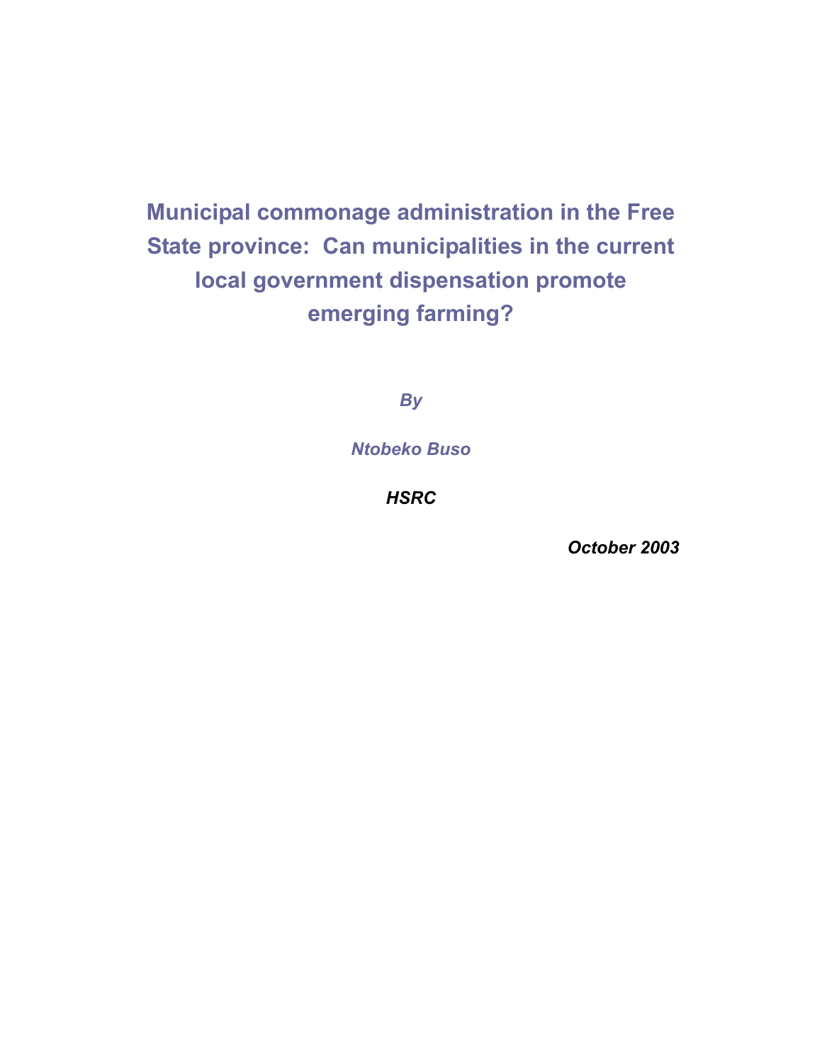# Municipal commonage administration in the Free State province: Can municipalities in the current local government dispensation promote emerging farming?

*By*

*Ntobeko Buso*

***HSRC***

***October 2003***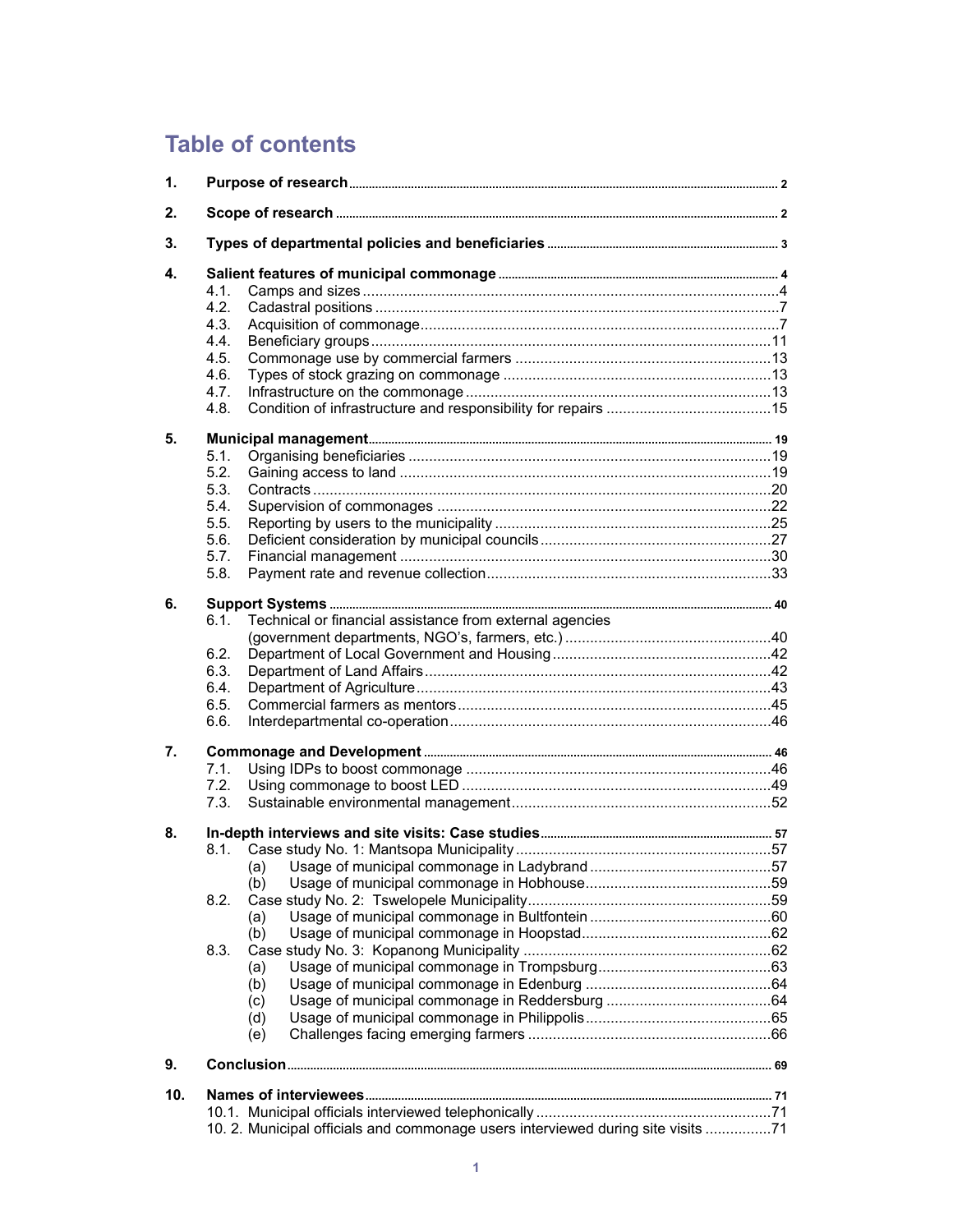# Table of contents

1. **Purpose of research** ... 2

2. **Scope of research** ... 2

3. **Types of departmental policies and beneficiaries** ... 3

4. **Salient features of municipal commonage** ... 4
   - 4.1. Camps and sizes ... 4
   - 4.2. Cadastral positions ... 7
   - 4.3. Acquisition of commonage ... 7
   - 4.4. Beneficiary groups ... 11
   - 4.5. Commonage use by commercial farmers ... 13
   - 4.6. Types of stock grazing on commonage ... 13
   - 4.7. Infrastructure on the commonage ... 13
   - 4.8. Condition of infrastructure and responsibility for repairs ... 15

5. **Municipal management** ... 19
   - 5.1. Organising beneficiaries ... 19
   - 5.2. Gaining access to land ... 19
   - 5.3. Contracts ... 20
   - 5.4. Supervision of commonages ... 22
   - 5.5. Reporting by users to the municipality ... 25
   - 5.6. Deficient consideration by municipal councils ... 27
   - 5.7. Financial management ... 30
   - 5.8. Payment rate and revenue collection ... 33

6. **Support Systems** ... 40
   - 6.1. Technical or financial assistance from external agencies (government departments, NGO's, farmers, etc.) ... 40
   - 6.2. Department of Local Government and Housing ... 42
   - 6.3. Department of Land Affairs ... 42
   - 6.4. Department of Agriculture ... 43
   - 6.5. Commercial farmers as mentors ... 45
   - 6.6. Interdepartmental co-operation ... 46

7. **Commonage and Development** ... 46
   - 7.1. Using IDPs to boost commonage ... 46
   - 7.2. Using commonage to boost LED ... 49
   - 7.3. Sustainable environmental management ... 52

8. **In-depth interviews and site visits: Case studies** ... 57
   - 8.1. Case study No. 1: Mantsopa Municipality ... 57
     - (a) Usage of municipal commonage in Ladybrand ... 57
     - (b) Usage of municipal commonage in Hobhouse ... 59
   - 8.2. Case study No. 2: Tswelopele Municipality ... 59
     - (a) Usage of municipal commonage in Bultfontein ... 60
     - (b) Usage of municipal commonage in Hoopstad ... 62
   - 8.3. Case study No. 3: Kopanong Municipality ... 62
     - (a) Usage of municipal commonage in Trompsburg ... 63
     - (b) Usage of municipal commonage in Edenburg ... 64
     - (c) Usage of municipal commonage in Reddersburg ... 64
     - (d) Usage of municipal commonage in Philippolis ... 65
     - (e) Challenges facing emerging farmers ... 66

9. **Conclusion** ... 69

10. **Names of interviewees** ... 71
    - 10.1. Municipal officials interviewed telephonically ... 71
    - 10. 2. Municipal officials and commonage users interviewed during site visits ... 71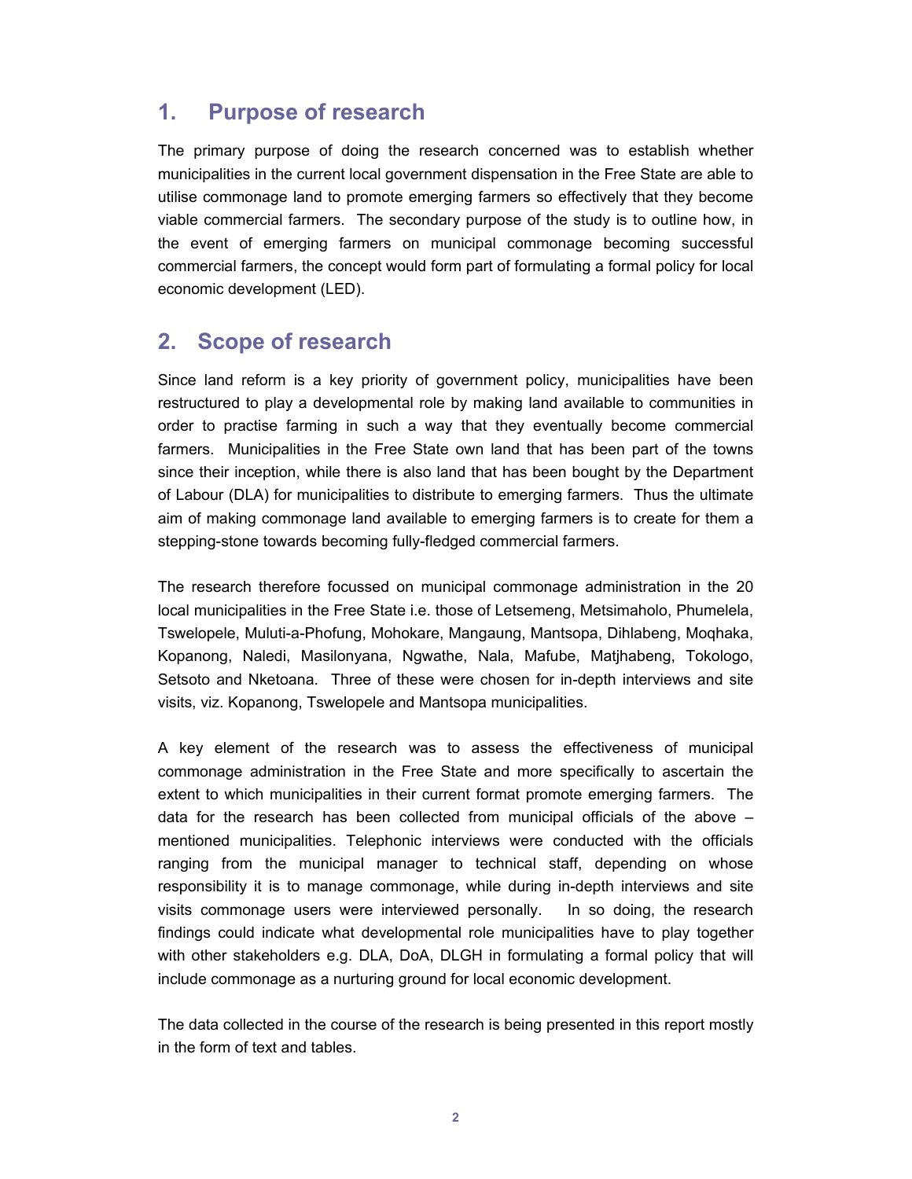## 1. Purpose of research

The primary purpose of doing the research concerned was to establish whether municipalities in the current local government dispensation in the Free State are able to utilise commonage land to promote emerging farmers so effectively that they become viable commercial farmers. The secondary purpose of the study is to outline how, in the event of emerging farmers on municipal commonage becoming successful commercial farmers, the concept would form part of formulating a formal policy for local economic development (LED).

## 2. Scope of research

Since land reform is a key priority of government policy, municipalities have been restructured to play a developmental role by making land available to communities in order to practise farming in such a way that they eventually become commercial farmers. Municipalities in the Free State own land that has been part of the towns since their inception, while there is also land that has been bought by the Department of Labour (DLA) for municipalities to distribute to emerging farmers. Thus the ultimate aim of making commonage land available to emerging farmers is to create for them a stepping-stone towards becoming fully-fledged commercial farmers.

The research therefore focussed on municipal commonage administration in the 20 local municipalities in the Free State i.e. those of Letsemeng, Metsimaholo, Phumelela, Tswelopele, Muluti-a-Phofung, Mohokare, Mangaung, Mantsopa, Dihlabeng, Moqhaka, Kopanong, Naledi, Masilonyana, Ngwathe, Nala, Mafube, Matjhabeng, Tokologo, Setsoto and Nketoana. Three of these were chosen for in-depth interviews and site visits, viz. Kopanong, Tswelopele and Mantsopa municipalities.

A key element of the research was to assess the effectiveness of municipal commonage administration in the Free State and more specifically to ascertain the extent to which municipalities in their current format promote emerging farmers. The data for the research has been collected from municipal officials of the above – mentioned municipalities. Telephonic interviews were conducted with the officials ranging from the municipal manager to technical staff, depending on whose responsibility it is to manage commonage, while during in-depth interviews and site visits commonage users were interviewed personally. In so doing, the research findings could indicate what developmental role municipalities have to play together with other stakeholders e.g. DLA, DoA, DLGH in formulating a formal policy that will include commonage as a nurturing ground for local economic development.

The data collected in the course of the research is being presented in this report mostly in the form of text and tables.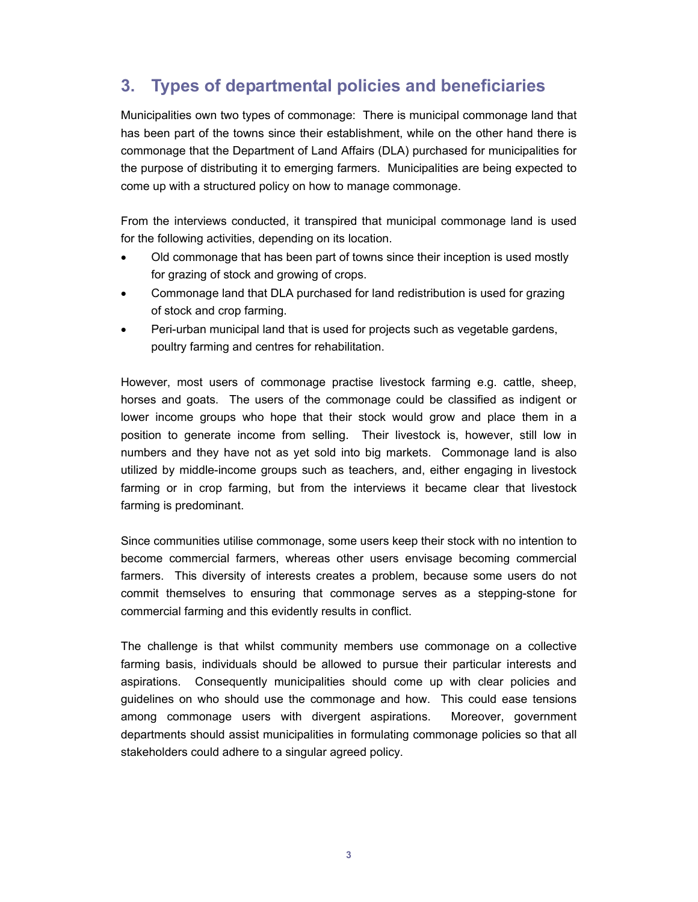## 3. Types of departmental policies and beneficiaries

Municipalities own two types of commonage: There is municipal commonage land that has been part of the towns since their establishment, while on the other hand there is commonage that the Department of Land Affairs (DLA) purchased for municipalities for the purpose of distributing it to emerging farmers. Municipalities are being expected to come up with a structured policy on how to manage commonage.

From the interviews conducted, it transpired that municipal commonage land is used for the following activities, depending on its location.

- Old commonage that has been part of towns since their inception is used mostly for grazing of stock and growing of crops.
- Commonage land that DLA purchased for land redistribution is used for grazing of stock and crop farming.
- Peri-urban municipal land that is used for projects such as vegetable gardens, poultry farming and centres for rehabilitation.

However, most users of commonage practise livestock farming e.g. cattle, sheep, horses and goats. The users of the commonage could be classified as indigent or lower income groups who hope that their stock would grow and place them in a position to generate income from selling. Their livestock is, however, still low in numbers and they have not as yet sold into big markets. Commonage land is also utilized by middle-income groups such as teachers, and, either engaging in livestock farming or in crop farming, but from the interviews it became clear that livestock farming is predominant.

Since communities utilise commonage, some users keep their stock with no intention to become commercial farmers, whereas other users envisage becoming commercial farmers. This diversity of interests creates a problem, because some users do not commit themselves to ensuring that commonage serves as a stepping-stone for commercial farming and this evidently results in conflict.

The challenge is that whilst community members use commonage on a collective farming basis, individuals should be allowed to pursue their particular interests and aspirations. Consequently municipalities should come up with clear policies and guidelines on who should use the commonage and how. This could ease tensions among commonage users with divergent aspirations. Moreover, government departments should assist municipalities in formulating commonage policies so that all stakeholders could adhere to a singular agreed policy.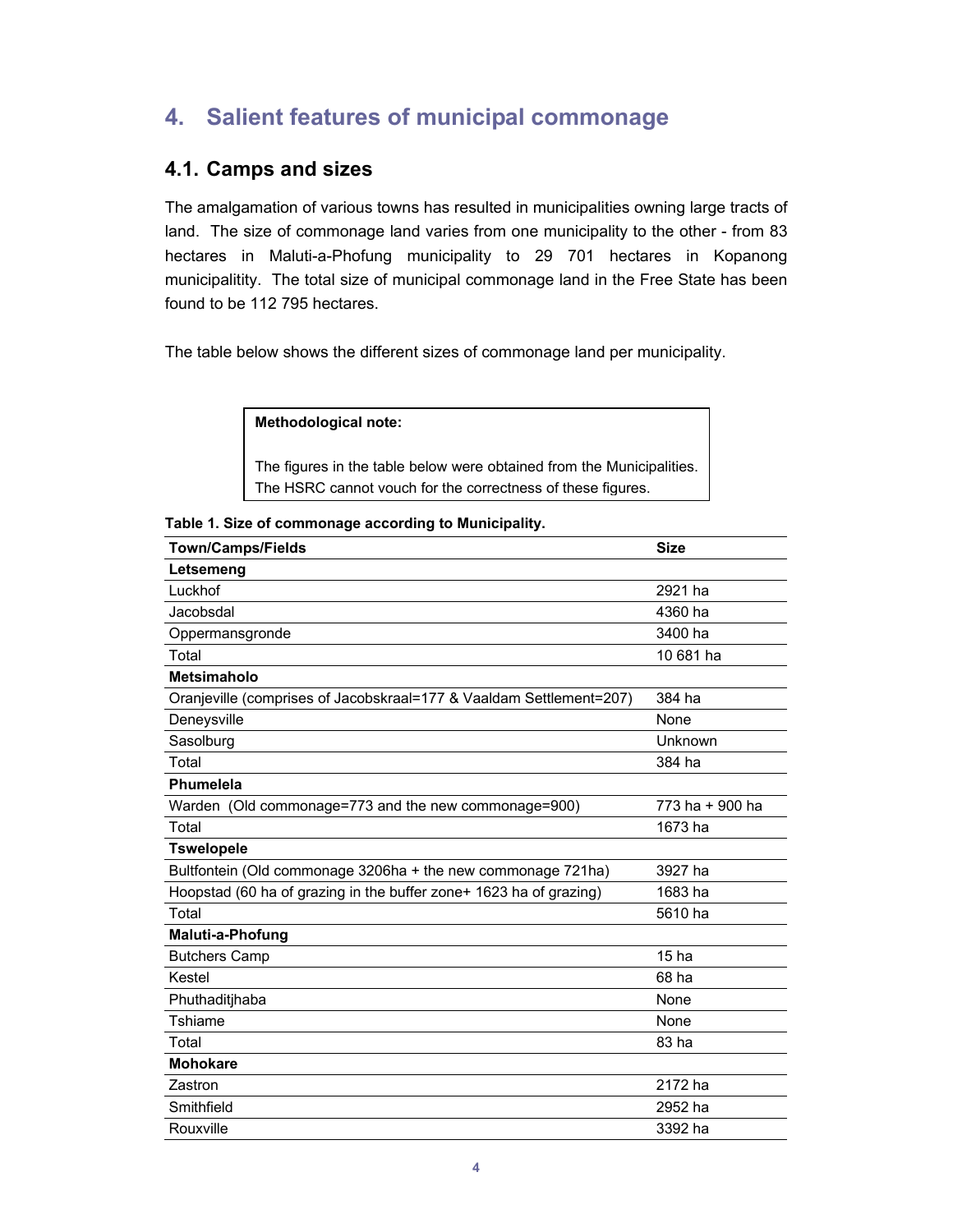# 4. Salient features of municipal commonage

## 4.1. Camps and sizes

The amalgamation of various towns has resulted in municipalities owning large tracts of land. The size of commonage land varies from one municipality to the other - from 83 hectares in Maluti-a-Phofung municipality to 29 701 hectares in Kopanong municipalitity. The total size of municipal commonage land in the Free State has been found to be 112 795 hectares.

The table below shows the different sizes of commonage land per municipality.

> **Methodological note:**
>
> The figures in the table below were obtained from the Municipalities. The HSRC cannot vouch for the correctness of these figures.

**Table 1. Size of commonage according to Municipality.**

| Town/Camps/Fields | Size |
|---|---|
| **Letsemeng** | |
| Luckhof | 2921 ha |
| Jacobsdal | 4360 ha |
| Oppermansgronde | 3400 ha |
| Total | 10 681 ha |
| **Metsimaholo** | |
| Oranjeville (comprises of Jacobskraal=177 & Vaaldam Settlement=207) | 384 ha |
| Deneysville | None |
| Sasolburg | Unknown |
| Total | 384 ha |
| **Phumelela** | |
| Warden (Old commonage=773 and the new commonage=900) | 773 ha + 900 ha |
| Total | 1673 ha |
| **Tswelopele** | |
| Bultfontein (Old commonage 3206ha + the new commonage 721ha) | 3927 ha |
| Hoopstad (60 ha of grazing in the buffer zone+ 1623 ha of grazing) | 1683 ha |
| Total | 5610 ha |
| **Maluti-a-Phofung** | |
| Butchers Camp | 15 ha |
| Kestel | 68 ha |
| Phuthaditjhaba | None |
| Tshiame | None |
| Total | 83 ha |
| **Mohokare** | |
| Zastron | 2172 ha |
| Smithfield | 2952 ha |
| Rouxville | 3392 ha |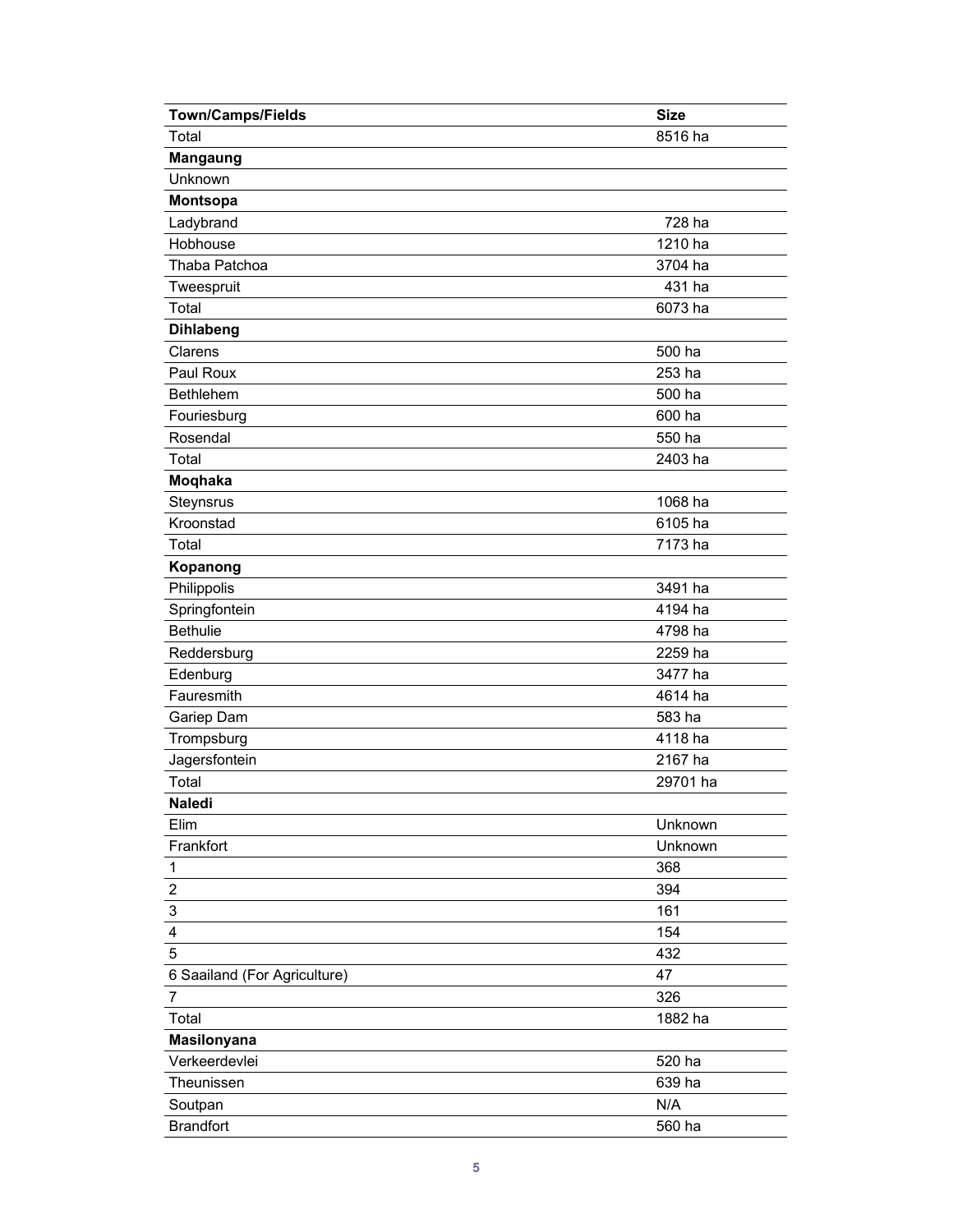| Town/Camps/Fields | Size |
|---|---|
| Total | 8516 ha |
| **Mangaung** | |
| Unknown | |
| **Montsopa** | |
| Ladybrand | 728 ha |
| Hobhouse | 1210 ha |
| Thaba Patchoa | 3704 ha |
| Tweespruit | 431 ha |
| Total | 6073 ha |
| **Dihlabeng** | |
| Clarens | 500 ha |
| Paul Roux | 253 ha |
| Bethlehem | 500 ha |
| Fouriesburg | 600 ha |
| Rosendal | 550 ha |
| Total | 2403 ha |
| **Moqhaka** | |
| Steynsrus | 1068 ha |
| Kroonstad | 6105 ha |
| Total | 7173 ha |
| **Kopanong** | |
| Philippolis | 3491 ha |
| Springfontein | 4194 ha |
| Bethulie | 4798 ha |
| Reddersburg | 2259 ha |
| Edenburg | 3477 ha |
| Fauresmith | 4614 ha |
| Gariep Dam | 583 ha |
| Trompsburg | 4118 ha |
| Jagersfontein | 2167 ha |
| Total | 29701 ha |
| **Naledi** | |
| Elim | Unknown |
| Frankfort | Unknown |
| 1 | 368 |
| 2 | 394 |
| 3 | 161 |
| 4 | 154 |
| 5 | 432 |
| 6 Saailand (For Agriculture) | 47 |
| 7 | 326 |
| Total | 1882 ha |
| **Masilonyana** | |
| Verkeerdevlei | 520 ha |
| Theunissen | 639 ha |
| Soutpan | N/A |
| Brandfort | 560 ha |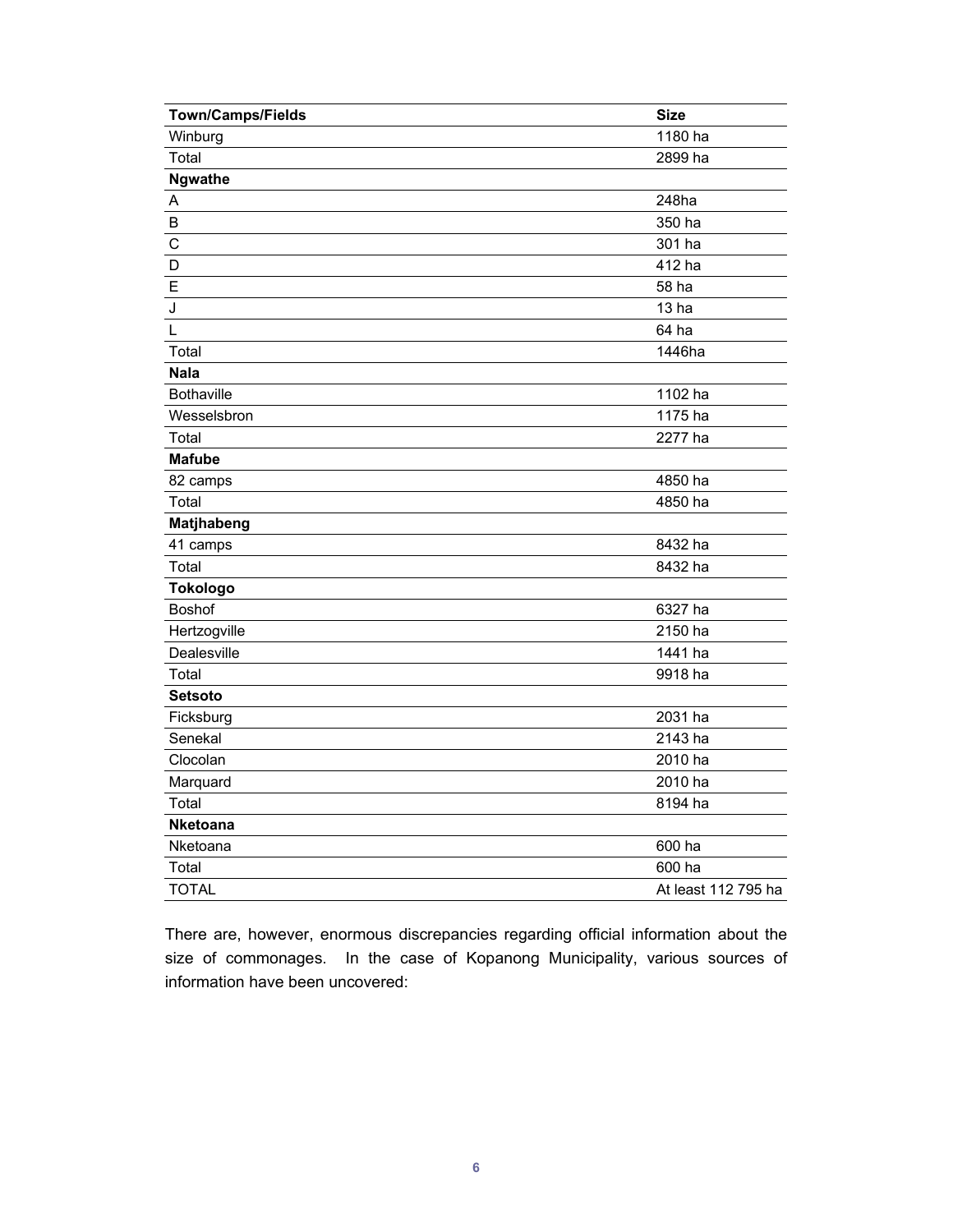| Town/Camps/Fields | Size |
|---|---|
| Winburg | 1180 ha |
| Total | 2899 ha |
| **Ngwathe** | |
| A | 248ha |
| B | 350 ha |
| C | 301 ha |
| D | 412 ha |
| E | 58 ha |
| J | 13 ha |
| L | 64 ha |
| Total | 1446ha |
| **Nala** | |
| Bothaville | 1102 ha |
| Wesselsbron | 1175 ha |
| Total | 2277 ha |
| **Mafube** | |
| 82 camps | 4850 ha |
| Total | 4850 ha |
| **Matjhabeng** | |
| 41 camps | 8432 ha |
| Total | 8432 ha |
| **Tokologo** | |
| Boshof | 6327 ha |
| Hertzogville | 2150 ha |
| Dealesville | 1441 ha |
| Total | 9918 ha |
| **Setsoto** | |
| Ficksburg | 2031 ha |
| Senekal | 2143 ha |
| Clocolan | 2010 ha |
| Marquard | 2010 ha |
| Total | 8194 ha |
| **Nketoana** | |
| Nketoana | 600 ha |
| Total | 600 ha |
| TOTAL | At least 112 795 ha |

There are, however, enormous discrepancies regarding official information about the size of commonages. In the case of Kopanong Municipality, various sources of information have been uncovered: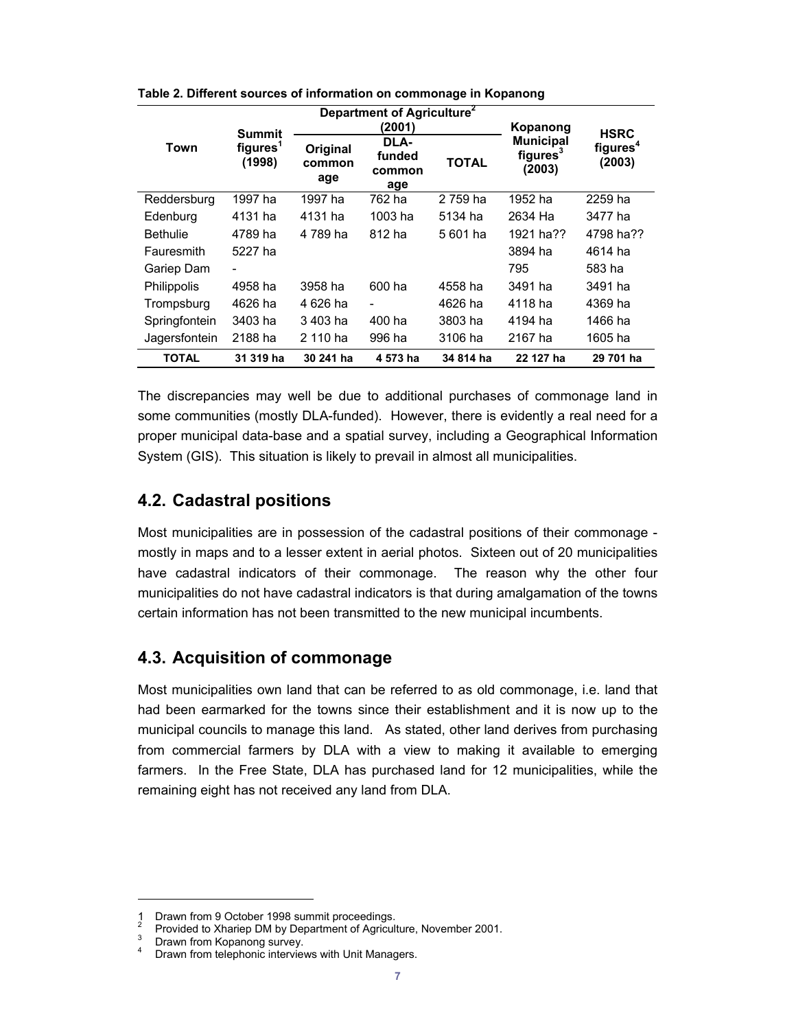**Table 2. Different sources of information on commonage in Kopanong**

| Town | Summit figures[1] (1998) | Department of Agriculture[2] (2001) | | | Kopanong Municipal figures[3] (2003) | HSRC figures[4] (2003) |
|---|---|---|---|---|---|---|
| | | Original commonage | DLA-funded commonage | TOTAL | | |
| Reddersburg | 1997 ha | 1997 ha | 762 ha | 2 759 ha | 1952 ha | 2259 ha |
| Edenburg | 4131 ha | 4131 ha | 1003 ha | 5134 ha | 2634 Ha | 3477 ha |
| Bethulie | 4789 ha | 4 789 ha | 812 ha | 5 601 ha | 1921 ha?? | 4798 ha?? |
| Fauresmith | 5227 ha | | | | 3894 ha | 4614 ha |
| Gariep Dam | - | | | | 795 | 583 ha |
| Philippolis | 4958 ha | 3958 ha | 600 ha | 4558 ha | 3491 ha | 3491 ha |
| Trompsburg | 4626 ha | 4 626 ha | - | 4626 ha | 4118 ha | 4369 ha |
| Springfontein | 3403 ha | 3 403 ha | 400 ha | 3803 ha | 4194 ha | 1466 ha |
| Jagersfontein | 2188 ha | 2 110 ha | 996 ha | 3106 ha | 2167 ha | 1605 ha |
| **TOTAL** | **31 319 ha** | **30 241 ha** | **4 573 ha** | **34 814 ha** | **22 127 ha** | **29 701 ha** |

The discrepancies may well be due to additional purchases of commonage land in some communities (mostly DLA-funded). However, there is evidently a real need for a proper municipal data-base and a spatial survey, including a Geographical Information System (GIS). This situation is likely to prevail in almost all municipalities.

## 4.2. Cadastral positions

Most municipalities are in possession of the cadastral positions of their commonage - mostly in maps and to a lesser extent in aerial photos. Sixteen out of 20 municipalities have cadastral indicators of their commonage. The reason why the other four municipalities do not have cadastral indicators is that during amalgamation of the towns certain information has not been transmitted to the new municipal incumbents.

## 4.3. Acquisition of commonage

Most municipalities own land that can be referred to as old commonage, i.e. land that had been earmarked for the towns since their establishment and it is now up to the municipal councils to manage this land. As stated, other land derives from purchasing from commercial farmers by DLA with a view to making it available to emerging farmers. In the Free State, DLA has purchased land for 12 municipalities, while the remaining eight has not received any land from DLA.

---

[1] Drawn from 9 October 1998 summit proceedings.
[2] Provided to Xhariep DM by Department of Agriculture, November 2001.
[3] Drawn from Kopanong survey.
[4] Drawn from telephonic interviews with Unit Managers.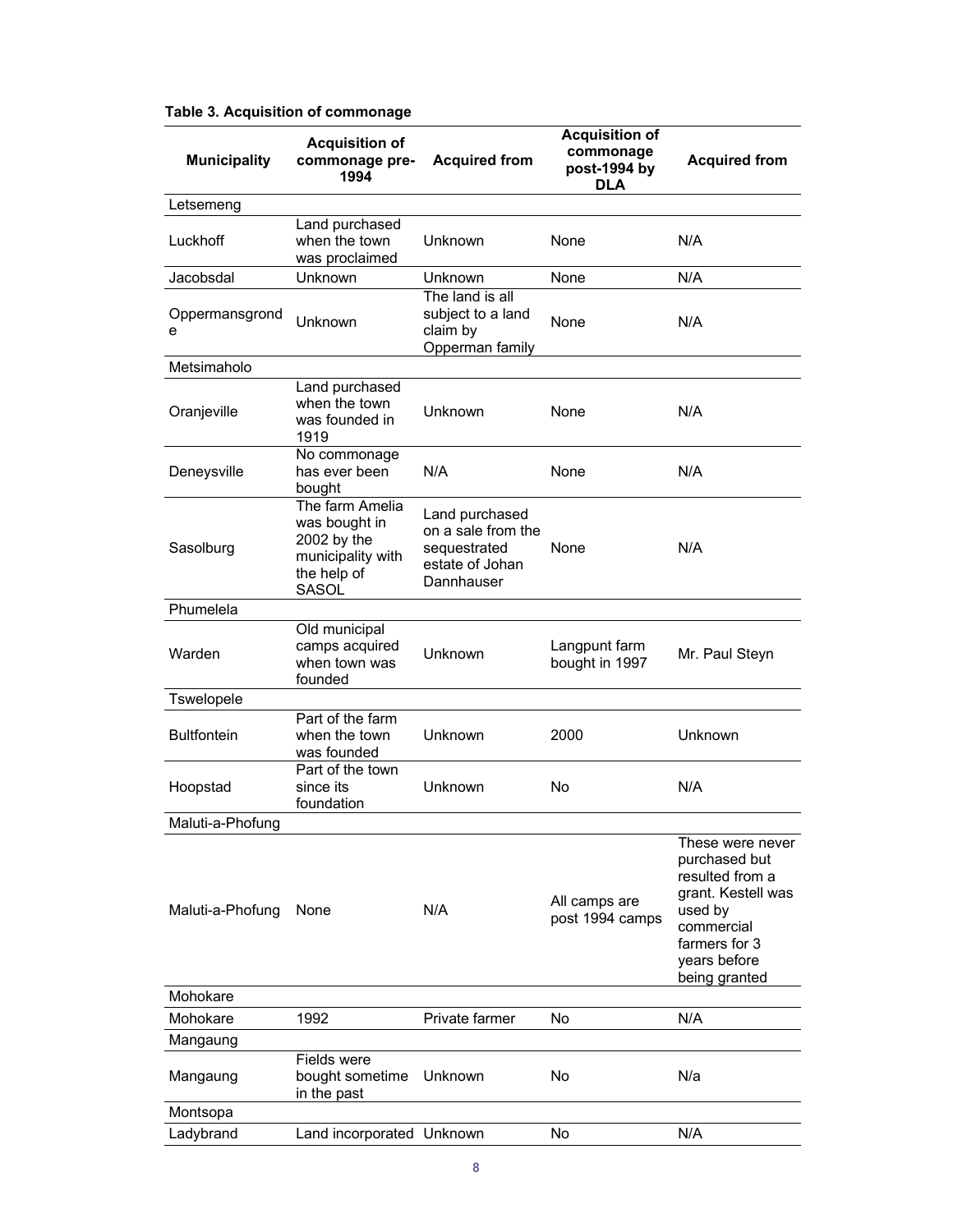**Table 3. Acquisition of commonage**

| Municipality | Acquisition of commonage pre-1994 | Acquired from | Acquisition of commonage post-1994 by DLA | Acquired from |
|---|---|---|---|---|
| Letsemeng | | | | |
| Luckhoff | Land purchased when the town was proclaimed | Unknown | None | N/A |
| Jacobsdal | Unknown | Unknown | None | N/A |
| Oppermansgronde | Unknown | The land is all subject to a land claim by Opperman family | None | N/A |
| Metsimaholo | | | | |
| Oranjeville | Land purchased when the town was founded in 1919 | Unknown | None | N/A |
| Deneysville | No commonage has ever been bought | N/A | None | N/A |
| Sasolburg | The farm Amelia was bought in 2002 by the municipality with the help of SASOL | Land purchased on a sale from the sequestrated estate of Johan Dannhauser | None | N/A |
| Phumelela | | | | |
| Warden | Old municipal camps acquired when town was founded | Unknown | Langpunt farm bought in 1997 | Mr. Paul Steyn |
| Tswelopele | | | | |
| Bultfontein | Part of the farm when the town was founded | Unknown | 2000 | Unknown |
| Hoopstad | Part of the town since its foundation | Unknown | No | N/A |
| Maluti-a-Phofung | | | | |
| Maluti-a-Phofung | None | N/A | All camps are post 1994 camps | These were never purchased but resulted from a grant. Kestell was used by commercial farmers for 3 years before being granted |
| Mohokare | | | | |
| Mohokare | 1992 | Private farmer | No | N/A |
| Mangaung | | | | |
| Mangaung | Fields were bought sometime in the past | Unknown | No | N/a |
| Montsopa | | | | |
| Ladybrand | Land incorporated | Unknown | No | N/A |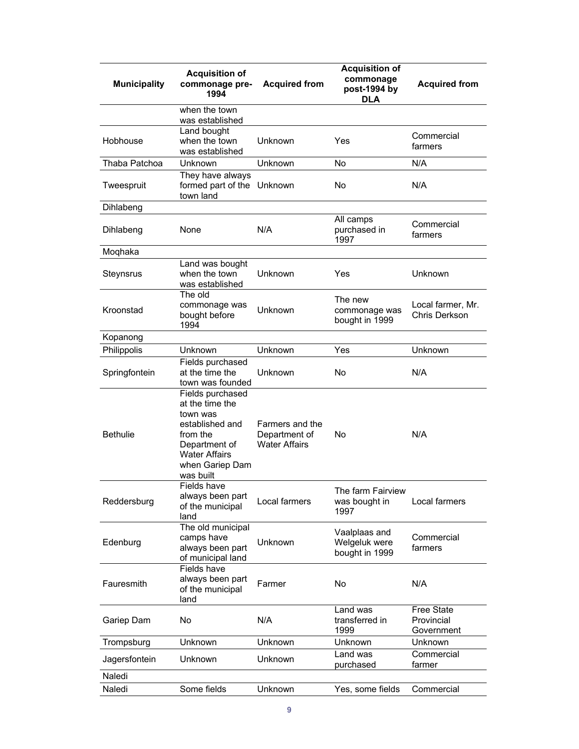| Municipality | Acquisition of commonage pre-1994 | Acquired from | Acquisition of commonage post-1994 by DLA | Acquired from |
|---|---|---|---|---|
| | when the town was established | | | |
| Hobhouse | Land bought when the town was established | Unknown | Yes | Commercial farmers |
| Thaba Patchoa | Unknown | Unknown | No | N/A |
| Tweespruit | They have always formed part of the town land | Unknown | No | N/A |
| Dihlabeng | | | | |
| Dihlabeng | None | N/A | All camps purchased in 1997 | Commercial farmers |
| Moqhaka | | | | |
| Steynsrus | Land was bought when the town was established | Unknown | Yes | Unknown |
| Kroonstad | The old commonage was bought before 1994 | Unknown | The new commonage was bought in 1999 | Local farmer, Mr. Chris Derkson |
| Kopanong | | | | |
| Philippolis | Unknown | Unknown | Yes | Unknown |
| Springfontein | Fields purchased at the time the town was founded | Unknown | No | N/A |
| Bethulie | Fields purchased at the time the town was established and from the Department of Water Affairs when Gariep Dam was built | Farmers and the Department of Water Affairs | No | N/A |
| Reddersburg | Fields have always been part of the municipal land | Local farmers | The farm Fairview was bought in 1997 | Local farmers |
| Edenburg | The old municipal camps have always been part of municipal land | Unknown | Vaalplaas and Welgeluk were bought in 1999 | Commercial farmers |
| Fauresmith | Fields have always been part of the municipal land | Farmer | No | N/A |
| Gariep Dam | No | N/A | Land was transferred in 1999 | Free State Provincial Government |
| Trompsburg | Unknown | Unknown | Unknown | Unknown |
| Jagersfontein | Unknown | Unknown | Land was purchased | Commercial farmer |
| Naledi | | | | |
| Naledi | Some fields | Unknown | Yes, some fields | Commercial |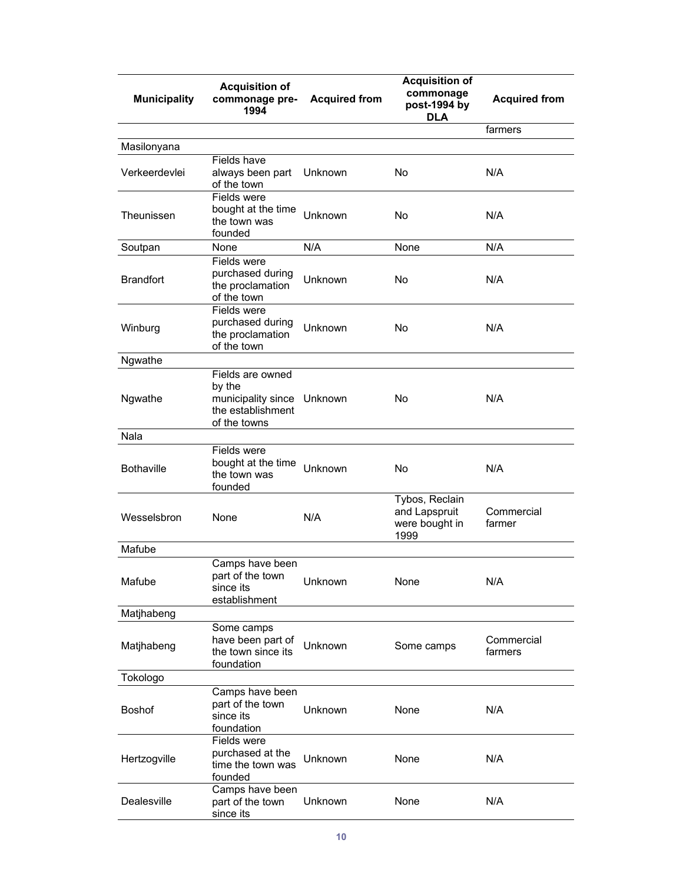| Municipality | Acquisition of commonage pre-1994 | Acquired from | Acquisition of commonage post-1994 by DLA | Acquired from |
|---|---|---|---|---|
| | | | | farmers |
| Masilonyana | | | | |
| Verkeerdevlei | Fields have always been part of the town | Unknown | No | N/A |
| Theunissen | Fields were bought at the time the town was founded | Unknown | No | N/A |
| Soutpan | None | N/A | None | N/A |
| Brandfort | Fields were purchased during the proclamation of the town | Unknown | No | N/A |
| Winburg | Fields were purchased during the proclamation of the town | Unknown | No | N/A |
| Ngwathe | | | | |
| Ngwathe | Fields are owned by the municipality since the establishment of the towns | Unknown | No | N/A |
| Nala | | | | |
| Bothaville | Fields were bought at the time the town was founded | Unknown | No | N/A |
| Wesselsbron | None | N/A | Tybos, Reclain and Lapspruit were bought in 1999 | Commercial farmer |
| Mafube | | | | |
| Mafube | Camps have been part of the town since its establishment | Unknown | None | N/A |
| Matjhabeng | | | | |
| Matjhabeng | Some camps have been part of the town since its foundation | Unknown | Some camps | Commercial farmers |
| Tokologo | | | | |
| Boshof | Camps have been part of the town since its foundation | Unknown | None | N/A |
| Hertzogville | Fields were purchased at the time the town was founded | Unknown | None | N/A |
| Dealesville | Camps have been part of the town since its | Unknown | None | N/A |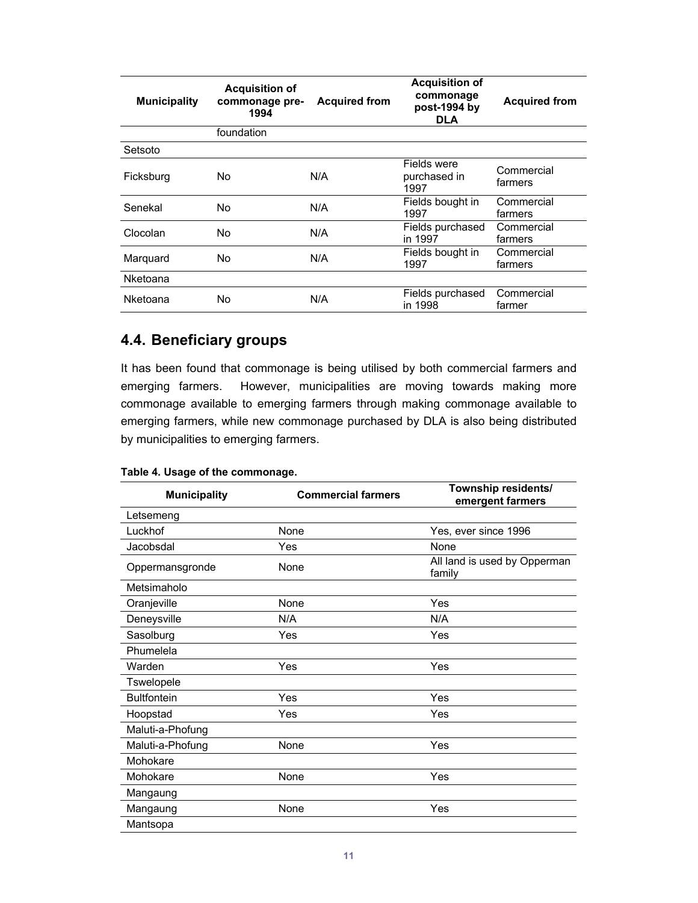| Municipality | Acquisition of commonage pre-1994 | Acquired from | Acquisition of commonage post-1994 by DLA | Acquired from |
|---|---|---|---|---|
| | foundation | | | |
| Setsoto | | | | |
| Ficksburg | No | N/A | Fields were purchased in 1997 | Commercial farmers |
| Senekal | No | N/A | Fields bought in 1997 | Commercial farmers |
| Clocolan | No | N/A | Fields purchased in 1997 | Commercial farmers |
| Marquard | No | N/A | Fields bought in 1997 | Commercial farmers |
| Nketoana | | | | |
| Nketoana | No | N/A | Fields purchased in 1998 | Commercial farmer |

## 4.4. Beneficiary groups

It has been found that commonage is being utilised by both commercial farmers and emerging farmers. However, municipalities are moving towards making more commonage available to emerging farmers through making commonage available to emerging farmers, while new commonage purchased by DLA is also being distributed by municipalities to emerging farmers.

**Table 4. Usage of the commonage.**

| Municipality | Commercial farmers | Township residents/ emergent farmers |
|---|---|---|
| Letsemeng | | |
| Luckhof | None | Yes, ever since 1996 |
| Jacobsdal | Yes | None |
| Oppermansgronde | None | All land is used by Opperman family |
| Metsimaholo | | |
| Oranjeville | None | Yes |
| Deneysville | N/A | N/A |
| Sasolburg | Yes | Yes |
| Phumelela | | |
| Warden | Yes | Yes |
| Tswelopele | | |
| Bultfontein | Yes | Yes |
| Hoopstad | Yes | Yes |
| Maluti-a-Phofung | | |
| Maluti-a-Phofung | None | Yes |
| Mohokare | | |
| Mohokare | None | Yes |
| Mangaung | | |
| Mangaung | None | Yes |
| Mantsopa | | |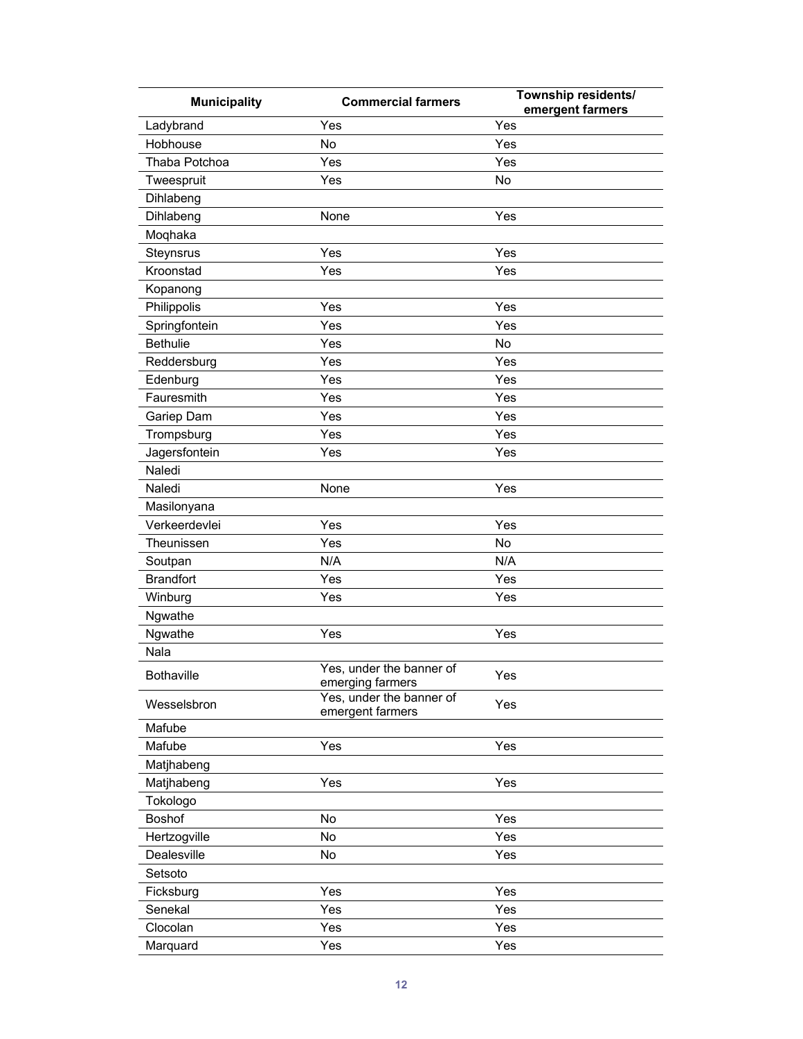| Municipality | Commercial farmers | Township residents/ emergent farmers |
|---|---|---|
| Ladybrand | Yes | Yes |
| Hobhouse | No | Yes |
| Thaba Potchoa | Yes | Yes |
| Tweespruit | Yes | No |
| Dihlabeng | | |
| Dihlabeng | None | Yes |
| Moqhaka | | |
| Steynsrus | Yes | Yes |
| Kroonstad | Yes | Yes |
| Kopanong | | |
| Philippolis | Yes | Yes |
| Springfontein | Yes | Yes |
| Bethulie | Yes | No |
| Reddersburg | Yes | Yes |
| Edenburg | Yes | Yes |
| Fauresmith | Yes | Yes |
| Gariep Dam | Yes | Yes |
| Trompsburg | Yes | Yes |
| Jagersfontein | Yes | Yes |
| Naledi | | |
| Naledi | None | Yes |
| Masilonyana | | |
| Verkeerdevlei | Yes | Yes |
| Theunissen | Yes | No |
| Soutpan | N/A | N/A |
| Brandfort | Yes | Yes |
| Winburg | Yes | Yes |
| Ngwathe | | |
| Ngwathe | Yes | Yes |
| Nala | | |
| Bothaville | Yes, under the banner of emerging farmers | Yes |
| Wesselsbron | Yes, under the banner of emergent farmers | Yes |
| Mafube | | |
| Mafube | Yes | Yes |
| Matjhabeng | | |
| Matjhabeng | Yes | Yes |
| Tokologo | | |
| Boshof | No | Yes |
| Hertzogville | No | Yes |
| Dealesville | No | Yes |
| Setsoto | | |
| Ficksburg | Yes | Yes |
| Senekal | Yes | Yes |
| Clocolan | Yes | Yes |
| Marquard | Yes | Yes |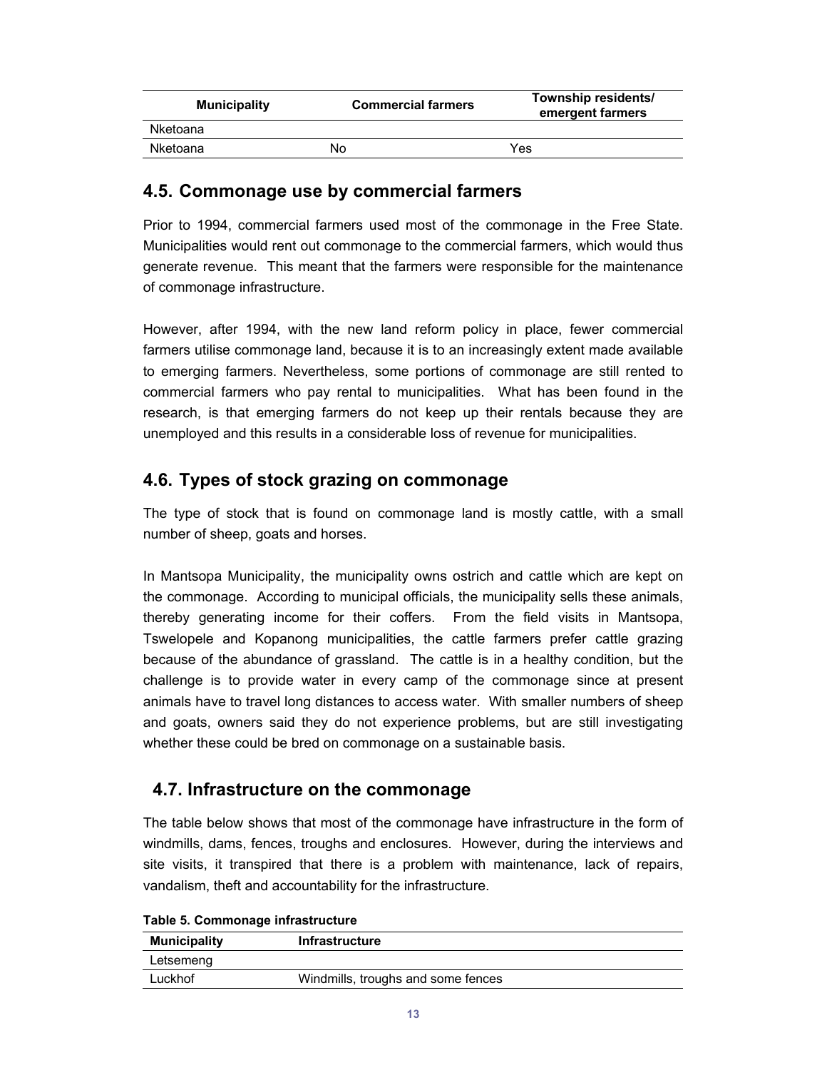| Municipality | Commercial farmers | Township residents/ emergent farmers |
|---|---|---|
| Nketoana | | |
| Nketoana | No | Yes |

## 4.5. Commonage use by commercial farmers

Prior to 1994, commercial farmers used most of the commonage in the Free State. Municipalities would rent out commonage to the commercial farmers, which would thus generate revenue. This meant that the farmers were responsible for the maintenance of commonage infrastructure.

However, after 1994, with the new land reform policy in place, fewer commercial farmers utilise commonage land, because it is to an increasingly extent made available to emerging farmers. Nevertheless, some portions of commonage are still rented to commercial farmers who pay rental to municipalities. What has been found in the research, is that emerging farmers do not keep up their rentals because they are unemployed and this results in a considerable loss of revenue for municipalities.

## 4.6. Types of stock grazing on commonage

The type of stock that is found on commonage land is mostly cattle, with a small number of sheep, goats and horses.

In Mantsopa Municipality, the municipality owns ostrich and cattle which are kept on the commonage. According to municipal officials, the municipality sells these animals, thereby generating income for their coffers. From the field visits in Mantsopa, Tswelopele and Kopanong municipalities, the cattle farmers prefer cattle grazing because of the abundance of grassland. The cattle is in a healthy condition, but the challenge is to provide water in every camp of the commonage since at present animals have to travel long distances to access water. With smaller numbers of sheep and goats, owners said they do not experience problems, but are still investigating whether these could be bred on commonage on a sustainable basis.

## 4.7. Infrastructure on the commonage

The table below shows that most of the commonage have infrastructure in the form of windmills, dams, fences, troughs and enclosures. However, during the interviews and site visits, it transpired that there is a problem with maintenance, lack of repairs, vandalism, theft and accountability for the infrastructure.

**Table 5. Commonage infrastructure**

| Municipality | Infrastructure |
|---|---|
| Letsemeng | |
| Luckhof | Windmills, troughs and some fences |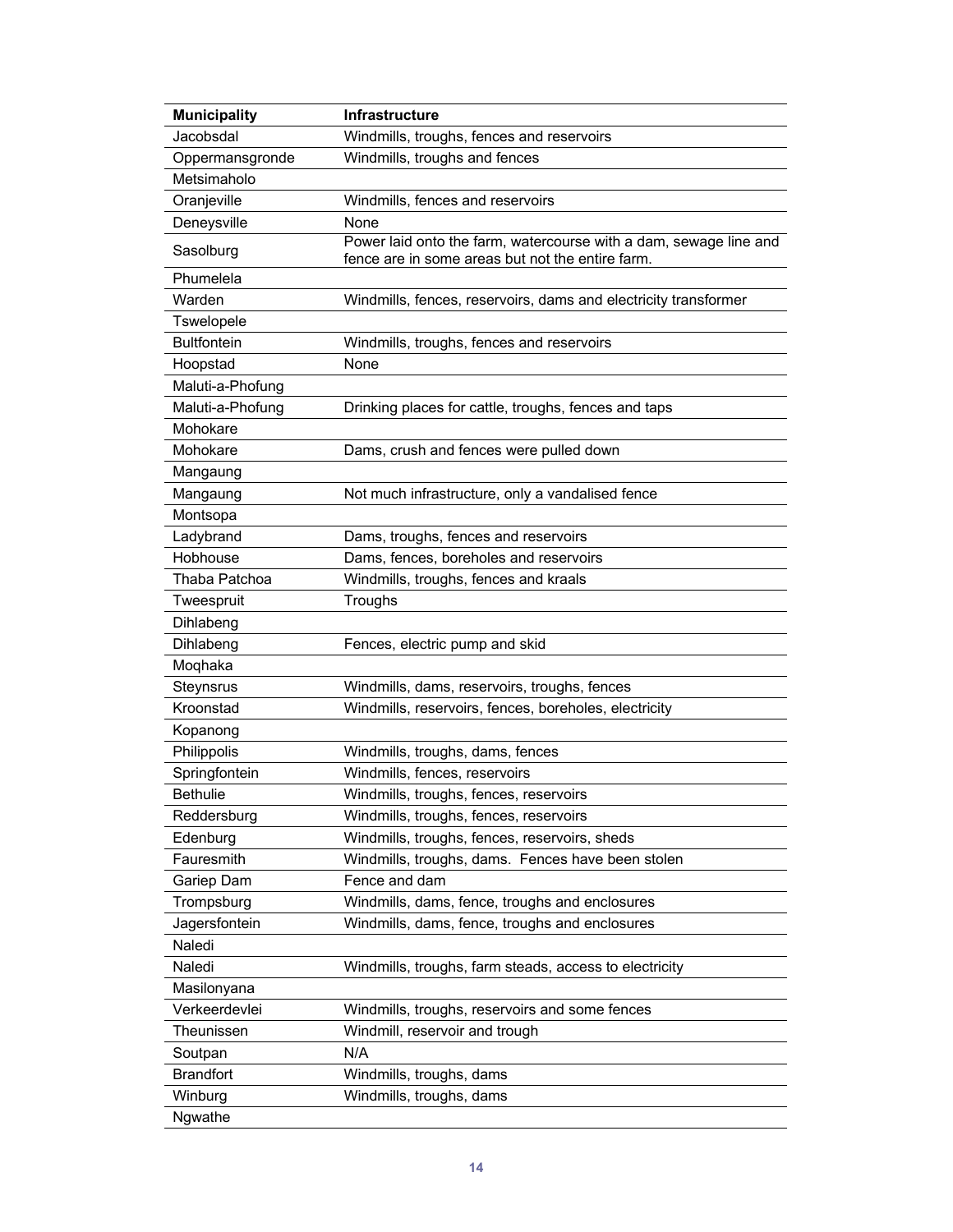| Municipality | Infrastructure |
|---|---|
| Jacobsdal | Windmills, troughs, fences and reservoirs |
| Oppermansgronde | Windmills, troughs and fences |
| Metsimaholo | |
| Oranjeville | Windmills, fences and reservoirs |
| Deneysville | None |
| Sasolburg | Power laid onto the farm, watercourse with a dam, sewage line and fence are in some areas but not the entire farm. |
| Phumelela | |
| Warden | Windmills, fences, reservoirs, dams and electricity transformer |
| Tswelopele | |
| Bultfontein | Windmills, troughs, fences and reservoirs |
| Hoopstad | None |
| Maluti-a-Phofung | |
| Maluti-a-Phofung | Drinking places for cattle, troughs, fences and taps |
| Mohokare | |
| Mohokare | Dams, crush and fences were pulled down |
| Mangaung | |
| Mangaung | Not much infrastructure, only a vandalised fence |
| Montsopa | |
| Ladybrand | Dams, troughs, fences and reservoirs |
| Hobhouse | Dams, fences, boreholes and reservoirs |
| Thaba Patchoa | Windmills, troughs, fences and kraals |
| Tweespruit | Troughs |
| Dihlabeng | |
| Dihlabeng | Fences, electric pump and skid |
| Moqhaka | |
| Steynsrus | Windmills, dams, reservoirs, troughs, fences |
| Kroonstad | Windmills, reservoirs, fences, boreholes, electricity |
| Kopanong | |
| Philippolis | Windmills, troughs, dams, fences |
| Springfontein | Windmills, fences, reservoirs |
| Bethulie | Windmills, troughs, fences, reservoirs |
| Reddersburg | Windmills, troughs, fences, reservoirs |
| Edenburg | Windmills, troughs, fences, reservoirs, sheds |
| Fauresmith | Windmills, troughs, dams. Fences have been stolen |
| Gariep Dam | Fence and dam |
| Trompsburg | Windmills, dams, fence, troughs and enclosures |
| Jagersfontein | Windmills, dams, fence, troughs and enclosures |
| Naledi | |
| Naledi | Windmills, troughs, farm steads, access to electricity |
| Masilonyana | |
| Verkeerdevlei | Windmills, troughs, reservoirs and some fences |
| Theunissen | Windmill, reservoir and trough |
| Soutpan | N/A |
| Brandfort | Windmills, troughs, dams |
| Winburg | Windmills, troughs, dams |
| Ngwathe | |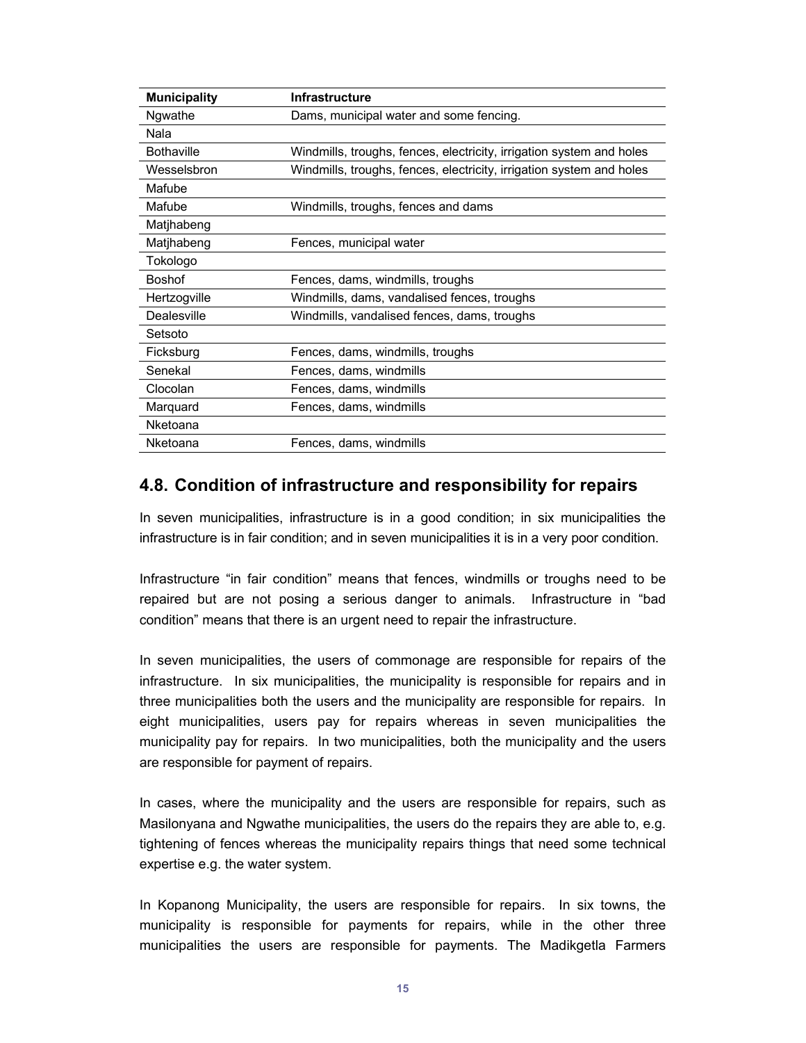| Municipality | Infrastructure |
| --- | --- |
| Ngwathe | Dams, municipal water and some fencing. |
| Nala | |
| Bothaville | Windmills, troughs, fences, electricity, irrigation system and holes |
| Wesselsbron | Windmills, troughs, fences, electricity, irrigation system and holes |
| Mafube | |
| Mafube | Windmills, troughs, fences and dams |
| Matjhabeng | |
| Matjhabeng | Fences, municipal water |
| Tokologo | |
| Boshof | Fences, dams, windmills, troughs |
| Hertzogville | Windmills, dams, vandalised fences, troughs |
| Dealesville | Windmills, vandalised fences, dams, troughs |
| Setsoto | |
| Ficksburg | Fences, dams, windmills, troughs |
| Senekal | Fences, dams, windmills |
| Clocolan | Fences, dams, windmills |
| Marquard | Fences, dams, windmills |
| Nketoana | |
| Nketoana | Fences, dams, windmills |

## 4.8. Condition of infrastructure and responsibility for repairs

In seven municipalities, infrastructure is in a good condition; in six municipalities the infrastructure is in fair condition; and in seven municipalities it is in a very poor condition.

Infrastructure “in fair condition” means that fences, windmills or troughs need to be repaired but are not posing a serious danger to animals. Infrastructure in “bad condition” means that there is an urgent need to repair the infrastructure.

In seven municipalities, the users of commonage are responsible for repairs of the infrastructure. In six municipalities, the municipality is responsible for repairs and in three municipalities both the users and the municipality are responsible for repairs. In eight municipalities, users pay for repairs whereas in seven municipalities the municipality pay for repairs. In two municipalities, both the municipality and the users are responsible for payment of repairs.

In cases, where the municipality and the users are responsible for repairs, such as Masilonyana and Ngwathe municipalities, the users do the repairs they are able to, e.g. tightening of fences whereas the municipality repairs things that need some technical expertise e.g. the water system.

In Kopanong Municipality, the users are responsible for repairs. In six towns, the municipality is responsible for payments for repairs, while in the other three municipalities the users are responsible for payments. The Madikgetla Farmers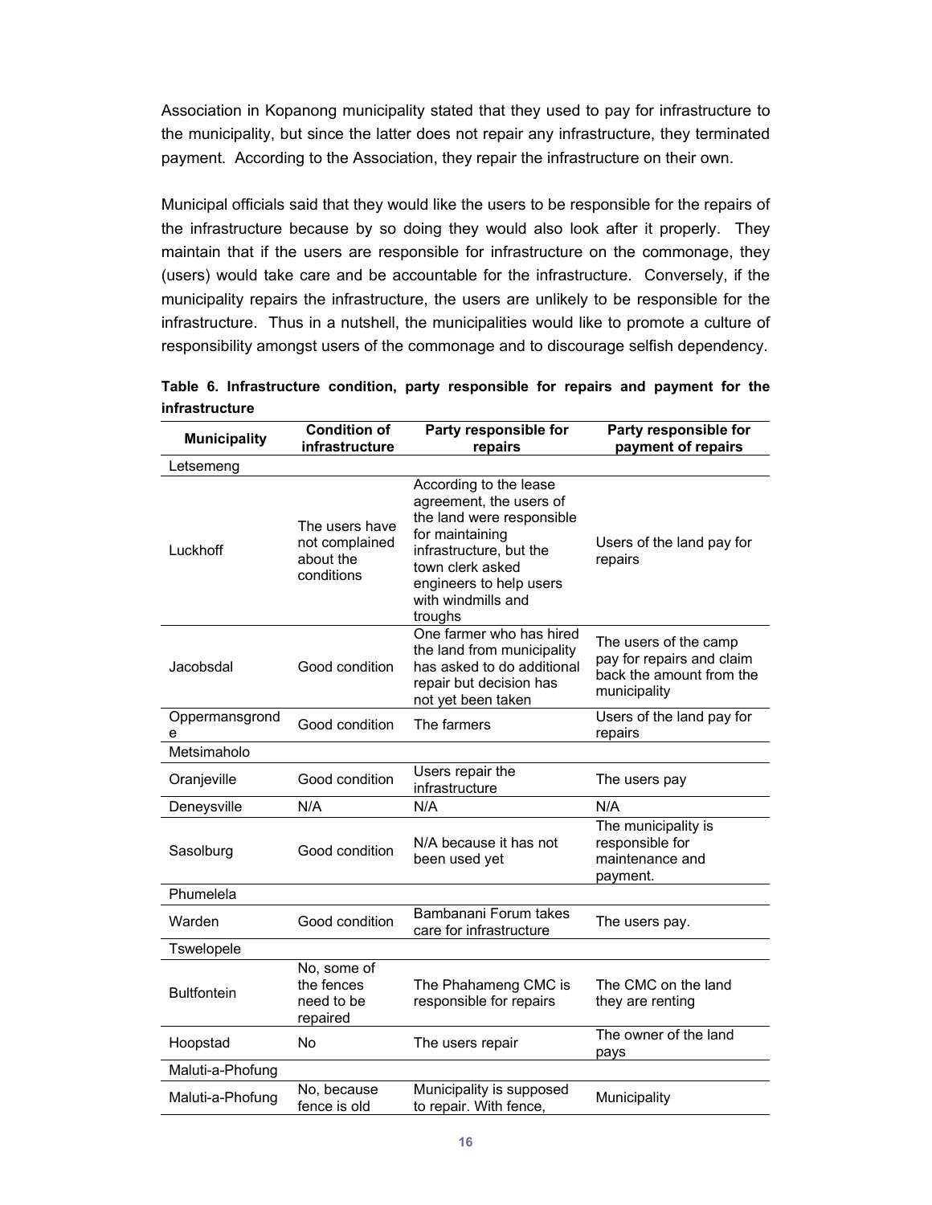Association in Kopanong municipality stated that they used to pay for infrastructure to the municipality, but since the latter does not repair any infrastructure, they terminated payment. According to the Association, they repair the infrastructure on their own.

Municipal officials said that they would like the users to be responsible for the repairs of the infrastructure because by so doing they would also look after it properly. They maintain that if the users are responsible for infrastructure on the commonage, they (users) would take care and be accountable for the infrastructure. Conversely, if the municipality repairs the infrastructure, the users are unlikely to be responsible for the infrastructure. Thus in a nutshell, the municipalities would like to promote a culture of responsibility amongst users of the commonage and to discourage selfish dependency.

**Table 6. Infrastructure condition, party responsible for repairs and payment for the infrastructure**

| Municipality | Condition of infrastructure | Party responsible for repairs | Party responsible for payment of repairs |
|---|---|---|---|
| Letsemeng | | | |
| Luckhoff | The users have not complained about the conditions | According to the lease agreement, the users of the land were responsible for maintaining infrastructure, but the town clerk asked engineers to help users with windmills and troughs | Users of the land pay for repairs |
| Jacobsdal | Good condition | One farmer who has hired the land from municipality has asked to do additional repair but decision has not yet been taken | The users of the camp pay for repairs and claim back the amount from the municipality |
| Oppermansgronde | Good condition | The farmers | Users of the land pay for repairs |
| Metsimaholo | | | |
| Oranjeville | Good condition | Users repair the infrastructure | The users pay |
| Deneysville | N/A | N/A | N/A |
| Sasolburg | Good condition | N/A because it has not been used yet | The municipality is responsible for maintenance and payment. |
| Phumelela | | | |
| Warden | Good condition | Bambanani Forum takes care for infrastructure | The users pay. |
| Tswelopele | | | |
| Bultfontein | No, some of the fences need to be repaired | The Phahameng CMC is responsible for repairs | The CMC on the land they are renting |
| Hoopstad | No | The users repair | The owner of the land pays |
| Maluti-a-Phofung | | | |
| Maluti-a-Phofung | No, because fence is old | Municipality is supposed to repair. With fence, | Municipality |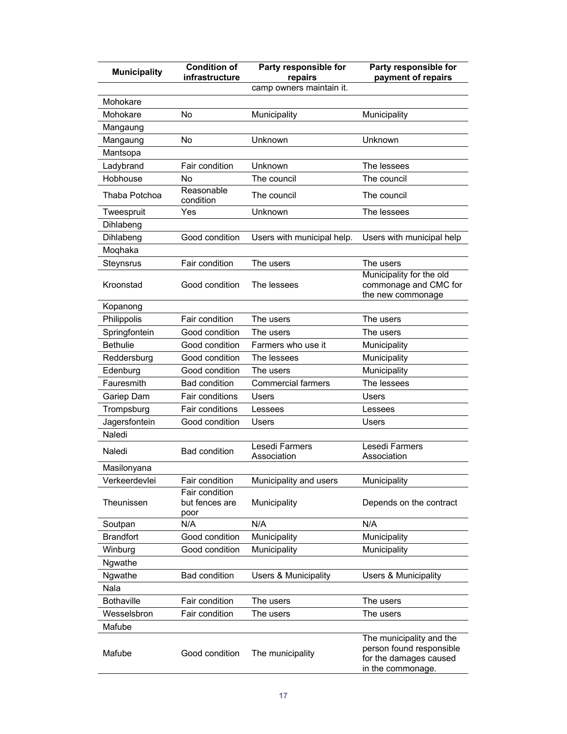| Municipality | Condition of infrastructure | Party responsible for repairs | Party responsible for payment of repairs |
|---|---|---|---|
| | | camp owners maintain it. | |
| Mohokare | | | |
| Mohokare | No | Municipality | Municipality |
| Mangaung | | | |
| Mangaung | No | Unknown | Unknown |
| Mantsopa | | | |
| Ladybrand | Fair condition | Unknown | The lessees |
| Hobhouse | No | The council | The council |
| Thaba Potchoa | Reasonable condition | The council | The council |
| Tweespruit | Yes | Unknown | The lessees |
| Dihlabeng | | | |
| Dihlabeng | Good condition | Users with municipal help. | Users with municipal help |
| Moqhaka | | | |
| Steynsrus | Fair condition | The users | The users |
| Kroonstad | Good condition | The lessees | Municipality for the old commonage and CMC for the new commonage |
| Kopanong | | | |
| Philippolis | Fair condition | The users | The users |
| Springfontein | Good condition | The users | The users |
| Bethulie | Good condition | Farmers who use it | Municipality |
| Reddersburg | Good condition | The lessees | Municipality |
| Edenburg | Good condition | The users | Municipality |
| Fauresmith | Bad condition | Commercial farmers | The lessees |
| Gariep Dam | Fair conditions | Users | Users |
| Trompsburg | Fair conditions | Lessees | Lessees |
| Jagersfontein | Good condition | Users | Users |
| Naledi | | | |
| Naledi | Bad condition | Lesedi Farmers Association | Lesedi Farmers Association |
| Masilonyana | | | |
| Verkeerdevlei | Fair condition | Municipality and users | Municipality |
| Theunissen | Fair condition but fences are poor | Municipality | Depends on the contract |
| Soutpan | N/A | N/A | N/A |
| Brandfort | Good condition | Municipality | Municipality |
| Winburg | Good condition | Municipality | Municipality |
| Ngwathe | | | |
| Ngwathe | Bad condition | Users & Municipality | Users & Municipality |
| Nala | | | |
| Bothaville | Fair condition | The users | The users |
| Wesselsbron | Fair condition | The users | The users |
| Mafube | | | |
| Mafube | Good condition | The municipality | The municipality and the person found responsible for the damages caused in the commonage. |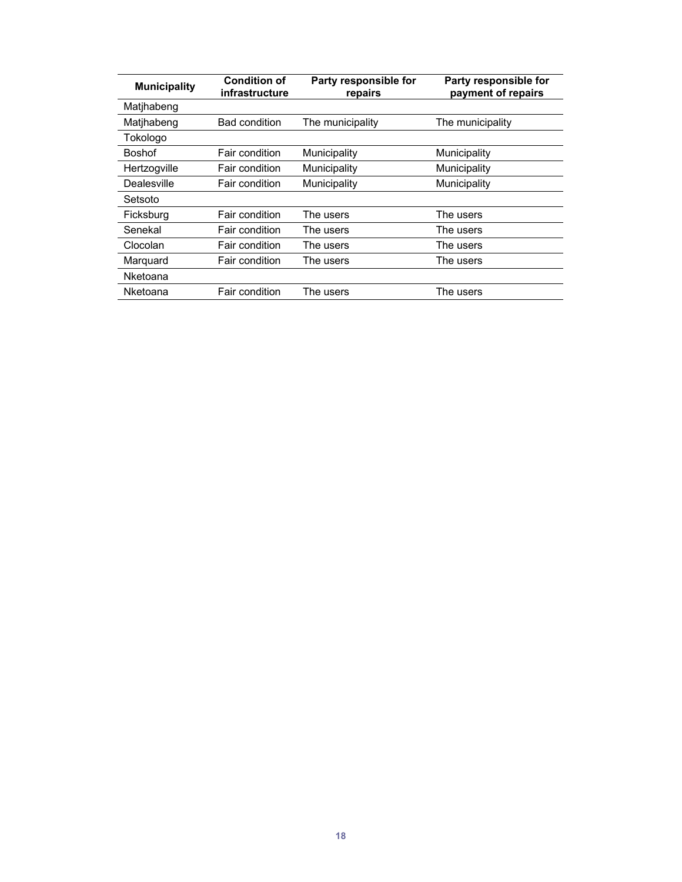| Municipality | Condition of infrastructure | Party responsible for repairs | Party responsible for payment of repairs |
|---|---|---|---|
| Matjhabeng | | | |
| Matjhabeng | Bad condition | The municipality | The municipality |
| Tokologo | | | |
| Boshof | Fair condition | Municipality | Municipality |
| Hertzogville | Fair condition | Municipality | Municipality |
| Dealesville | Fair condition | Municipality | Municipality |
| Setsoto | | | |
| Ficksburg | Fair condition | The users | The users |
| Senekal | Fair condition | The users | The users |
| Clocolan | Fair condition | The users | The users |
| Marquard | Fair condition | The users | The users |
| Nketoana | | | |
| Nketoana | Fair condition | The users | The users |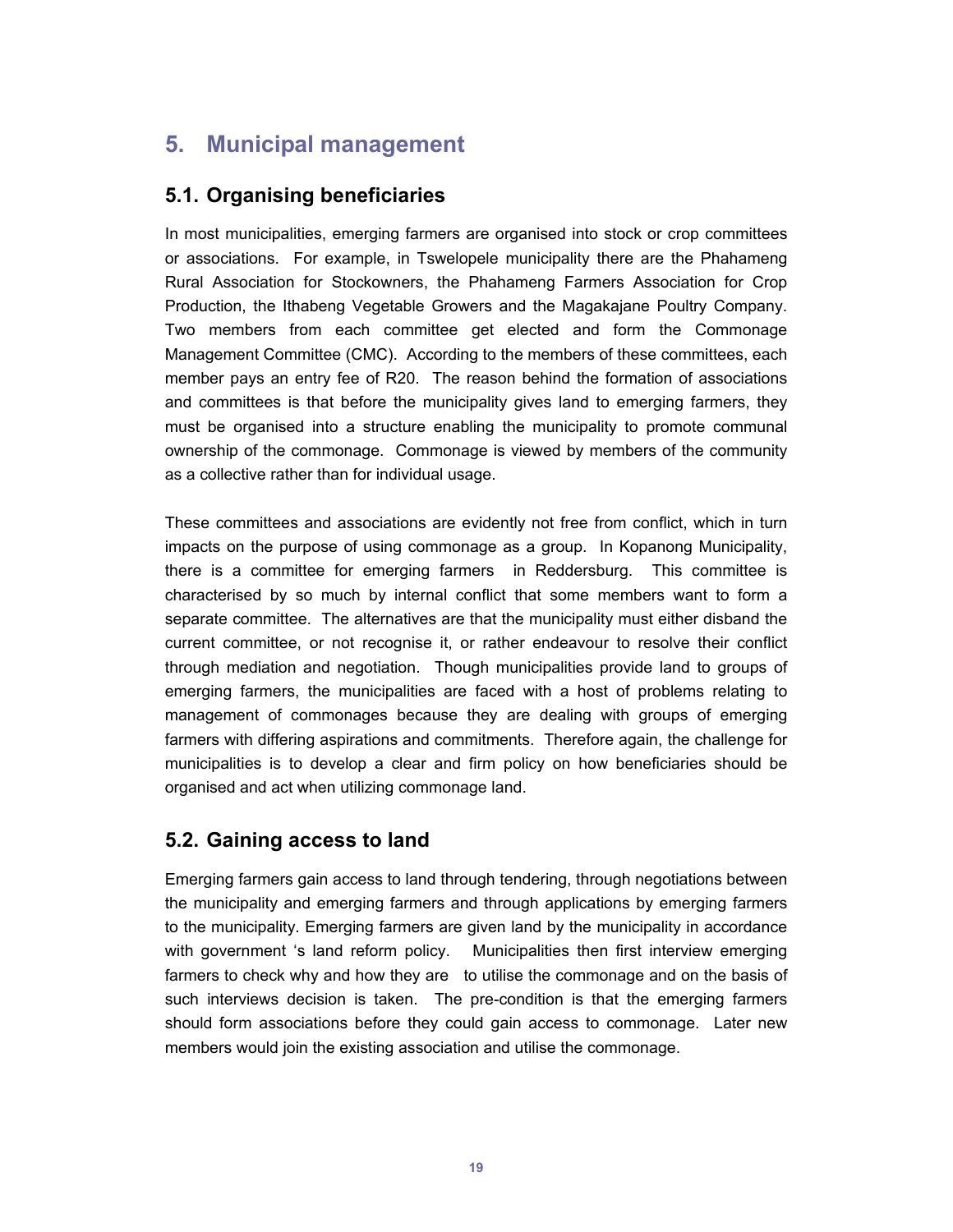# 5. Municipal management

## 5.1. Organising beneficiaries

In most municipalities, emerging farmers are organised into stock or crop committees or associations. For example, in Tswelopele municipality there are the Phahameng Rural Association for Stockowners, the Phahameng Farmers Association for Crop Production, the Ithabeng Vegetable Growers and the Magakajane Poultry Company. Two members from each committee get elected and form the Commonage Management Committee (CMC). According to the members of these committees, each member pays an entry fee of R20. The reason behind the formation of associations and committees is that before the municipality gives land to emerging farmers, they must be organised into a structure enabling the municipality to promote communal ownership of the commonage. Commonage is viewed by members of the community as a collective rather than for individual usage.

These committees and associations are evidently not free from conflict, which in turn impacts on the purpose of using commonage as a group. In Kopanong Municipality, there is a committee for emerging farmers in Reddersburg. This committee is characterised by so much by internal conflict that some members want to form a separate committee. The alternatives are that the municipality must either disband the current committee, or not recognise it, or rather endeavour to resolve their conflict through mediation and negotiation. Though municipalities provide land to groups of emerging farmers, the municipalities are faced with a host of problems relating to management of commonages because they are dealing with groups of emerging farmers with differing aspirations and commitments. Therefore again, the challenge for municipalities is to develop a clear and firm policy on how beneficiaries should be organised and act when utilizing commonage land.

## 5.2. Gaining access to land

Emerging farmers gain access to land through tendering, through negotiations between the municipality and emerging farmers and through applications by emerging farmers to the municipality. Emerging farmers are given land by the municipality in accordance with government 's land reform policy. Municipalities then first interview emerging farmers to check why and how they are to utilise the commonage and on the basis of such interviews decision is taken. The pre-condition is that the emerging farmers should form associations before they could gain access to commonage. Later new members would join the existing association and utilise the commonage.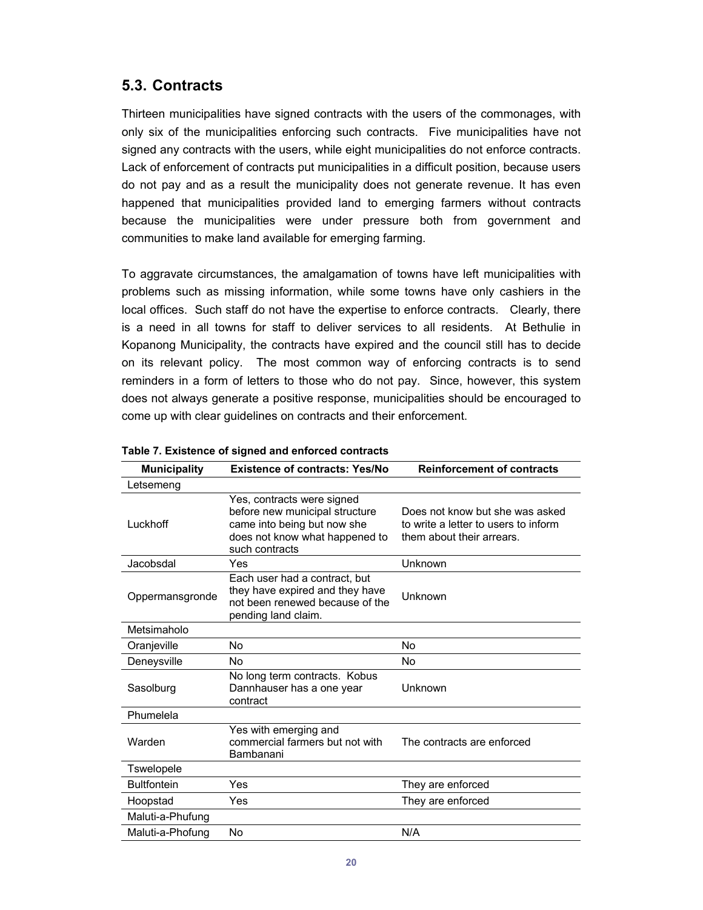## 5.3. Contracts

Thirteen municipalities have signed contracts with the users of the commonages, with only six of the municipalities enforcing such contracts. Five municipalities have not signed any contracts with the users, while eight municipalities do not enforce contracts. Lack of enforcement of contracts put municipalities in a difficult position, because users do not pay and as a result the municipality does not generate revenue. It has even happened that municipalities provided land to emerging farmers without contracts because the municipalities were under pressure both from government and communities to make land available for emerging farming.

To aggravate circumstances, the amalgamation of towns have left municipalities with problems such as missing information, while some towns have only cashiers in the local offices. Such staff do not have the expertise to enforce contracts. Clearly, there is a need in all towns for staff to deliver services to all residents. At Bethulie in Kopanong Municipality, the contracts have expired and the council still has to decide on its relevant policy. The most common way of enforcing contracts is to send reminders in a form of letters to those who do not pay. Since, however, this system does not always generate a positive response, municipalities should be encouraged to come up with clear guidelines on contracts and their enforcement.

**Table 7. Existence of signed and enforced contracts**

| Municipality | Existence of contracts: Yes/No | Reinforcement of contracts |
|---|---|---|
| Letsemeng | | |
| Luckhoff | Yes, contracts were signed before new municipal structure came into being but now she does not know what happened to such contracts | Does not know but she was asked to write a letter to users to inform them about their arrears. |
| Jacobsdal | Yes | Unknown |
| Oppermansgronde | Each user had a contract, but they have expired and they have not been renewed because of the pending land claim. | Unknown |
| Metsimaholo | | |
| Oranjeville | No | No |
| Deneysville | No | No |
| Sasolburg | No long term contracts. Kobus Dannhauser has a one year contract | Unknown |
| Phumelela | | |
| Warden | Yes with emerging and commercial farmers but not with Bambanani | The contracts are enforced |
| Tswelopele | | |
| Bultfontein | Yes | They are enforced |
| Hoopstad | Yes | They are enforced |
| Maluti-a-Phufung | | |
| Maluti-a-Phofung | No | N/A |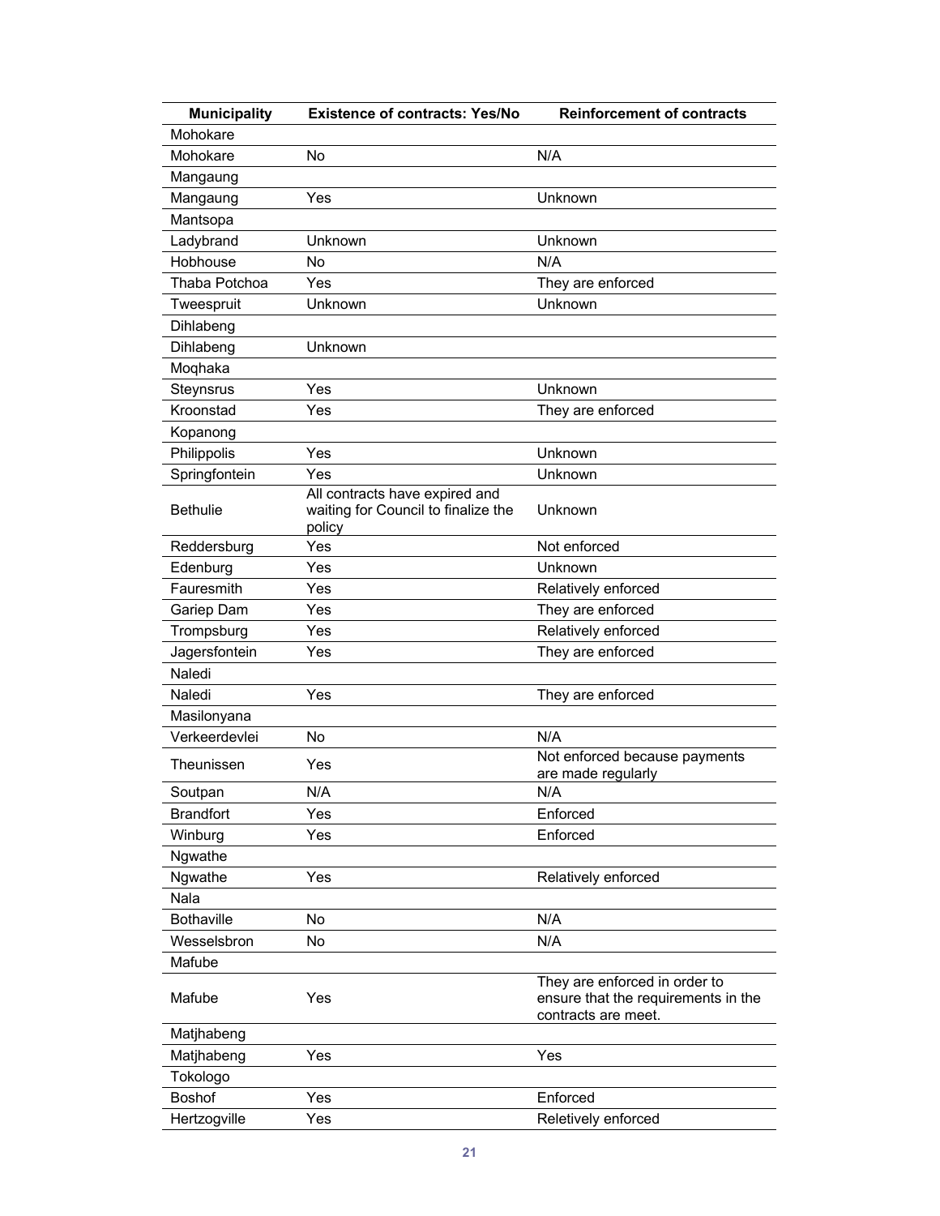| Municipality | Existence of contracts: Yes/No | Reinforcement of contracts |
|---|---|---|
| Mohokare | | |
| Mohokare | No | N/A |
| Mangaung | | |
| Mangaung | Yes | Unknown |
| Mantsopa | | |
| Ladybrand | Unknown | Unknown |
| Hobhouse | No | N/A |
| Thaba Potchoa | Yes | They are enforced |
| Tweespruit | Unknown | Unknown |
| Dihlabeng | | |
| Dihlabeng | Unknown | |
| Moqhaka | | |
| Steynsrus | Yes | Unknown |
| Kroonstad | Yes | They are enforced |
| Kopanong | | |
| Philippolis | Yes | Unknown |
| Springfontein | Yes | Unknown |
| Bethulie | All contracts have expired and waiting for Council to finalize the policy | Unknown |
| Reddersburg | Yes | Not enforced |
| Edenburg | Yes | Unknown |
| Fauresmith | Yes | Relatively enforced |
| Gariep Dam | Yes | They are enforced |
| Trompsburg | Yes | Relatively enforced |
| Jagersfontein | Yes | They are enforced |
| Naledi | | |
| Naledi | Yes | They are enforced |
| Masilonyana | | |
| Verkeerdevlei | No | N/A |
| Theunissen | Yes | Not enforced because payments are made regularly |
| Soutpan | N/A | N/A |
| Brandfort | Yes | Enforced |
| Winburg | Yes | Enforced |
| Ngwathe | | |
| Ngwathe | Yes | Relatively enforced |
| Nala | | |
| Bothaville | No | N/A |
| Wesselsbron | No | N/A |
| Mafube | | |
| Mafube | Yes | They are enforced in order to ensure that the requirements in the contracts are meet. |
| Matjhabeng | | |
| Matjhabeng | Yes | Yes |
| Tokologo | | |
| Boshof | Yes | Enforced |
| Hertzogville | Yes | Reletively enforced |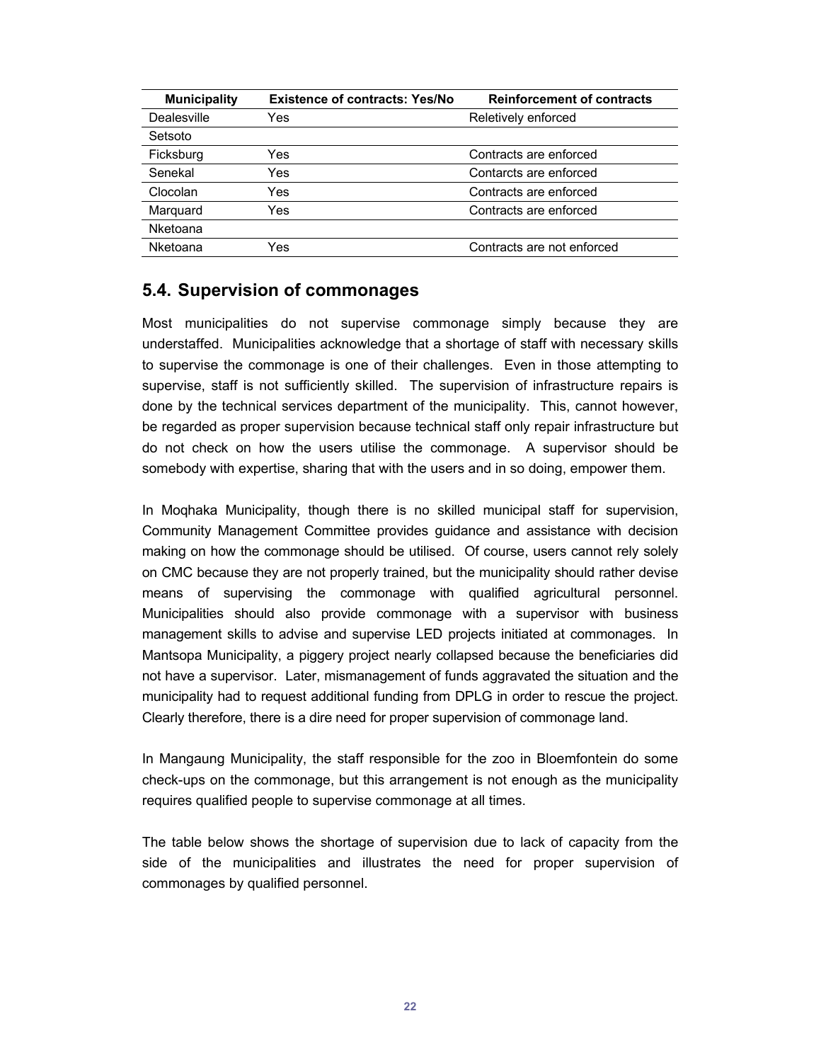| Municipality | Existence of contracts: Yes/No | Reinforcement of contracts |
|---|---|---|
| Dealesville | Yes | Reletively enforced |
| Setsoto | | |
| Ficksburg | Yes | Contracts are enforced |
| Senekal | Yes | Contarcts are enforced |
| Clocolan | Yes | Contracts are enforced |
| Marquard | Yes | Contracts are enforced |
| Nketoana | | |
| Nketoana | Yes | Contracts are not enforced |

## 5.4. Supervision of commonages

Most municipalities do not supervise commonage simply because they are understaffed. Municipalities acknowledge that a shortage of staff with necessary skills to supervise the commonage is one of their challenges. Even in those attempting to supervise, staff is not sufficiently skilled. The supervision of infrastructure repairs is done by the technical services department of the municipality. This, cannot however, be regarded as proper supervision because technical staff only repair infrastructure but do not check on how the users utilise the commonage. A supervisor should be somebody with expertise, sharing that with the users and in so doing, empower them.

In Moqhaka Municipality, though there is no skilled municipal staff for supervision, Community Management Committee provides guidance and assistance with decision making on how the commonage should be utilised. Of course, users cannot rely solely on CMC because they are not properly trained, but the municipality should rather devise means of supervising the commonage with qualified agricultural personnel. Municipalities should also provide commonage with a supervisor with business management skills to advise and supervise LED projects initiated at commonages. In Mantsopa Municipality, a piggery project nearly collapsed because the beneficiaries did not have a supervisor. Later, mismanagement of funds aggravated the situation and the municipality had to request additional funding from DPLG in order to rescue the project. Clearly therefore, there is a dire need for proper supervision of commonage land.

In Mangaung Municipality, the staff responsible for the zoo in Bloemfontein do some check-ups on the commonage, but this arrangement is not enough as the municipality requires qualified people to supervise commonage at all times.

The table below shows the shortage of supervision due to lack of capacity from the side of the municipalities and illustrates the need for proper supervision of commonages by qualified personnel.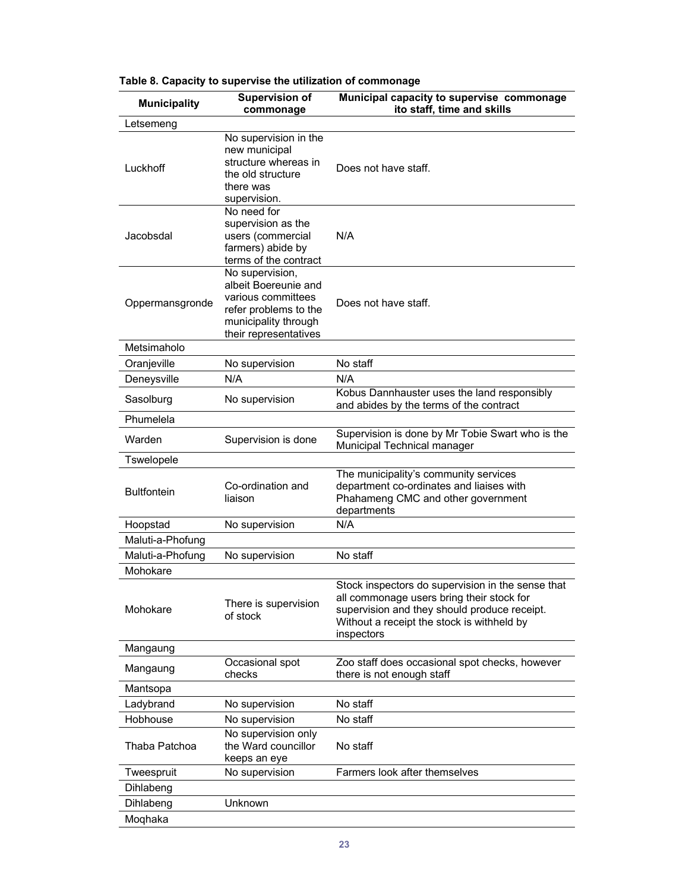**Table 8. Capacity to supervise the utilization of commonage**

| Municipality | Supervision of commonage | Municipal capacity to supervise commonage ito staff, time and skills |
|---|---|---|
| Letsemeng | | |
| Luckhoff | No supervision in the new municipal structure whereas in the old structure there was supervision. | Does not have staff. |
| Jacobsdal | No need for supervision as the users (commercial farmers) abide by terms of the contract | N/A |
| Oppermansgronde | No supervision, albeit Boereunie and various committees refer problems to the municipality through their representatives | Does not have staff. |
| Metsimaholo | | |
| Oranjeville | No supervision | No staff |
| Deneysville | N/A | N/A |
| Sasolburg | No supervision | Kobus Dannhauster uses the land responsibly and abides by the terms of the contract |
| Phumelela | | |
| Warden | Supervision is done | Supervision is done by Mr Tobie Swart who is the Municipal Technical manager |
| Tswelopele | | |
| Bultfontein | Co-ordination and liaison | The municipality's community services department co-ordinates and liaises with Phahameng CMC and other government departments |
| Hoopstad | No supervision | N/A |
| Maluti-a-Phofung | | |
| Maluti-a-Phofung | No supervision | No staff |
| Mohokare | | |
| Mohokare | There is supervision of stock | Stock inspectors do supervision in the sense that all commonage users bring their stock for supervision and they should produce receipt. Without a receipt the stock is withheld by inspectors |
| Mangaung | | |
| Mangaung | Occasional spot checks | Zoo staff does occasional spot checks, however there is not enough staff |
| Mantsopa | | |
| Ladybrand | No supervision | No staff |
| Hobhouse | No supervision | No staff |
| Thaba Patchoa | No supervision only the Ward councillor keeps an eye | No staff |
| Tweespruit | No supervision | Farmers look after themselves |
| Dihlabeng | | |
| Dihlabeng | Unknown | |
| Moqhaka | | |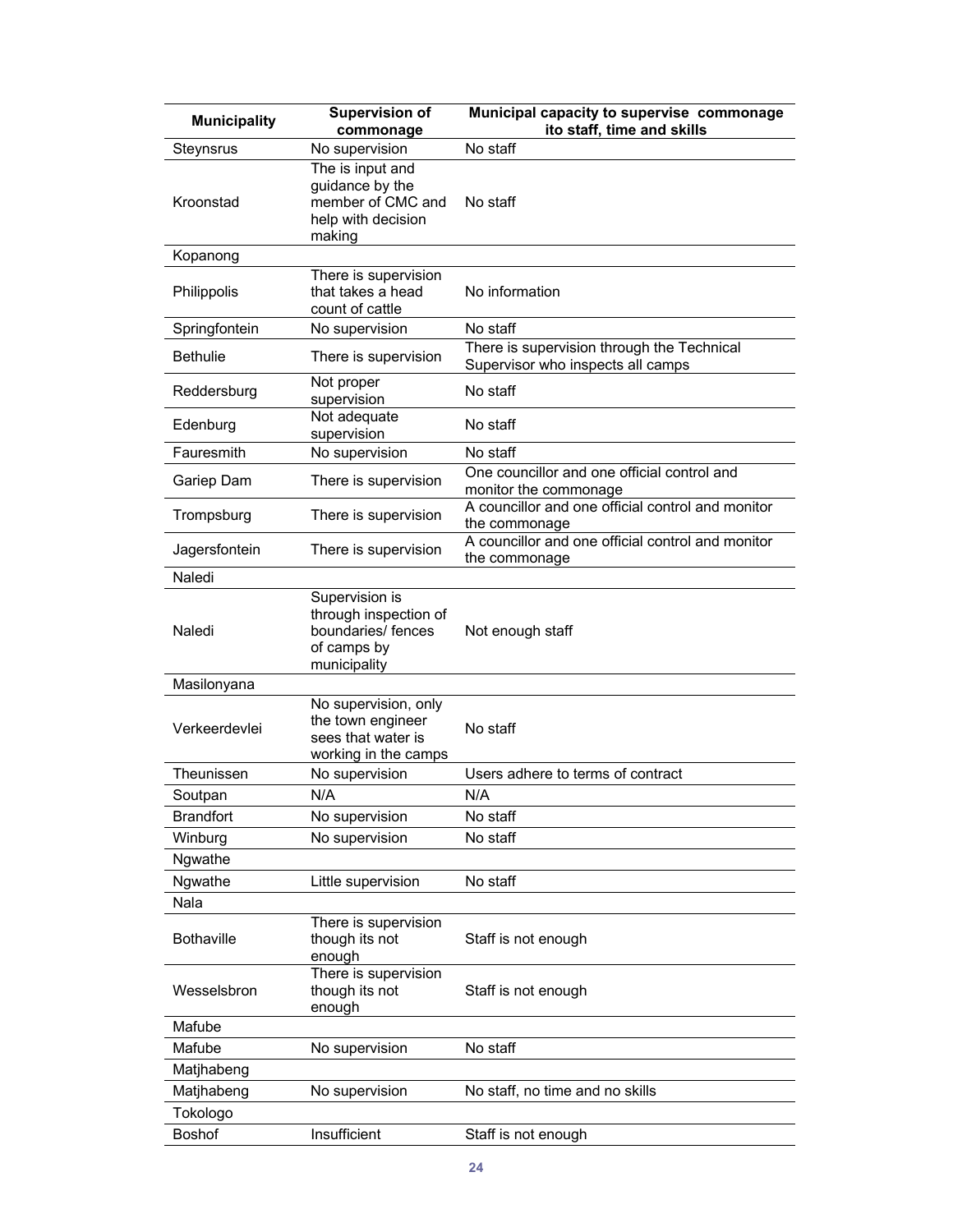| Municipality | Supervision of commonage | Municipal capacity to supervise commonage ito staff, time and skills |
|---|---|---|
| Steynsrus | No supervision | No staff |
| Kroonstad | The is input and guidance by the member of CMC and help with decision making | No staff |
| Kopanong | | |
| Philippolis | There is supervision that takes a head count of cattle | No information |
| Springfontein | No supervision | No staff |
| Bethulie | There is supervision | There is supervision through the Technical Supervisor who inspects all camps |
| Reddersburg | Not proper supervision | No staff |
| Edenburg | Not adequate supervision | No staff |
| Fauresmith | No supervision | No staff |
| Gariep Dam | There is supervision | One councillor and one official control and monitor the commonage |
| Trompsburg | There is supervision | A councillor and one official control and monitor the commonage |
| Jagersfontein | There is supervision | A councillor and one official control and monitor the commonage |
| Naledi | | |
| Naledi | Supervision is through inspection of boundaries/ fences of camps by municipality | Not enough staff |
| Masilonyana | | |
| Verkeerdevlei | No supervision, only the town engineer sees that water is working in the camps | No staff |
| Theunissen | No supervision | Users adhere to terms of contract |
| Soutpan | N/A | N/A |
| Brandfort | No supervision | No staff |
| Winburg | No supervision | No staff |
| Ngwathe | | |
| Ngwathe | Little supervision | No staff |
| Nala | | |
| Bothaville | There is supervision though its not enough | Staff is not enough |
| Wesselsbron | There is supervision though its not enough | Staff is not enough |
| Mafube | | |
| Mafube | No supervision | No staff |
| Matjhabeng | | |
| Matjhabeng | No supervision | No staff, no time and no skills |
| Tokologo | | |
| Boshof | Insufficient | Staff is not enough |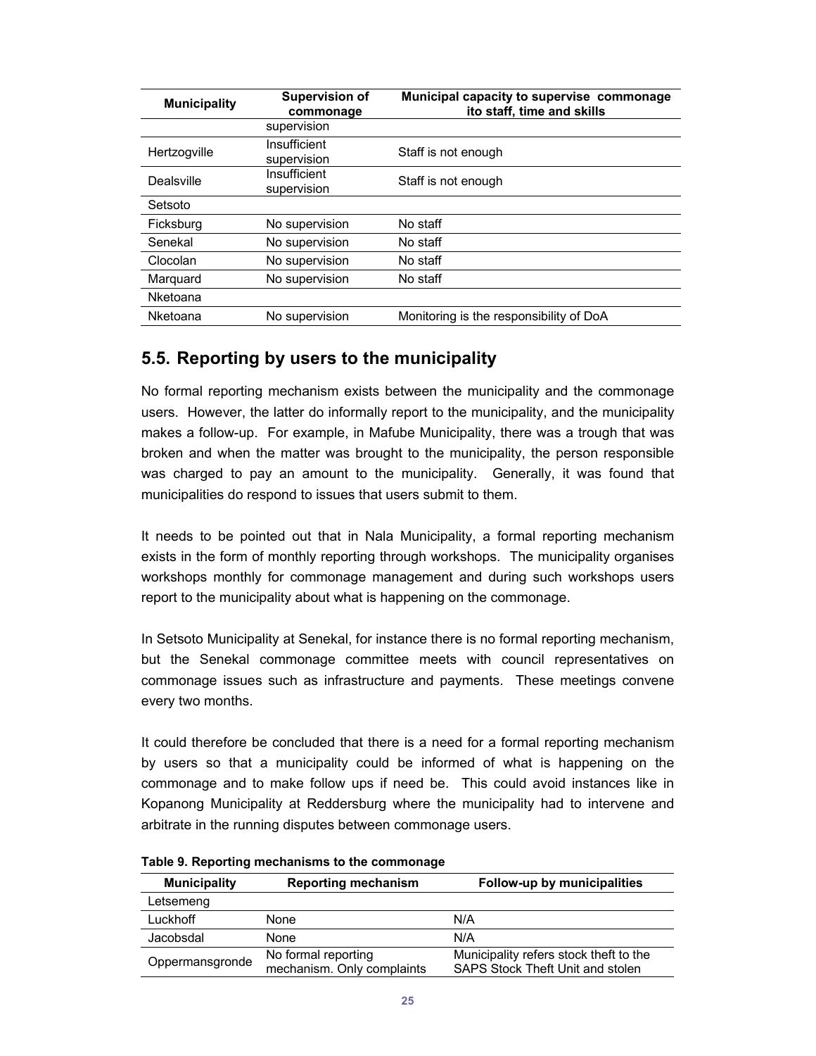| Municipality | Supervision of commonage | Municipal capacity to supervise commonage ito staff, time and skills |
|---|---|---|
| | supervision | |
| Hertzogville | Insufficient supervision | Staff is not enough |
| Dealsville | Insufficient supervision | Staff is not enough |
| Setsoto | | |
| Ficksburg | No supervision | No staff |
| Senekal | No supervision | No staff |
| Clocolan | No supervision | No staff |
| Marquard | No supervision | No staff |
| Nketoana | | |
| Nketoana | No supervision | Monitoring is the responsibility of DoA |

## 5.5. Reporting by users to the municipality

No formal reporting mechanism exists between the municipality and the commonage users. However, the latter do informally report to the municipality, and the municipality makes a follow-up. For example, in Mafube Municipality, there was a trough that was broken and when the matter was brought to the municipality, the person responsible was charged to pay an amount to the municipality. Generally, it was found that municipalities do respond to issues that users submit to them.

It needs to be pointed out that in Nala Municipality, a formal reporting mechanism exists in the form of monthly reporting through workshops. The municipality organises workshops monthly for commonage management and during such workshops users report to the municipality about what is happening on the commonage.

In Setsoto Municipality at Senekal, for instance there is no formal reporting mechanism, but the Senekal commonage committee meets with council representatives on commonage issues such as infrastructure and payments. These meetings convene every two months.

It could therefore be concluded that there is a need for a formal reporting mechanism by users so that a municipality could be informed of what is happening on the commonage and to make follow ups if need be. This could avoid instances like in Kopanong Municipality at Reddersburg where the municipality had to intervene and arbitrate in the running disputes between commonage users.

**Table 9. Reporting mechanisms to the commonage**

| Municipality | Reporting mechanism | Follow-up by municipalities |
|---|---|---|
| Letsemeng | | |
| Luckhoff | None | N/A |
| Jacobsdal | None | N/A |
| Oppermansgronde | No formal reporting mechanism. Only complaints | Municipality refers stock theft to the SAPS Stock Theft Unit and stolen |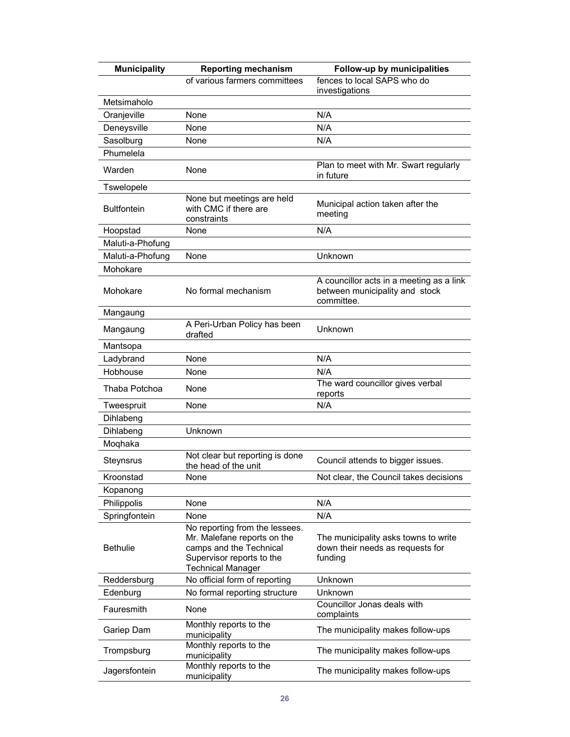| Municipality | Reporting mechanism | Follow-up by municipalities |
|---|---|---|
| | of various farmers committees | fences to local SAPS who do investigations |
| Metsimaholo | | |
| Oranjeville | None | N/A |
| Deneysville | None | N/A |
| Sasolburg | None | N/A |
| Phumelela | | |
| Warden | None | Plan to meet with Mr. Swart regularly in future |
| Tswelopele | | |
| Bultfontein | None but meetings are held with CMC if there are constraints | Municipal action taken after the meeting |
| Hoopstad | None | N/A |
| Maluti-a-Phofung | | |
| Maluti-a-Phofung | None | Unknown |
| Mohokare | | |
| Mohokare | No formal mechanism | A councillor acts in a meeting as a link between municipality and stock committee. |
| Mangaung | | |
| Mangaung | A Peri-Urban Policy has been drafted | Unknown |
| Mantsopa | | |
| Ladybrand | None | N/A |
| Hobhouse | None | N/A |
| Thaba Potchoa | None | The ward councillor gives verbal reports |
| Tweespruit | None | N/A |
| Dihlabeng | | |
| Dihlabeng | Unknown | |
| Moqhaka | | |
| Steynsrus | Not clear but reporting is done the head of the unit | Council attends to bigger issues. |
| Kroonstad | None | Not clear, the Council takes decisions |
| Kopanong | | |
| Philippolis | None | N/A |
| Springfontein | None | N/A |
| Bethulie | No reporting from the lessees. Mr. Malefane reports on the camps and the Technical Supervisor reports to the Technical Manager | The municipality asks towns to write down their needs as requests for funding |
| Reddersburg | No official form of reporting | Unknown |
| Edenburg | No formal reporting structure | Unknown |
| Fauresmith | None | Councillor Jonas deals with complaints |
| Gariep Dam | Monthly reports to the municipality | The municipality makes follow-ups |
| Trompsburg | Monthly reports to the municipality | The municipality makes follow-ups |
| Jagersfontein | Monthly reports to the municipality | The municipality makes follow-ups |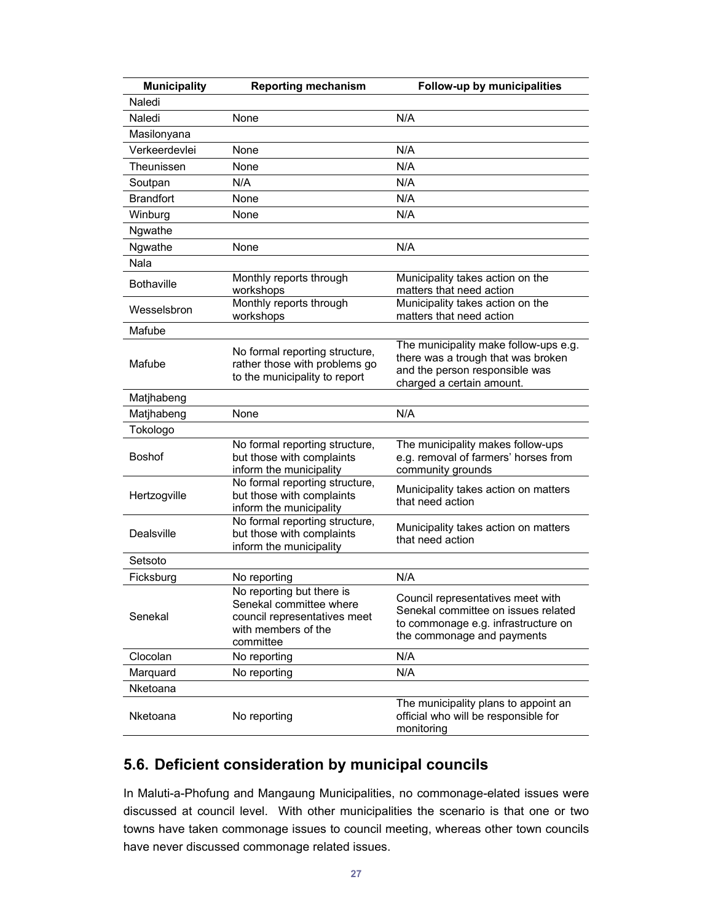| Municipality | Reporting mechanism | Follow-up by municipalities |
|---|---|---|
| Naledi | | |
| Naledi | None | N/A |
| Masilonyana | | |
| Verkeerdevlei | None | N/A |
| Theunissen | None | N/A |
| Soutpan | N/A | N/A |
| Brandfort | None | N/A |
| Winburg | None | N/A |
| Ngwathe | | |
| Ngwathe | None | N/A |
| Nala | | |
| Bothaville | Monthly reports through workshops | Municipality takes action on the matters that need action |
| Wesselsbron | Monthly reports through workshops | Municipality takes action on the matters that need action |
| Mafube | | |
| Mafube | No formal reporting structure, rather those with problems go to the municipality to report | The municipality make follow-ups e.g. there was a trough that was broken and the person responsible was charged a certain amount. |
| Matjhabeng | | |
| Matjhabeng | None | N/A |
| Tokologo | | |
| Boshof | No formal reporting structure, but those with complaints inform the municipality | The municipality makes follow-ups e.g. removal of farmers' horses from community grounds |
| Hertzogville | No formal reporting structure, but those with complaints inform the municipality | Municipality takes action on matters that need action |
| Dealsville | No formal reporting structure, but those with complaints inform the municipality | Municipality takes action on matters that need action |
| Setsoto | | |
| Ficksburg | No reporting | N/A |
| Senekal | No reporting but there is Senekal committee where council representatives meet with members of the committee | Council representatives meet with Senekal committee on issues related to commonage e.g. infrastructure on the commonage and payments |
| Clocolan | No reporting | N/A |
| Marquard | No reporting | N/A |
| Nketoana | | |
| Nketoana | No reporting | The municipality plans to appoint an official who will be responsible for monitoring |

## 5.6. Deficient consideration by municipal councils

In Maluti-a-Phofung and Mangaung Municipalities, no commonage-elated issues were discussed at council level. With other municipalities the scenario is that one or two towns have taken commonage issues to council meeting, whereas other town councils have never discussed commonage related issues.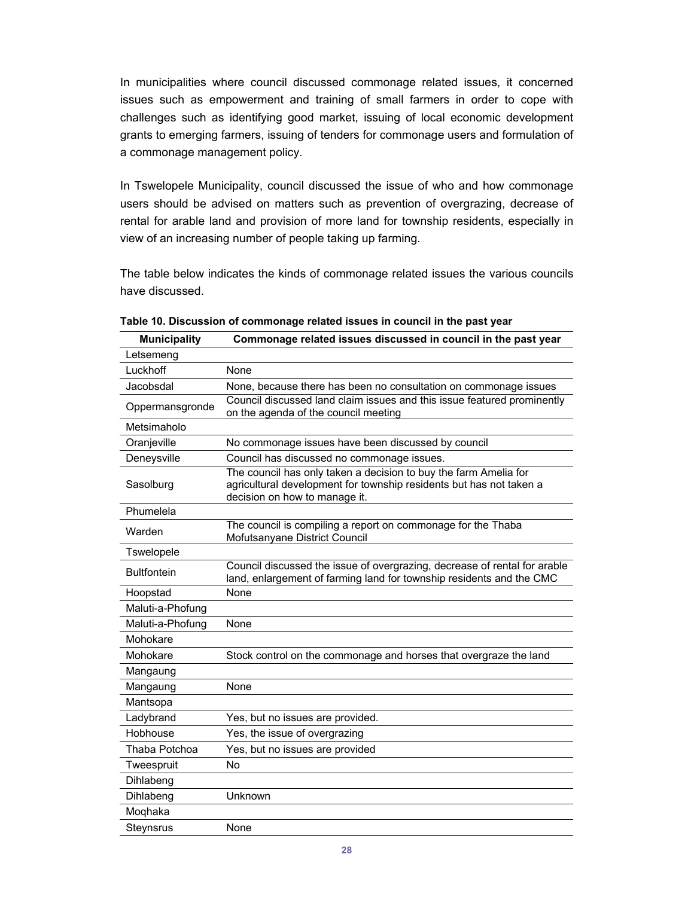In municipalities where council discussed commonage related issues, it concerned issues such as empowerment and training of small farmers in order to cope with challenges such as identifying good market, issuing of local economic development grants to emerging farmers, issuing of tenders for commonage users and formulation of a commonage management policy.

In Tswelopele Municipality, council discussed the issue of who and how commonage users should be advised on matters such as prevention of overgrazing, decrease of rental for arable land and provision of more land for township residents, especially in view of an increasing number of people taking up farming.

The table below indicates the kinds of commonage related issues the various councils have discussed.

**Table 10. Discussion of commonage related issues in council in the past year**

| Municipality | Commonage related issues discussed in council in the past year |
|---|---|
| Letsemeng | |
| Luckhoff | None |
| Jacobsdal | None, because there has been no consultation on commonage issues |
| Oppermansgronde | Council discussed land claim issues and this issue featured prominently on the agenda of the council meeting |
| Metsimaholo | |
| Oranjeville | No commonage issues have been discussed by council |
| Deneysville | Council has discussed no commonage issues. |
| Sasolburg | The council has only taken a decision to buy the farm Amelia for agricultural development for township residents but has not taken a decision on how to manage it. |
| Phumelela | |
| Warden | The council is compiling a report on commonage for the Thaba Mofutsanyane District Council |
| Tswelopele | |
| Bultfontein | Council discussed the issue of overgrazing, decrease of rental for arable land, enlargement of farming land for township residents and the CMC |
| Hoopstad | None |
| Maluti-a-Phofung | |
| Maluti-a-Phofung | None |
| Mohokare | |
| Mohokare | Stock control on the commonage and horses that overgraze the land |
| Mangaung | |
| Mangaung | None |
| Mantsopa | |
| Ladybrand | Yes, but no issues are provided. |
| Hobhouse | Yes, the issue of overgrazing |
| Thaba Potchoa | Yes, but no issues are provided |
| Tweespruit | No |
| Dihlabeng | |
| Dihlabeng | Unknown |
| Moqhaka | |
| Steynsrus | None |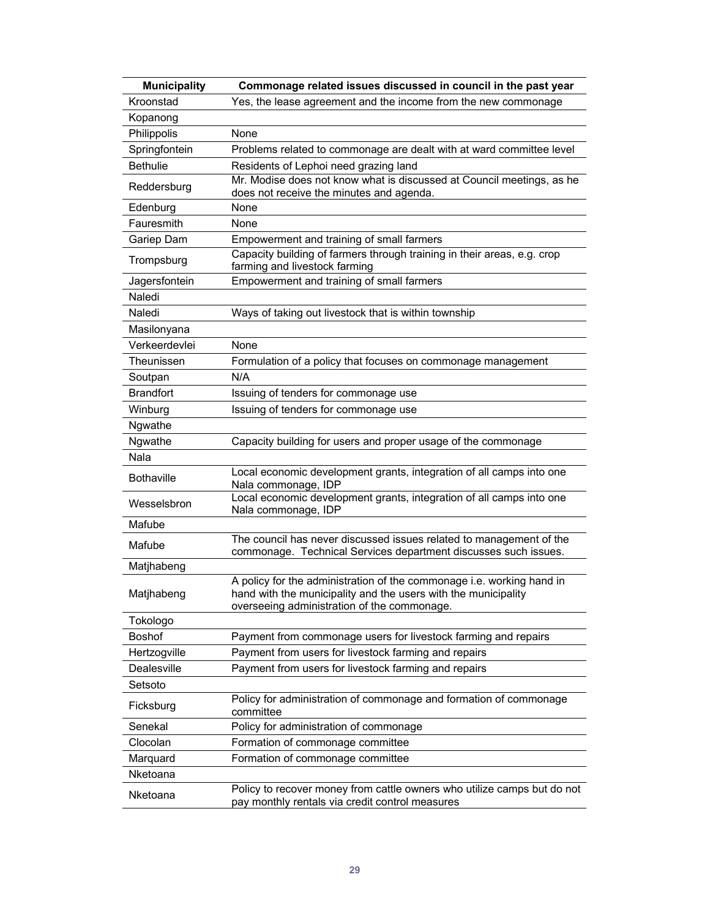| Municipality | Commonage related issues discussed in council in the past year |
|---|---|
| Kroonstad | Yes, the lease agreement and the income from the new commonage |
| Kopanong | |
| Philippolis | None |
| Springfontein | Problems related to commonage are dealt with at ward committee level |
| Bethulie | Residents of Lephoi need grazing land |
| Reddersburg | Mr. Modise does not know what is discussed at Council meetings, as he does not receive the minutes and agenda. |
| Edenburg | None |
| Fauresmith | None |
| Gariep Dam | Empowerment and training of small farmers |
| Trompsburg | Capacity building of farmers through training in their areas, e.g. crop farming and livestock farming |
| Jagersfontein | Empowerment and training of small farmers |
| Naledi | |
| Naledi | Ways of taking out livestock that is within township |
| Masilonyana | |
| Verkeerdevlei | None |
| Theunissen | Formulation of a policy that focuses on commonage management |
| Soutpan | N/A |
| Brandfort | Issuing of tenders for commonage use |
| Winburg | Issuing of tenders for commonage use |
| Ngwathe | |
| Ngwathe | Capacity building for users and proper usage of the commonage |
| Nala | |
| Bothaville | Local economic development grants, integration of all camps into one Nala commonage, IDP |
| Wesselsbron | Local economic development grants, integration of all camps into one Nala commonage, IDP |
| Mafube | |
| Mafube | The council has never discussed issues related to management of the commonage. Technical Services department discusses such issues. |
| Matjhabeng | |
| Matjhabeng | A policy for the administration of the commonage i.e. working hand in hand with the municipality and the users with the municipality overseeing administration of the commonage. |
| Tokologo | |
| Boshof | Payment from commonage users for livestock farming and repairs |
| Hertzogville | Payment from users for livestock farming and repairs |
| Dealesville | Payment from users for livestock farming and repairs |
| Setsoto | |
| Ficksburg | Policy for administration of commonage and formation of commonage committee |
| Senekal | Policy for administration of commonage |
| Clocolan | Formation of commonage committee |
| Marquard | Formation of commonage committee |
| Nketoana | |
| Nketoana | Policy to recover money from cattle owners who utilize camps but do not pay monthly rentals via credit control measures |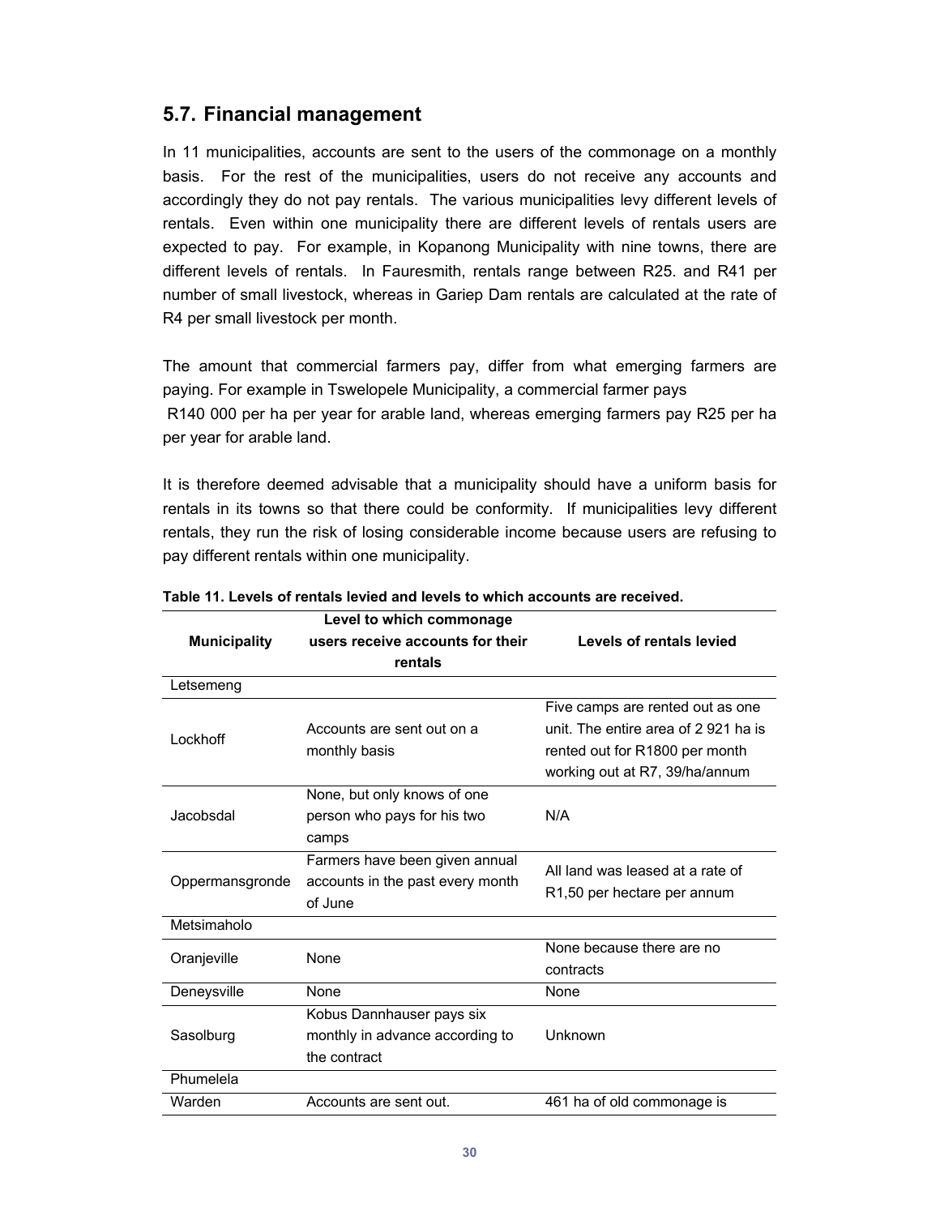## 5.7. Financial management

In 11 municipalities, accounts are sent to the users of the commonage on a monthly basis. For the rest of the municipalities, users do not receive any accounts and accordingly they do not pay rentals. The various municipalities levy different levels of rentals. Even within one municipality there are different levels of rentals users are expected to pay. For example, in Kopanong Municipality with nine towns, there are different levels of rentals. In Fauresmith, rentals range between R25. and R41 per number of small livestock, whereas in Gariep Dam rentals are calculated at the rate of R4 per small livestock per month.

The amount that commercial farmers pay, differ from what emerging farmers are paying. For example in Tswelopele Municipality, a commercial farmer pays R140 000 per ha per year for arable land, whereas emerging farmers pay R25 per ha per year for arable land.

It is therefore deemed advisable that a municipality should have a uniform basis for rentals in its towns so that there could be conformity. If municipalities levy different rentals, they run the risk of losing considerable income because users are refusing to pay different rentals within one municipality.

**Table 11. Levels of rentals levied and levels to which accounts are received.**

| Municipality | Level to which commonage users receive accounts for their rentals | Levels of rentals levied |
|---|---|---|
| Letsemeng | | |
| Lockhoff | Accounts are sent out on a monthly basis | Five camps are rented out as one unit. The entire area of 2 921 ha is rented out for R1800 per month working out at R7, 39/ha/annum |
| Jacobsdal | None, but only knows of one person who pays for his two camps | N/A |
| Oppermansgronde | Farmers have been given annual accounts in the past every month of June | All land was leased at a rate of R1,50 per hectare per annum |
| Metsimaholo | | |
| Oranjeville | None | None because there are no contracts |
| Deneysville | None | None |
| Sasolburg | Kobus Dannhauser pays six monthly in advance according to the contract | Unknown |
| Phumelela | | |
| Warden | Accounts are sent out. | 461 ha of old commonage is |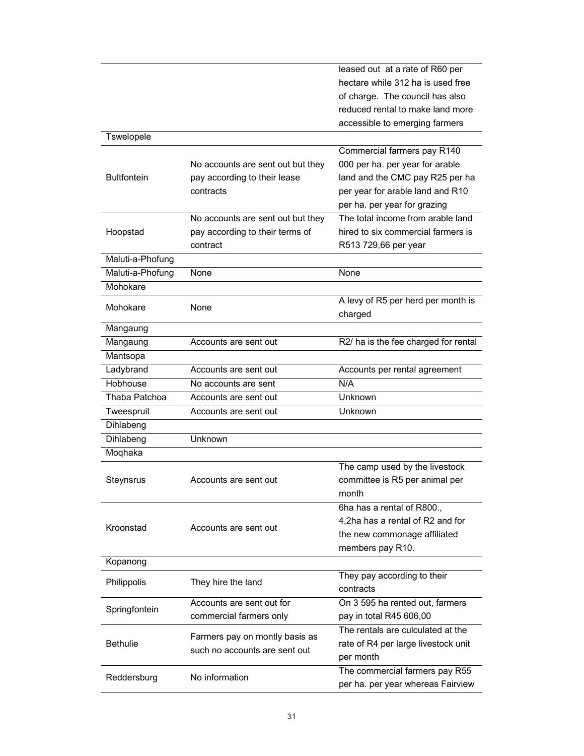| | | |
|---|---|---|
| | | leased out at a rate of R60 per hectare while 312 ha is used free of charge. The council has also reduced rental to make land more accessible to emerging farmers |
| Tswelopele | | |
| Bultfontein | No accounts are sent out but they pay according to their lease contracts | Commercial farmers pay R140 000 per ha. per year for arable land and the CMC pay R25 per ha per year for arable land and R10 per ha. per year for grazing |
| Hoopstad | No accounts are sent out but they pay according to their terms of contract | The total income from arable land hired to six commercial farmers is R513 729,66 per year |
| Maluti-a-Phofung | | |
| Maluti-a-Phofung | None | None |
| Mohokare | | |
| Mohokare | None | A levy of R5 per herd per month is charged |
| Mangaung | | |
| Mangaung | Accounts are sent out | R2/ ha is the fee charged for rental |
| Mantsopa | | |
| Ladybrand | Accounts are sent out | Accounts per rental agreement |
| Hobhouse | No accounts are sent | N/A |
| Thaba Patchoa | Accounts are sent out | Unknown |
| Tweespruit | Accounts are sent out | Unknown |
| Dihlabeng | | |
| Dihlabeng | Unknown | |
| Moqhaka | | |
| Steynsrus | Accounts are sent out | The camp used by the livestock committee is R5 per animal per month |
| Kroonstad | Accounts are sent out | 6ha has a rental of R800., 4,2ha has a rental of R2 and for the new commonage affiliated members pay R10. |
| Kopanong | | |
| Philippolis | They hire the land | They pay according to their contracts |
| Springfontein | Accounts are sent out for commercial farmers only | On 3 595 ha rented out, farmers pay in total R45 606,00 |
| Bethulie | Farmers pay on montly basis as such no accounts are sent out | The rentals are culculated at the rate of R4 per large livestock unit per month |
| Reddersburg | No information | The commercial farmers pay R55 per ha. per year whereas Fairview |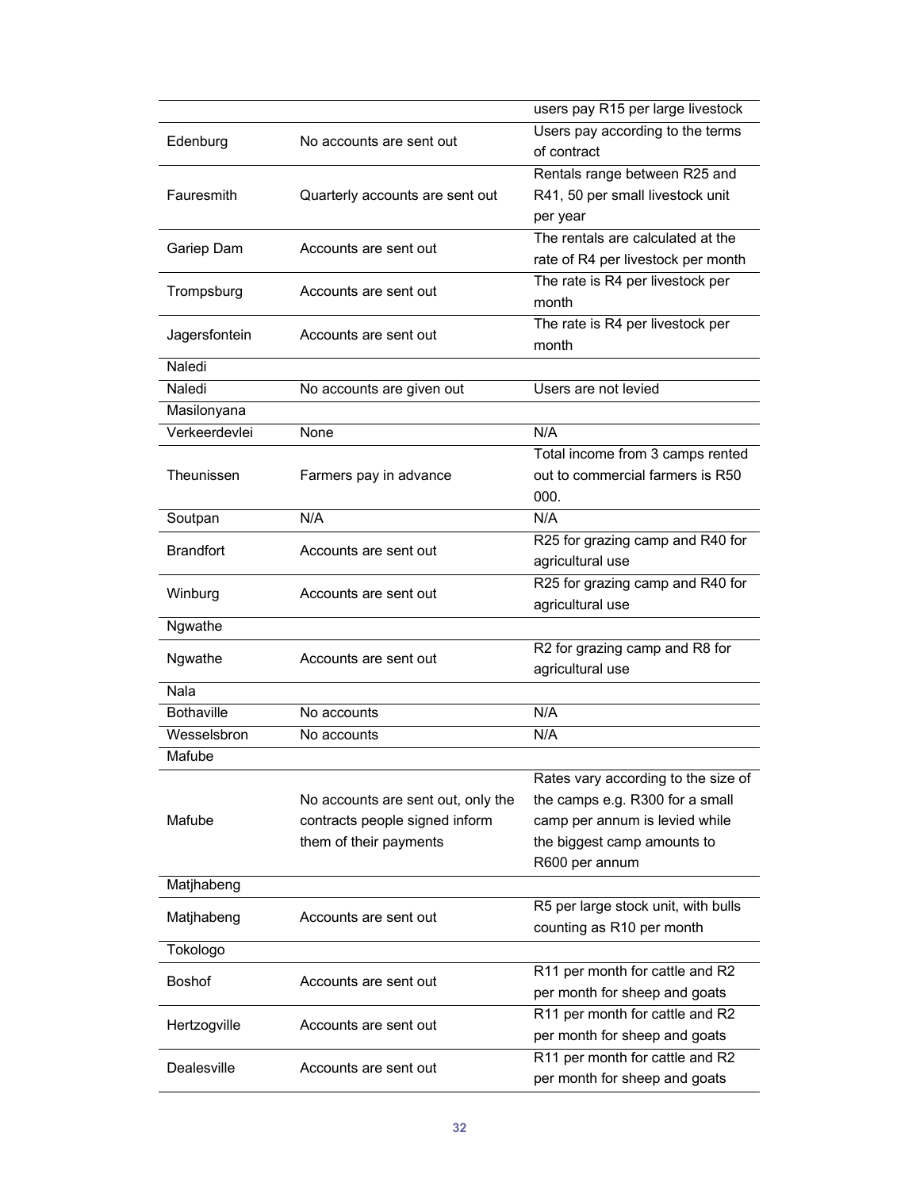| | | |
|---|---|---|
| | | users pay R15 per large livestock |
| Edenburg | No accounts are sent out | Users pay according to the terms of contract |
| Fauresmith | Quarterly accounts are sent out | Rentals range between R25 and R41, 50 per small livestock unit per year |
| Gariep Dam | Accounts are sent out | The rentals are calculated at the rate of R4 per livestock per month |
| Trompsburg | Accounts are sent out | The rate is R4 per livestock per month |
| Jagersfontein | Accounts are sent out | The rate is R4 per livestock per month |
| Naledi | | |
| Naledi | No accounts are given out | Users are not levied |
| Masilonyana | | |
| Verkeerdevlei | None | N/A |
| Theunissen | Farmers pay in advance | Total income from 3 camps rented out to commercial farmers is R50 000. |
| Soutpan | N/A | N/A |
| Brandfort | Accounts are sent out | R25 for grazing camp and R40 for agricultural use |
| Winburg | Accounts are sent out | R25 for grazing camp and R40 for agricultural use |
| Ngwathe | | |
| Ngwathe | Accounts are sent out | R2 for grazing camp and R8 for agricultural use |
| Nala | | |
| Bothaville | No accounts | N/A |
| Wesselsbron | No accounts | N/A |
| Mafube | | |
| Mafube | No accounts are sent out, only the contracts people signed inform them of their payments | Rates vary according to the size of the camps e.g. R300 for a small camp per annum is levied while the biggest camp amounts to R600 per annum |
| Matjhabeng | | |
| Matjhabeng | Accounts are sent out | R5 per large stock unit, with bulls counting as R10 per month |
| Tokologo | | |
| Boshof | Accounts are sent out | R11 per month for cattle and R2 per month for sheep and goats |
| Hertzogville | Accounts are sent out | R11 per month for cattle and R2 per month for sheep and goats |
| Dealesville | Accounts are sent out | R11 per month for cattle and R2 per month for sheep and goats |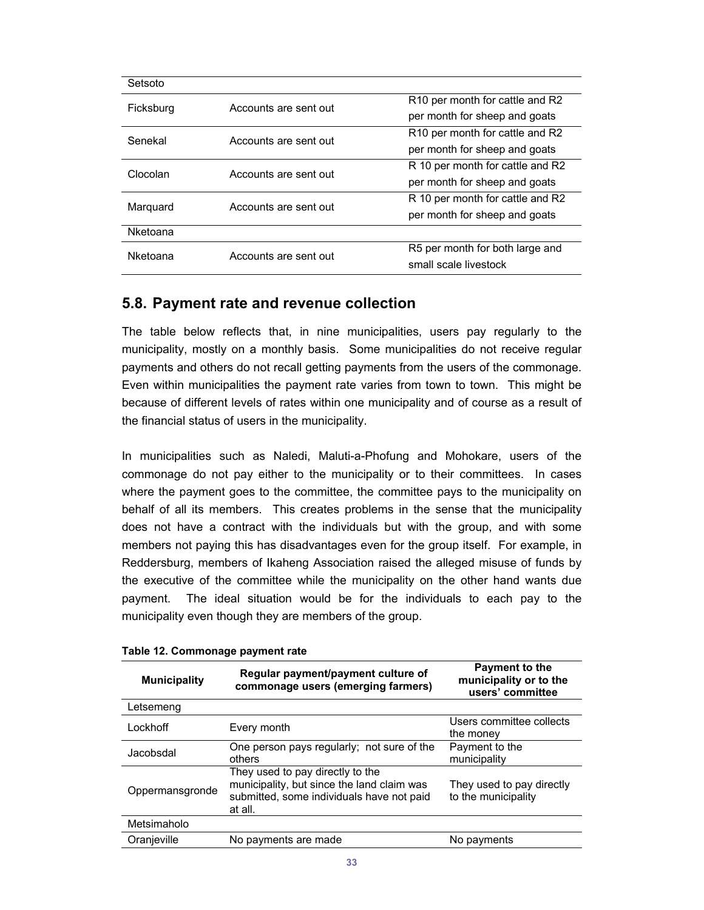| | | |
|---|---|---|
| Setsoto | | |
| Ficksburg | Accounts are sent out | R10 per month for cattle and R2 per month for sheep and goats |
| Senekal | Accounts are sent out | R10 per month for cattle and R2 per month for sheep and goats |
| Clocolan | Accounts are sent out | R 10 per month for cattle and R2 per month for sheep and goats |
| Marquard | Accounts are sent out | R 10 per month for cattle and R2 per month for sheep and goats |
| Nketoana | | |
| Nketoana | Accounts are sent out | R5 per month for both large and small scale livestock |

## 5.8. Payment rate and revenue collection

The table below reflects that, in nine municipalities, users pay regularly to the municipality, mostly on a monthly basis. Some municipalities do not receive regular payments and others do not recall getting payments from the users of the commonage. Even within municipalities the payment rate varies from town to town. This might be because of different levels of rates within one municipality and of course as a result of the financial status of users in the municipality.

In municipalities such as Naledi, Maluti-a-Phofung and Mohokare, users of the commonage do not pay either to the municipality or to their committees. In cases where the payment goes to the committee, the committee pays to the municipality on behalf of all its members. This creates problems in the sense that the municipality does not have a contract with the individuals but with the group, and with some members not paying this has disadvantages even for the group itself. For example, in Reddersburg, members of Ikaheng Association raised the alleged misuse of funds by the executive of the committee while the municipality on the other hand wants due payment. The ideal situation would be for the individuals to each pay to the municipality even though they are members of the group.

**Table 12. Commonage payment rate**

| Municipality | Regular payment/payment culture of commonage users (emerging farmers) | Payment to the municipality or to the users' committee |
|---|---|---|
| Letsemeng | | |
| Lockhoff | Every month | Users committee collects the money |
| Jacobsdal | One person pays regularly; not sure of the others | Payment to the municipality |
| Oppermansgronde | They used to pay directly to the municipality, but since the land claim was submitted, some individuals have not paid at all. | They used to pay directly to the municipality |
| Metsimaholo | | |
| Oranjeville | No payments are made | No payments |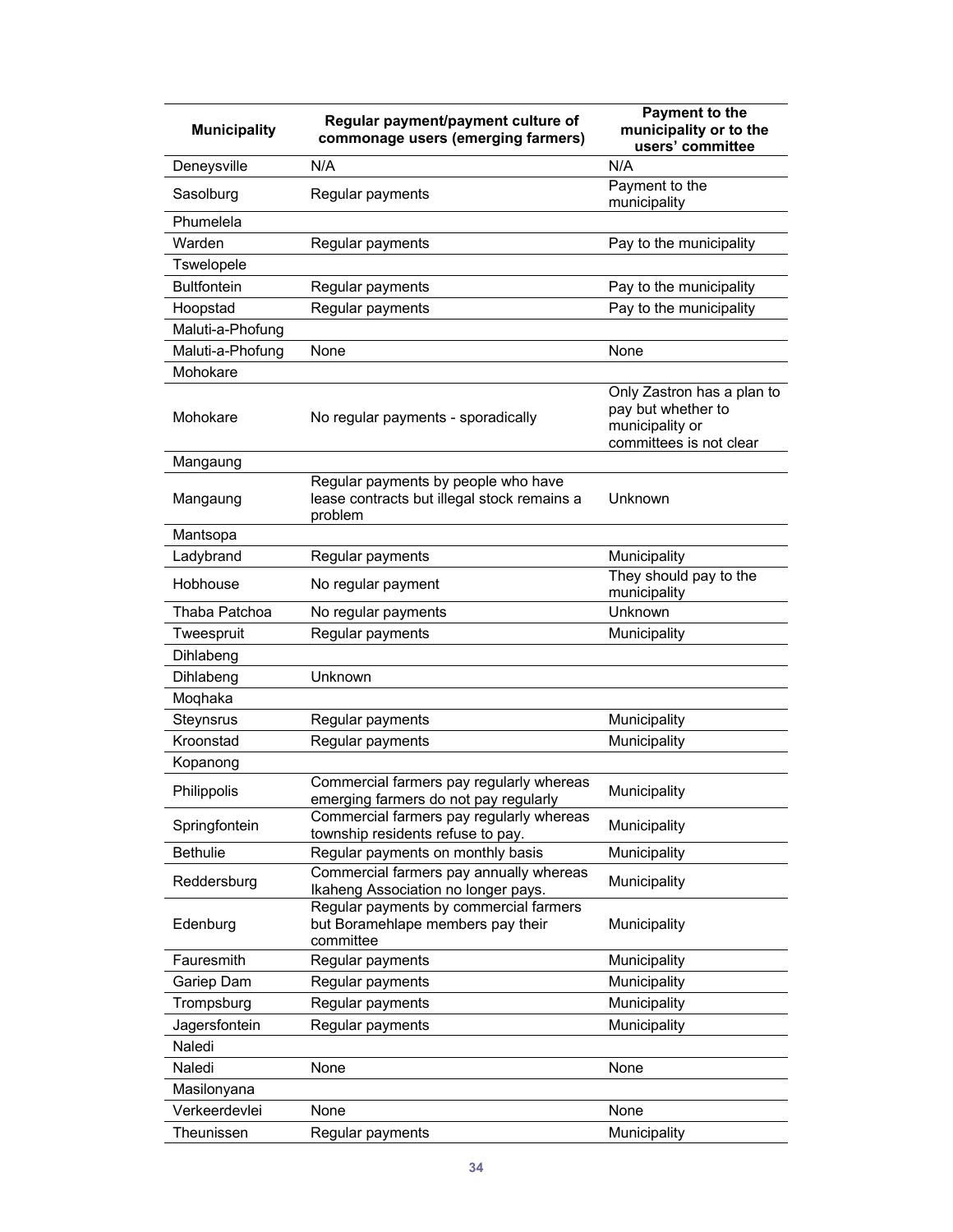| Municipality | Regular payment/payment culture of commonage users (emerging farmers) | Payment to the municipality or to the users' committee |
|---|---|---|
| Deneysville | N/A | N/A |
| Sasolburg | Regular payments | Payment to the municipality |
| Phumelela | | |
| Warden | Regular payments | Pay to the municipality |
| Tswelopele | | |
| Bultfontein | Regular payments | Pay to the municipality |
| Hoopstad | Regular payments | Pay to the municipality |
| Maluti-a-Phofung | | |
| Maluti-a-Phofung | None | None |
| Mohokare | | |
| Mohokare | No regular payments - sporadically | Only Zastron has a plan to pay but whether to municipality or committees is not clear |
| Mangaung | | |
| Mangaung | Regular payments by people who have lease contracts but illegal stock remains a problem | Unknown |
| Mantsopa | | |
| Ladybrand | Regular payments | Municipality |
| Hobhouse | No regular payment | They should pay to the municipality |
| Thaba Patchoa | No regular payments | Unknown |
| Tweespruit | Regular payments | Municipality |
| Dihlabeng | | |
| Dihlabeng | Unknown | |
| Moqhaka | | |
| Steynsrus | Regular payments | Municipality |
| Kroonstad | Regular payments | Municipality |
| Kopanong | | |
| Philippolis | Commercial farmers pay regularly whereas emerging farmers do not pay regularly | Municipality |
| Springfontein | Commercial farmers pay regularly whereas township residents refuse to pay. | Municipality |
| Bethulie | Regular payments on monthly basis | Municipality |
| Reddersburg | Commercial farmers pay annually whereas Ikaheng Association no longer pays. | Municipality |
| Edenburg | Regular payments by commercial farmers but Boramehlape members pay their committee | Municipality |
| Fauresmith | Regular payments | Municipality |
| Gariep Dam | Regular payments | Municipality |
| Trompsburg | Regular payments | Municipality |
| Jagersfontein | Regular payments | Municipality |
| Naledi | | |
| Naledi | None | None |
| Masilonyana | | |
| Verkeerdevlei | None | None |
| Theunissen | Regular payments | Municipality |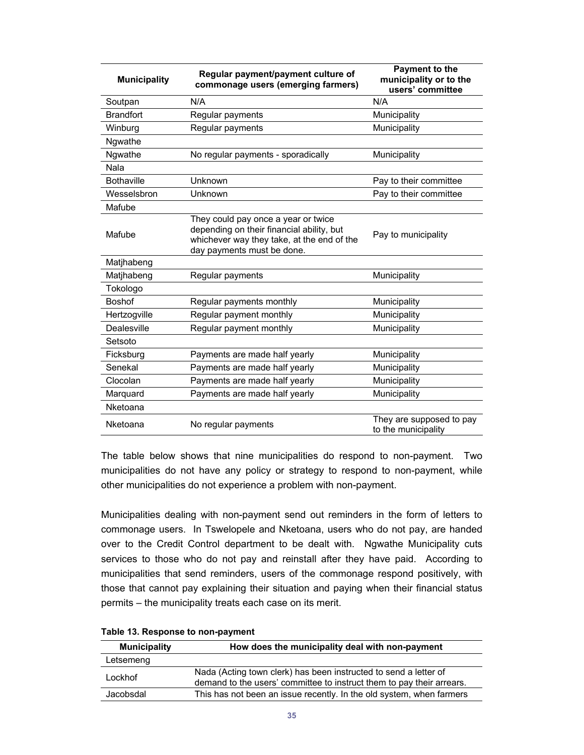| Municipality | Regular payment/payment culture of commonage users (emerging farmers) | Payment to the municipality or to the users' committee |
|---|---|---|
| Soutpan | N/A | N/A |
| Brandfort | Regular payments | Municipality |
| Winburg | Regular payments | Municipality |
| Ngwathe | | |
| Ngwathe | No regular payments - sporadically | Municipality |
| Nala | | |
| Bothaville | Unknown | Pay to their committee |
| Wesselsbron | Unknown | Pay to their committee |
| Mafube | | |
| Mafube | They could pay once a year or twice depending on their financial ability, but whichever way they take, at the end of the day payments must be done. | Pay to municipality |
| Matjhabeng | | |
| Matjhabeng | Regular payments | Municipality |
| Tokologo | | |
| Boshof | Regular payments monthly | Municipality |
| Hertzogville | Regular payment monthly | Municipality |
| Dealesville | Regular payment monthly | Municipality |
| Setsoto | | |
| Ficksburg | Payments are made half yearly | Municipality |
| Senekal | Payments are made half yearly | Municipality |
| Clocolan | Payments are made half yearly | Municipality |
| Marquard | Payments are made half yearly | Municipality |
| Nketoana | | |
| Nketoana | No regular payments | They are supposed to pay to the municipality |

The table below shows that nine municipalities do respond to non-payment. Two municipalities do not have any policy or strategy to respond to non-payment, while other municipalities do not experience a problem with non-payment.

Municipalities dealing with non-payment send out reminders in the form of letters to commonage users. In Tswelopele and Nketoana, users who do not pay, are handed over to the Credit Control department to be dealt with. Ngwathe Municipality cuts services to those who do not pay and reinstall after they have paid. According to municipalities that send reminders, users of the commonage respond positively, with those that cannot pay explaining their situation and paying when their financial status permits – the municipality treats each case on its merit.

**Table 13. Response to non-payment**

| Municipality | How does the municipality deal with non-payment |
|---|---|
| Letsemeng | |
| Lockhof | Nada (Acting town clerk) has been instructed to send a letter of demand to the users' committee to instruct them to pay their arrears. |
| Jacobsdal | This has not been an issue recently. In the old system, when farmers |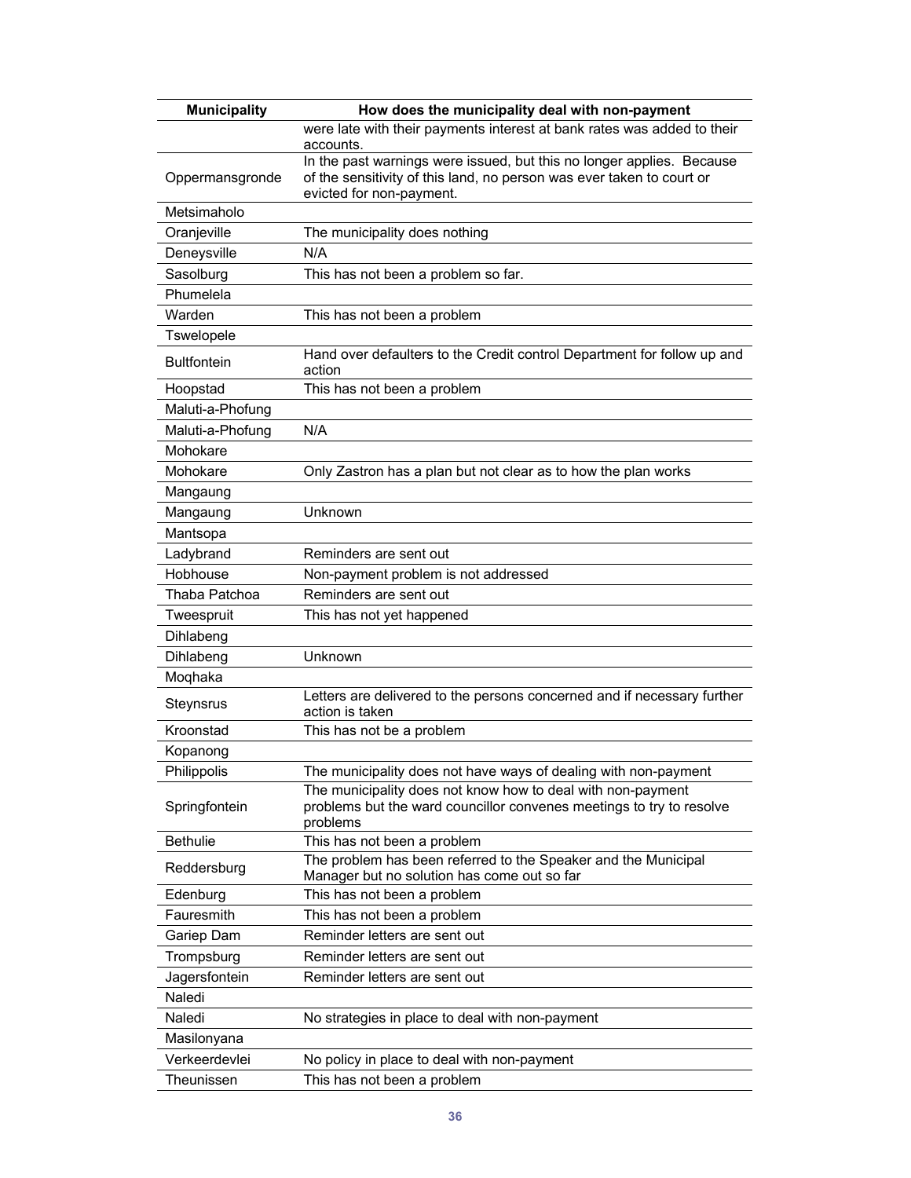| Municipality | How does the municipality deal with non-payment |
|---|---|
| | were late with their payments interest at bank rates was added to their accounts. |
| Oppermansgronde | In the past warnings were issued, but this no longer applies. Because of the sensitivity of this land, no person was ever taken to court or evicted for non-payment. |
| Metsimaholo | |
| Oranjeville | The municipality does nothing |
| Deneysville | N/A |
| Sasolburg | This has not been a problem so far. |
| Phumelela | |
| Warden | This has not been a problem |
| Tswelopele | |
| Bultfontein | Hand over defaulters to the Credit control Department for follow up and action |
| Hoopstad | This has not been a problem |
| Maluti-a-Phofung | |
| Maluti-a-Phofung | N/A |
| Mohokare | |
| Mohokare | Only Zastron has a plan but not clear as to how the plan works |
| Mangaung | |
| Mangaung | Unknown |
| Mantsopa | |
| Ladybrand | Reminders are sent out |
| Hobhouse | Non-payment problem is not addressed |
| Thaba Patchoa | Reminders are sent out |
| Tweespruit | This has not yet happened |
| Dihlabeng | |
| Dihlabeng | Unknown |
| Moqhaka | |
| Steynsrus | Letters are delivered to the persons concerned and if necessary further action is taken |
| Kroonstad | This has not be a problem |
| Kopanong | |
| Philippolis | The municipality does not have ways of dealing with non-payment |
| Springfontein | The municipality does not know how to deal with non-payment problems but the ward councillor convenes meetings to try to resolve problems |
| Bethulie | This has not been a problem |
| Reddersburg | The problem has been referred to the Speaker and the Municipal Manager but no solution has come out so far |
| Edenburg | This has not been a problem |
| Fauresmith | This has not been a problem |
| Gariep Dam | Reminder letters are sent out |
| Trompsburg | Reminder letters are sent out |
| Jagersfontein | Reminder letters are sent out |
| Naledi | |
| Naledi | No strategies in place to deal with non-payment |
| Masilonyana | |
| Verkeerdevlei | No policy in place to deal with non-payment |
| Theunissen | This has not been a problem |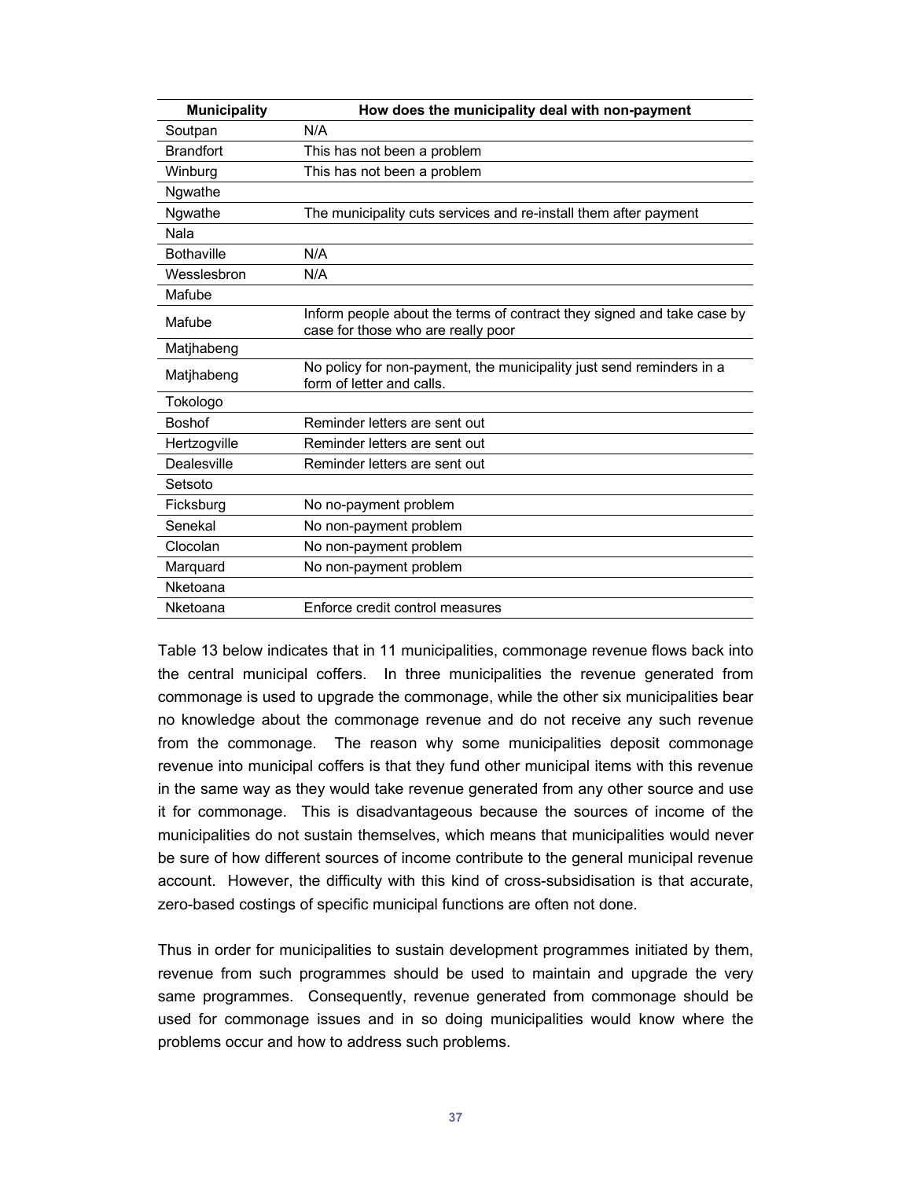| Municipality | How does the municipality deal with non-payment |
|---|---|
| Soutpan | N/A |
| Brandfort | This has not been a problem |
| Winburg | This has not been a problem |
| Ngwathe | |
| Ngwathe | The municipality cuts services and re-install them after payment |
| Nala | |
| Bothaville | N/A |
| Wesslesbron | N/A |
| Mafube | |
| Mafube | Inform people about the terms of contract they signed and take case by case for those who are really poor |
| Matjhabeng | |
| Matjhabeng | No policy for non-payment, the municipality just send reminders in a form of letter and calls. |
| Tokologo | |
| Boshof | Reminder letters are sent out |
| Hertzogville | Reminder letters are sent out |
| Dealesville | Reminder letters are sent out |
| Setsoto | |
| Ficksburg | No no-payment problem |
| Senekal | No non-payment problem |
| Clocolan | No non-payment problem |
| Marquard | No non-payment problem |
| Nketoana | |
| Nketoana | Enforce credit control measures |

Table 13 below indicates that in 11 municipalities, commonage revenue flows back into the central municipal coffers. In three municipalities the revenue generated from commonage is used to upgrade the commonage, while the other six municipalities bear no knowledge about the commonage revenue and do not receive any such revenue from the commonage. The reason why some municipalities deposit commonage revenue into municipal coffers is that they fund other municipal items with this revenue in the same way as they would take revenue generated from any other source and use it for commonage. This is disadvantageous because the sources of income of the municipalities do not sustain themselves, which means that municipalities would never be sure of how different sources of income contribute to the general municipal revenue account. However, the difficulty with this kind of cross-subsidisation is that accurate, zero-based costings of specific municipal functions are often not done.

Thus in order for municipalities to sustain development programmes initiated by them, revenue from such programmes should be used to maintain and upgrade the very same programmes. Consequently, revenue generated from commonage should be used for commonage issues and in so doing municipalities would know where the problems occur and how to address such problems.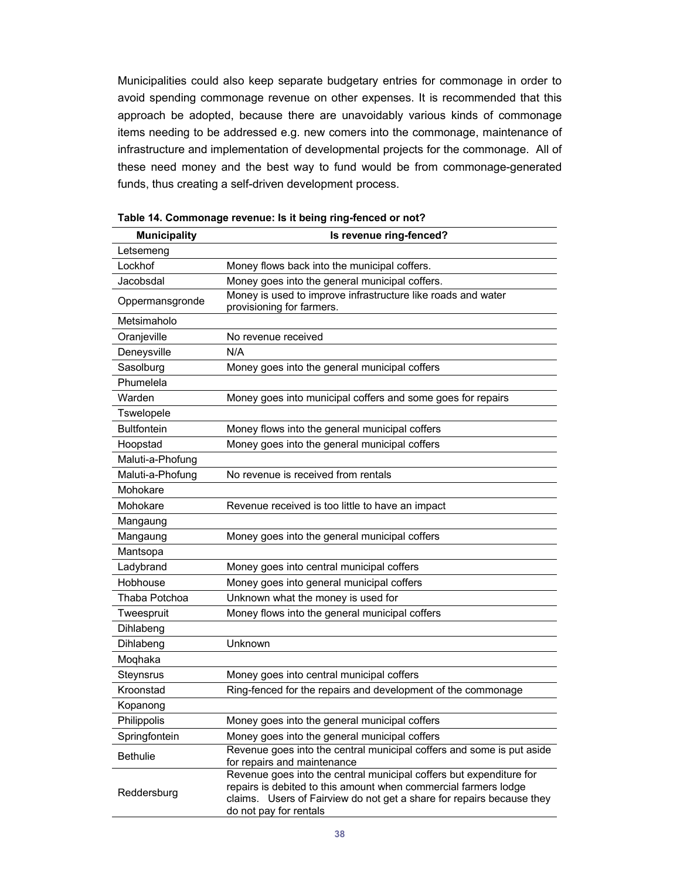Municipalities could also keep separate budgetary entries for commonage in order to avoid spending commonage revenue on other expenses. It is recommended that this approach be adopted, because there are unavoidably various kinds of commonage items needing to be addressed e.g. new comers into the commonage, maintenance of infrastructure and implementation of developmental projects for the commonage. All of these need money and the best way to fund would be from commonage-generated funds, thus creating a self-driven development process.

**Table 14. Commonage revenue: Is it being ring-fenced or not?**

| Municipality | Is revenue ring-fenced? |
|---|---|
| Letsemeng | |
| Lockhof | Money flows back into the municipal coffers. |
| Jacobsdal | Money goes into the general municipal coffers. |
| Oppermansgronde | Money is used to improve infrastructure like roads and water provisioning for farmers. |
| Metsimaholo | |
| Oranjeville | No revenue received |
| Deneysville | N/A |
| Sasolburg | Money goes into the general municipal coffers |
| Phumelela | |
| Warden | Money goes into municipal coffers and some goes for repairs |
| Tswelopele | |
| Bultfontein | Money flows into the general municipal coffers |
| Hoopstad | Money goes into the general municipal coffers |
| Maluti-a-Phofung | |
| Maluti-a-Phofung | No revenue is received from rentals |
| Mohokare | |
| Mohokare | Revenue received is too little to have an impact |
| Mangaung | |
| Mangaung | Money goes into the general municipal coffers |
| Mantsopa | |
| Ladybrand | Money goes into central municipal coffers |
| Hobhouse | Money goes into general municipal coffers |
| Thaba Potchoa | Unknown what the money is used for |
| Tweespruit | Money flows into the general municipal coffers |
| Dihlabeng | |
| Dihlabeng | Unknown |
| Moqhaka | |
| Steynsrus | Money goes into central municipal coffers |
| Kroonstad | Ring-fenced for the repairs and development of the commonage |
| Kopanong | |
| Philippolis | Money goes into the general municipal coffers |
| Springfontein | Money goes into the general municipal coffers |
| Bethulie | Revenue goes into the central municipal coffers and some is put aside for repairs and maintenance |
| Reddersburg | Revenue goes into the central municipal coffers but expenditure for repairs is debited to this amount when commercial farmers lodge claims. Users of Fairview do not get a share for repairs because they do not pay for rentals |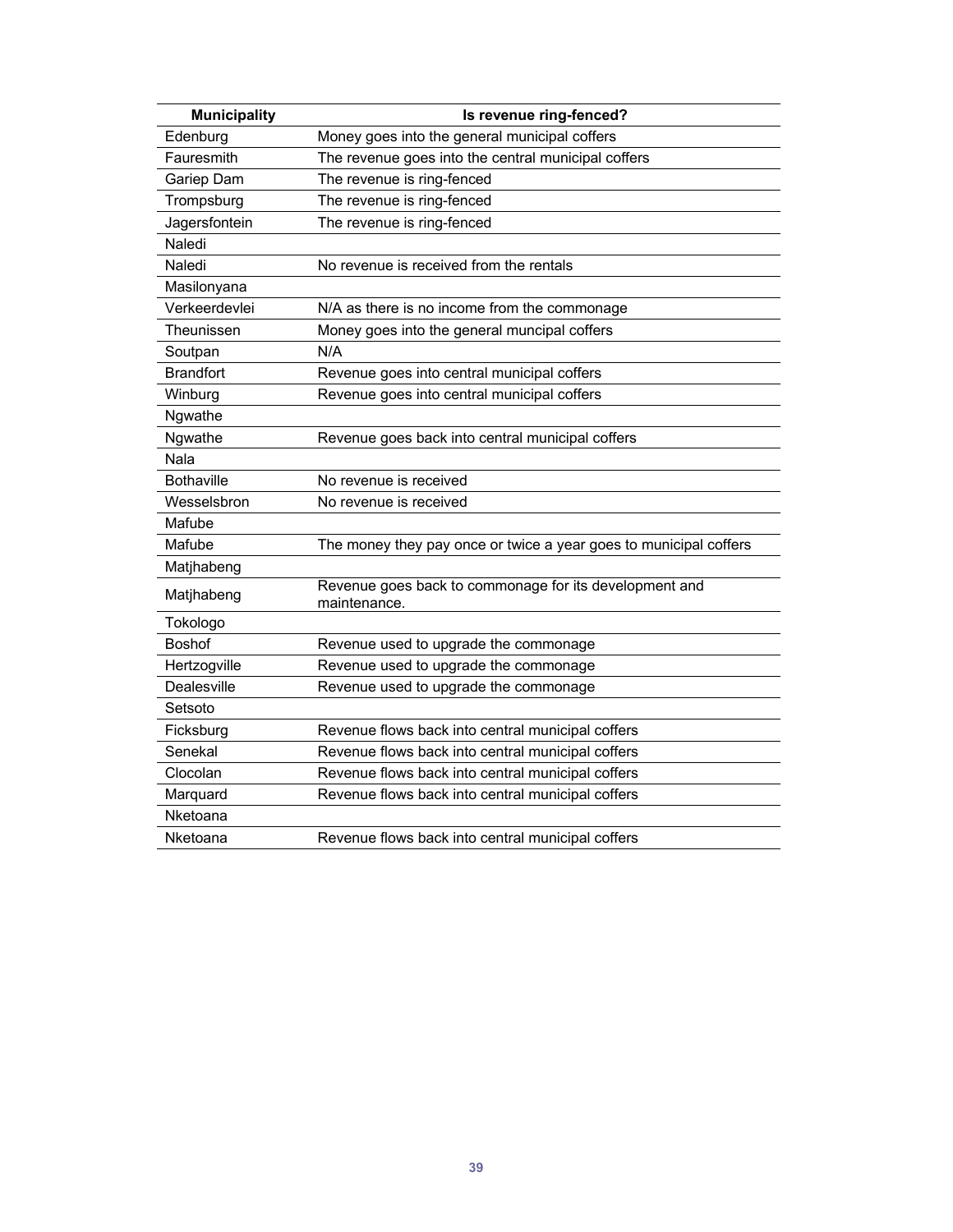| Municipality | Is revenue ring-fenced? |
|---|---|
| Edenburg | Money goes into the general municipal coffers |
| Fauresmith | The revenue goes into the central municipal coffers |
| Gariep Dam | The revenue is ring-fenced |
| Trompsburg | The revenue is ring-fenced |
| Jagersfontein | The revenue is ring-fenced |
| Naledi | |
| Naledi | No revenue is received from the rentals |
| Masilonyana | |
| Verkeerdevlei | N/A as there is no income from the commonage |
| Theunissen | Money goes into the general muncipal coffers |
| Soutpan | N/A |
| Brandfort | Revenue goes into central municipal coffers |
| Winburg | Revenue goes into central municipal coffers |
| Ngwathe | |
| Ngwathe | Revenue goes back into central municipal coffers |
| Nala | |
| Bothaville | No revenue is received |
| Wesselsbron | No revenue is received |
| Mafube | |
| Mafube | The money they pay once or twice a year goes to municipal coffers |
| Matjhabeng | |
| Matjhabeng | Revenue goes back to commonage for its development and maintenance. |
| Tokologo | |
| Boshof | Revenue used to upgrade the commonage |
| Hertzogville | Revenue used to upgrade the commonage |
| Dealesville | Revenue used to upgrade the commonage |
| Setsoto | |
| Ficksburg | Revenue flows back into central municipal coffers |
| Senekal | Revenue flows back into central municipal coffers |
| Clocolan | Revenue flows back into central municipal coffers |
| Marquard | Revenue flows back into central municipal coffers |
| Nketoana | |
| Nketoana | Revenue flows back into central municipal coffers |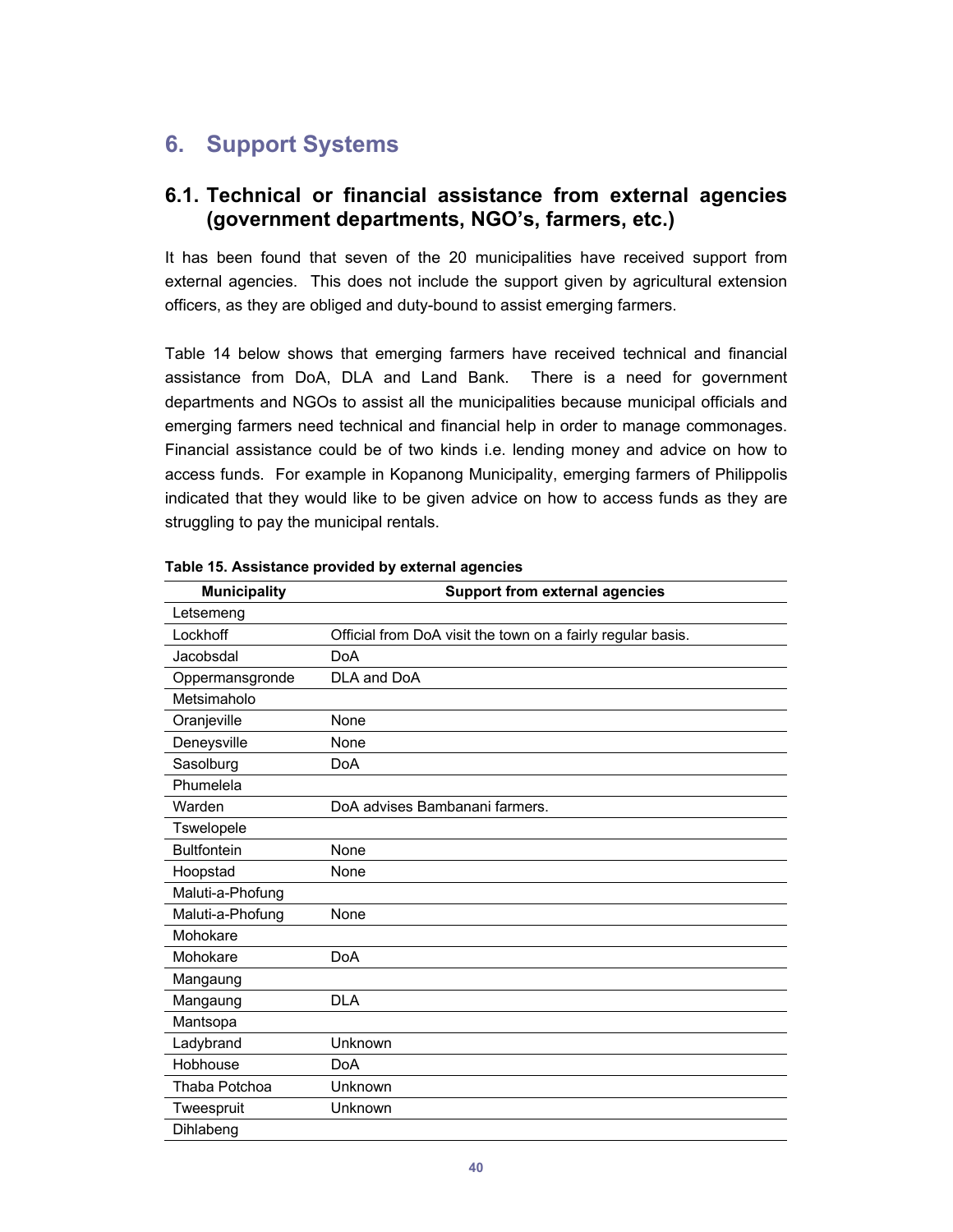# 6. Support Systems

## 6.1. Technical or financial assistance from external agencies (government departments, NGO's, farmers, etc.)

It has been found that seven of the 20 municipalities have received support from external agencies. This does not include the support given by agricultural extension officers, as they are obliged and duty-bound to assist emerging farmers.

Table 14 below shows that emerging farmers have received technical and financial assistance from DoA, DLA and Land Bank. There is a need for government departments and NGOs to assist all the municipalities because municipal officials and emerging farmers need technical and financial help in order to manage commonages. Financial assistance could be of two kinds i.e. lending money and advice on how to access funds. For example in Kopanong Municipality, emerging farmers of Philippolis indicated that they would like to be given advice on how to access funds as they are struggling to pay the municipal rentals.

**Table 15. Assistance provided by external agencies**

| Municipality | Support from external agencies |
|---|---|
| Letsemeng | |
| Lockhoff | Official from DoA visit the town on a fairly regular basis. |
| Jacobsdal | DoA |
| Oppermansgronde | DLA and DoA |
| Metsimaholo | |
| Oranjeville | None |
| Deneysville | None |
| Sasolburg | DoA |
| Phumelela | |
| Warden | DoA advises Bambanani farmers. |
| Tswelopele | |
| Bultfontein | None |
| Hoopstad | None |
| Maluti-a-Phofung | |
| Maluti-a-Phofung | None |
| Mohokare | |
| Mohokare | DoA |
| Mangaung | |
| Mangaung | DLA |
| Mantsopa | |
| Ladybrand | Unknown |
| Hobhouse | DoA |
| Thaba Potchoa | Unknown |
| Tweespruit | Unknown |
| Dihlabeng | |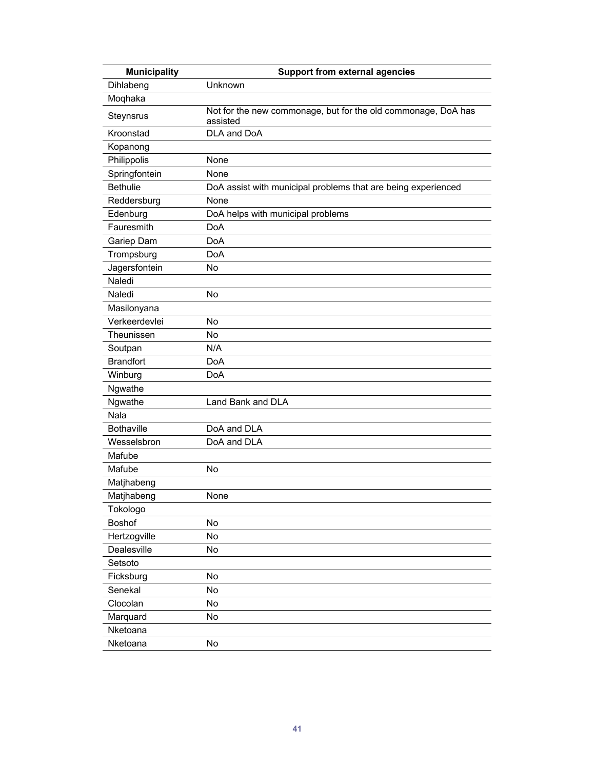| Municipality | Support from external agencies |
|---|---|
| Dihlabeng | Unknown |
| Moqhaka | |
| Steynsrus | Not for the new commonage, but for the old commonage, DoA has assisted |
| Kroonstad | DLA and DoA |
| Kopanong | |
| Philippolis | None |
| Springfontein | None |
| Bethulie | DoA assist with municipal problems that are being experienced |
| Reddersburg | None |
| Edenburg | DoA helps with municipal problems |
| Fauresmith | DoA |
| Gariep Dam | DoA |
| Trompsburg | DoA |
| Jagersfontein | No |
| Naledi | |
| Naledi | No |
| Masilonyana | |
| Verkeerdevlei | No |
| Theunissen | No |
| Soutpan | N/A |
| Brandfort | DoA |
| Winburg | DoA |
| Ngwathe | |
| Ngwathe | Land Bank and DLA |
| Nala | |
| Bothaville | DoA and DLA |
| Wesselsbron | DoA and DLA |
| Mafube | |
| Mafube | No |
| Matjhabeng | |
| Matjhabeng | None |
| Tokologo | |
| Boshof | No |
| Hertzogville | No |
| Dealesville | No |
| Setsoto | |
| Ficksburg | No |
| Senekal | No |
| Clocolan | No |
| Marquard | No |
| Nketoana | |
| Nketoana | No |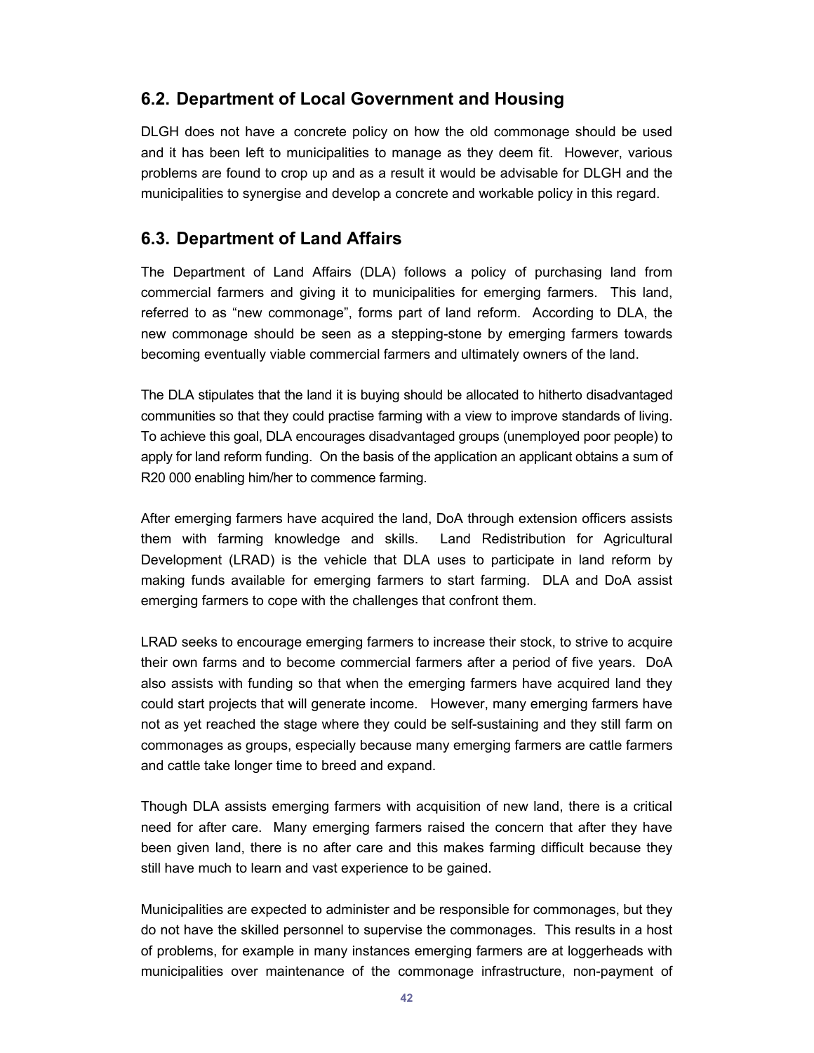## 6.2. Department of Local Government and Housing

DLGH does not have a concrete policy on how the old commonage should be used and it has been left to municipalities to manage as they deem fit. However, various problems are found to crop up and as a result it would be advisable for DLGH and the municipalities to synergise and develop a concrete and workable policy in this regard.

## 6.3. Department of Land Affairs

The Department of Land Affairs (DLA) follows a policy of purchasing land from commercial farmers and giving it to municipalities for emerging farmers. This land, referred to as "new commonage", forms part of land reform. According to DLA, the new commonage should be seen as a stepping-stone by emerging farmers towards becoming eventually viable commercial farmers and ultimately owners of the land.

The DLA stipulates that the land it is buying should be allocated to hitherto disadvantaged communities so that they could practise farming with a view to improve standards of living. To achieve this goal, DLA encourages disadvantaged groups (unemployed poor people) to apply for land reform funding. On the basis of the application an applicant obtains a sum of R20 000 enabling him/her to commence farming.

After emerging farmers have acquired the land, DoA through extension officers assists them with farming knowledge and skills. Land Redistribution for Agricultural Development (LRAD) is the vehicle that DLA uses to participate in land reform by making funds available for emerging farmers to start farming. DLA and DoA assist emerging farmers to cope with the challenges that confront them.

LRAD seeks to encourage emerging farmers to increase their stock, to strive to acquire their own farms and to become commercial farmers after a period of five years. DoA also assists with funding so that when the emerging farmers have acquired land they could start projects that will generate income. However, many emerging farmers have not as yet reached the stage where they could be self-sustaining and they still farm on commonages as groups, especially because many emerging farmers are cattle farmers and cattle take longer time to breed and expand.

Though DLA assists emerging farmers with acquisition of new land, there is a critical need for after care. Many emerging farmers raised the concern that after they have been given land, there is no after care and this makes farming difficult because they still have much to learn and vast experience to be gained.

Municipalities are expected to administer and be responsible for commonages, but they do not have the skilled personnel to supervise the commonages. This results in a host of problems, for example in many instances emerging farmers are at loggerheads with municipalities over maintenance of the commonage infrastructure, non-payment of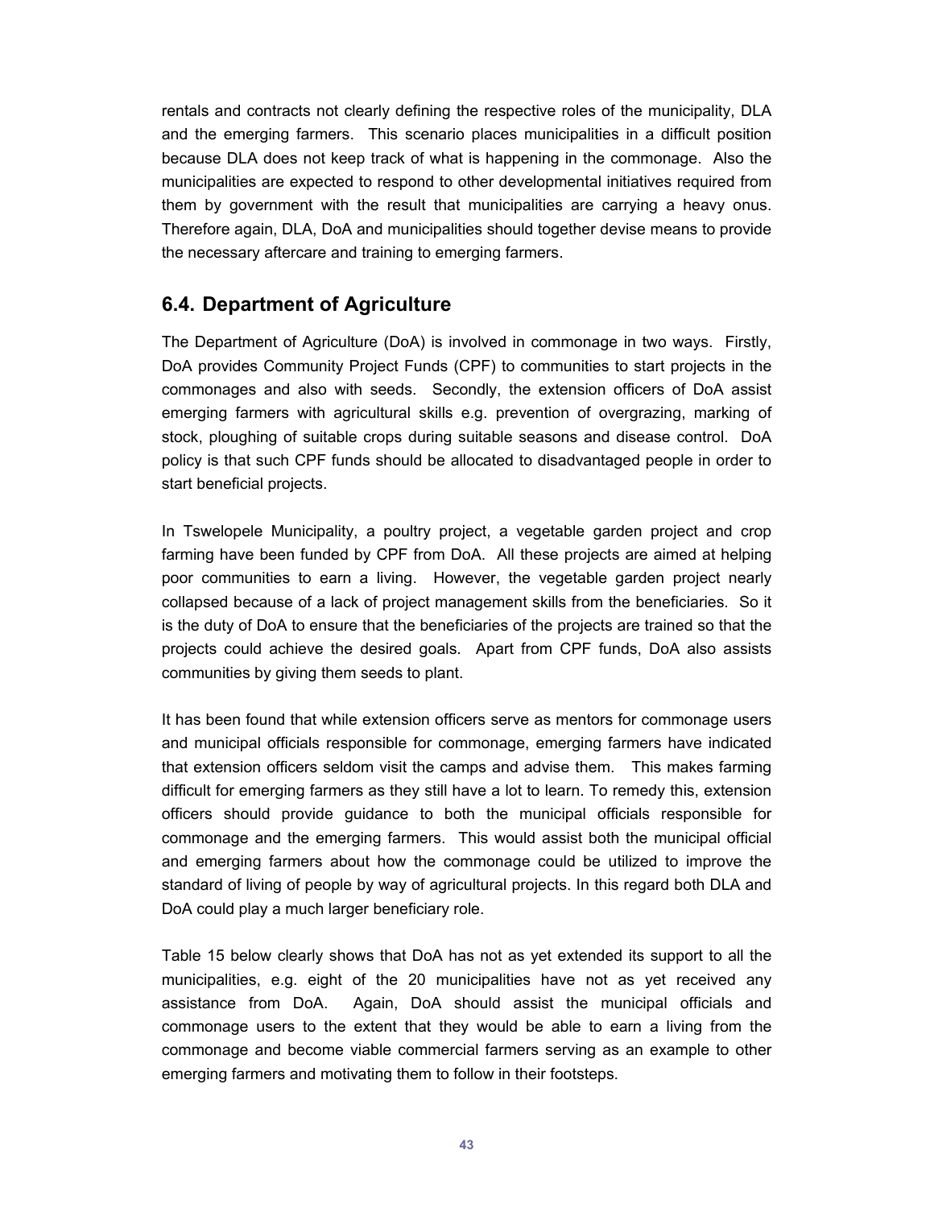rentals and contracts not clearly defining the respective roles of the municipality, DLA and the emerging farmers. This scenario places municipalities in a difficult position because DLA does not keep track of what is happening in the commonage. Also the municipalities are expected to respond to other developmental initiatives required from them by government with the result that municipalities are carrying a heavy onus. Therefore again, DLA, DoA and municipalities should together devise means to provide the necessary aftercare and training to emerging farmers.

## 6.4. Department of Agriculture

The Department of Agriculture (DoA) is involved in commonage in two ways. Firstly, DoA provides Community Project Funds (CPF) to communities to start projects in the commonages and also with seeds. Secondly, the extension officers of DoA assist emerging farmers with agricultural skills e.g. prevention of overgrazing, marking of stock, ploughing of suitable crops during suitable seasons and disease control. DoA policy is that such CPF funds should be allocated to disadvantaged people in order to start beneficial projects.

In Tswelopele Municipality, a poultry project, a vegetable garden project and crop farming have been funded by CPF from DoA. All these projects are aimed at helping poor communities to earn a living. However, the vegetable garden project nearly collapsed because of a lack of project management skills from the beneficiaries. So it is the duty of DoA to ensure that the beneficiaries of the projects are trained so that the projects could achieve the desired goals. Apart from CPF funds, DoA also assists communities by giving them seeds to plant.

It has been found that while extension officers serve as mentors for commonage users and municipal officials responsible for commonage, emerging farmers have indicated that extension officers seldom visit the camps and advise them. This makes farming difficult for emerging farmers as they still have a lot to learn. To remedy this, extension officers should provide guidance to both the municipal officials responsible for commonage and the emerging farmers. This would assist both the municipal official and emerging farmers about how the commonage could be utilized to improve the standard of living of people by way of agricultural projects. In this regard both DLA and DoA could play a much larger beneficiary role.

Table 15 below clearly shows that DoA has not as yet extended its support to all the municipalities, e.g. eight of the 20 municipalities have not as yet received any assistance from DoA. Again, DoA should assist the municipal officials and commonage users to the extent that they would be able to earn a living from the commonage and become viable commercial farmers serving as an example to other emerging farmers and motivating them to follow in their footsteps.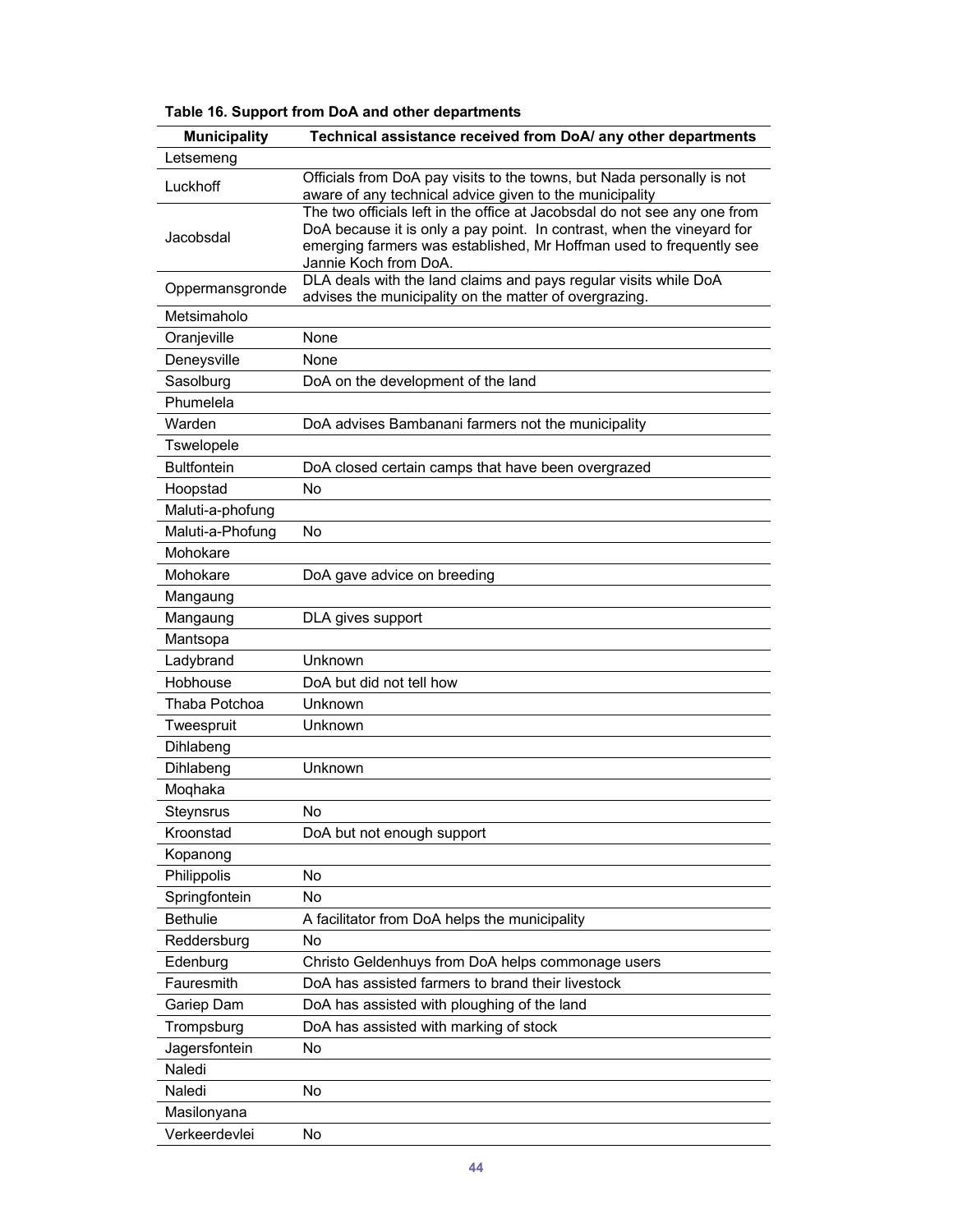**Table 16. Support from DoA and other departments**

| Municipality | Technical assistance received from DoA/ any other departments |
|---|---|
| Letsemeng | |
| Luckhoff | Officials from DoA pay visits to the towns, but Nada personally is not aware of any technical advice given to the municipality |
| Jacobsdal | The two officials left in the office at Jacobsdal do not see any one from DoA because it is only a pay point. In contrast, when the vineyard for emerging farmers was established, Mr Hoffman used to frequently see Jannie Koch from DoA. |
| Oppermansgronde | DLA deals with the land claims and pays regular visits while DoA advises the municipality on the matter of overgrazing. |
| Metsimaholo | |
| Oranjeville | None |
| Deneysville | None |
| Sasolburg | DoA on the development of the land |
| Phumelela | |
| Warden | DoA advises Bambanani farmers not the municipality |
| Tswelopele | |
| Bultfontein | DoA closed certain camps that have been overgrazed |
| Hoopstad | No |
| Maluti-a-phofung | |
| Maluti-a-Phofung | No |
| Mohokare | |
| Mohokare | DoA gave advice on breeding |
| Mangaung | |
| Mangaung | DLA gives support |
| Mantsopa | |
| Ladybrand | Unknown |
| Hobhouse | DoA but did not tell how |
| Thaba Potchoa | Unknown |
| Tweespruit | Unknown |
| Dihlabeng | |
| Dihlabeng | Unknown |
| Moqhaka | |
| Steynsrus | No |
| Kroonstad | DoA but not enough support |
| Kopanong | |
| Philippolis | No |
| Springfontein | No |
| Bethulie | A facilitator from DoA helps the municipality |
| Reddersburg | No |
| Edenburg | Christo Geldenhuys from DoA helps commonage users |
| Fauresmith | DoA has assisted farmers to brand their livestock |
| Gariep Dam | DoA has assisted with ploughing of the land |
| Trompsburg | DoA has assisted with marking of stock |
| Jagersfontein | No |
| Naledi | |
| Naledi | No |
| Masilonyana | |
| Verkeerdevlei | No |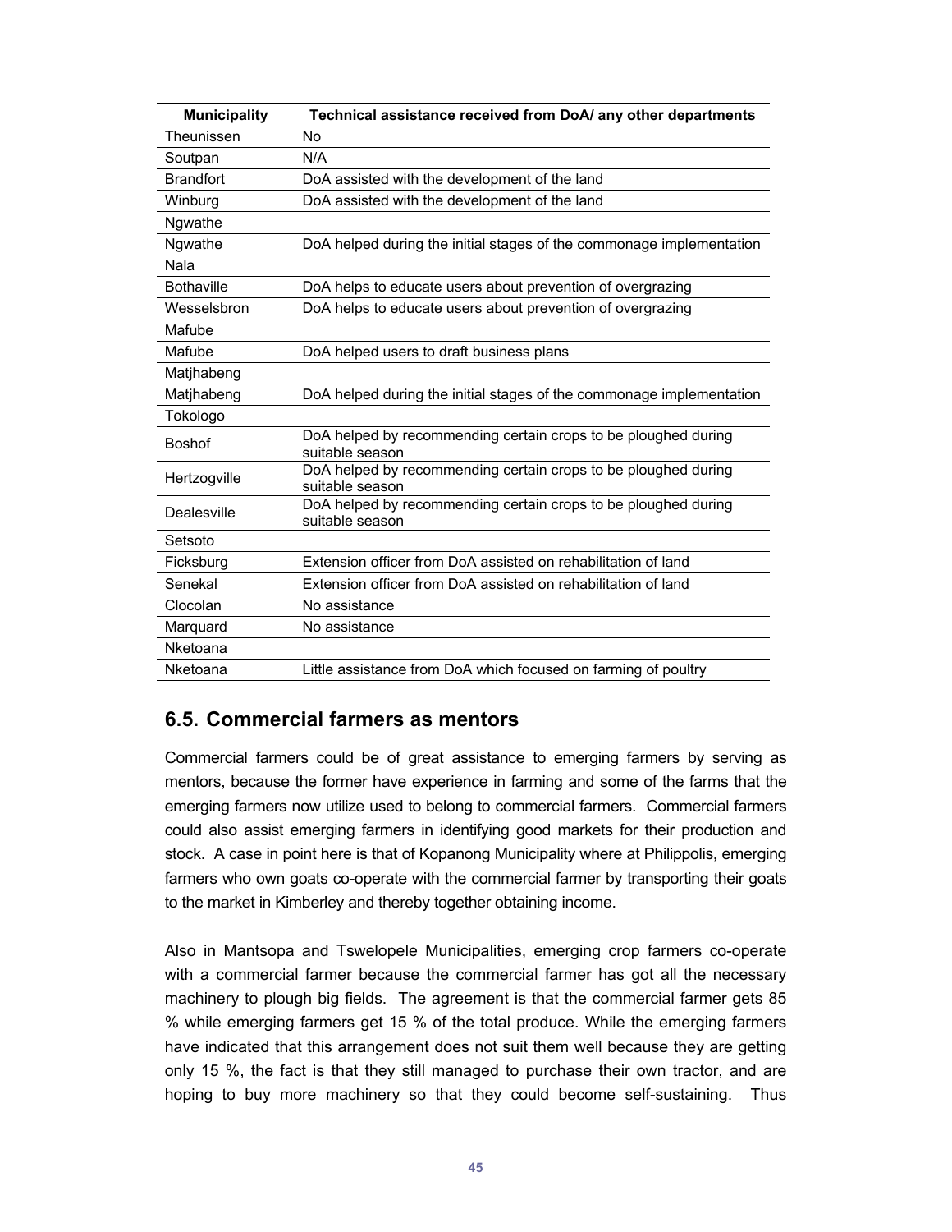| Municipality | Technical assistance received from DoA/ any other departments |
|---|---|
| Theunissen | No |
| Soutpan | N/A |
| Brandfort | DoA assisted with the development of the land |
| Winburg | DoA assisted with the development of the land |
| Ngwathe | |
| Ngwathe | DoA helped during the initial stages of the commonage implementation |
| Nala | |
| Bothaville | DoA helps to educate users about prevention of overgrazing |
| Wesselsbron | DoA helps to educate users about prevention of overgrazing |
| Mafube | |
| Mafube | DoA helped users to draft business plans |
| Matjhabeng | |
| Matjhabeng | DoA helped during the initial stages of the commonage implementation |
| Tokologo | |
| Boshof | DoA helped by recommending certain crops to be ploughed during suitable season |
| Hertzogville | DoA helped by recommending certain crops to be ploughed during suitable season |
| Dealesville | DoA helped by recommending certain crops to be ploughed during suitable season |
| Setsoto | |
| Ficksburg | Extension officer from DoA assisted on rehabilitation of land |
| Senekal | Extension officer from DoA assisted on rehabilitation of land |
| Clocolan | No assistance |
| Marquard | No assistance |
| Nketoana | |
| Nketoana | Little assistance from DoA which focused on farming of poultry |

## 6.5. Commercial farmers as mentors

Commercial farmers could be of great assistance to emerging farmers by serving as mentors, because the former have experience in farming and some of the farms that the emerging farmers now utilize used to belong to commercial farmers. Commercial farmers could also assist emerging farmers in identifying good markets for their production and stock. A case in point here is that of Kopanong Municipality where at Philippolis, emerging farmers who own goats co-operate with the commercial farmer by transporting their goats to the market in Kimberley and thereby together obtaining income.

Also in Mantsopa and Tswelopele Municipalities, emerging crop farmers co-operate with a commercial farmer because the commercial farmer has got all the necessary machinery to plough big fields. The agreement is that the commercial farmer gets 85 % while emerging farmers get 15 % of the total produce. While the emerging farmers have indicated that this arrangement does not suit them well because they are getting only 15 %, the fact is that they still managed to purchase their own tractor, and are hoping to buy more machinery so that they could become self-sustaining. Thus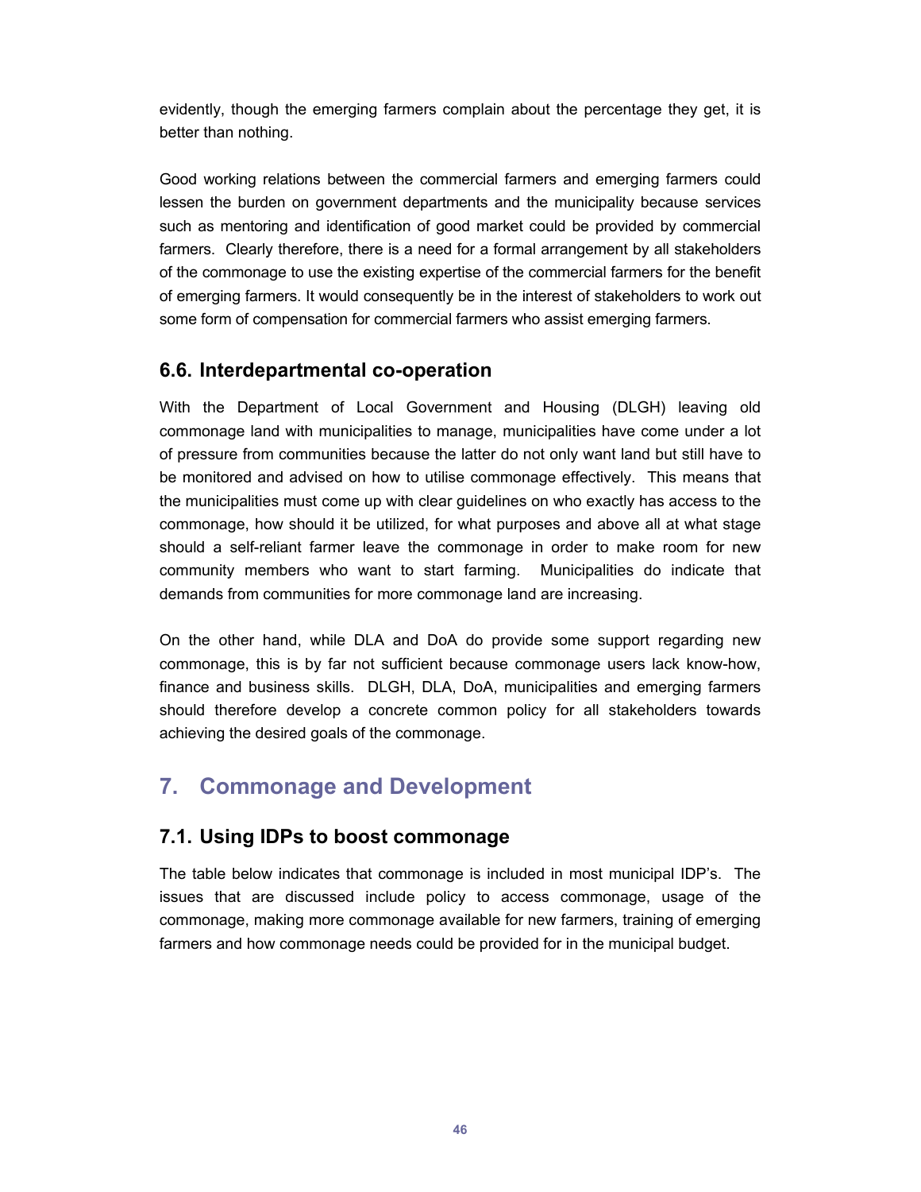evidently, though the emerging farmers complain about the percentage they get, it is better than nothing.

Good working relations between the commercial farmers and emerging farmers could lessen the burden on government departments and the municipality because services such as mentoring and identification of good market could be provided by commercial farmers. Clearly therefore, there is a need for a formal arrangement by all stakeholders of the commonage to use the existing expertise of the commercial farmers for the benefit of emerging farmers. It would consequently be in the interest of stakeholders to work out some form of compensation for commercial farmers who assist emerging farmers.

### 6.6. Interdepartmental co-operation

With the Department of Local Government and Housing (DLGH) leaving old commonage land with municipalities to manage, municipalities have come under a lot of pressure from communities because the latter do not only want land but still have to be monitored and advised on how to utilise commonage effectively. This means that the municipalities must come up with clear guidelines on who exactly has access to the commonage, how should it be utilized, for what purposes and above all at what stage should a self-reliant farmer leave the commonage in order to make room for new community members who want to start farming. Municipalities do indicate that demands from communities for more commonage land are increasing.

On the other hand, while DLA and DoA do provide some support regarding new commonage, this is by far not sufficient because commonage users lack know-how, finance and business skills. DLGH, DLA, DoA, municipalities and emerging farmers should therefore develop a concrete common policy for all stakeholders towards achieving the desired goals of the commonage.

## 7. Commonage and Development

### 7.1. Using IDPs to boost commonage

The table below indicates that commonage is included in most municipal IDP's. The issues that are discussed include policy to access commonage, usage of the commonage, making more commonage available for new farmers, training of emerging farmers and how commonage needs could be provided for in the municipal budget.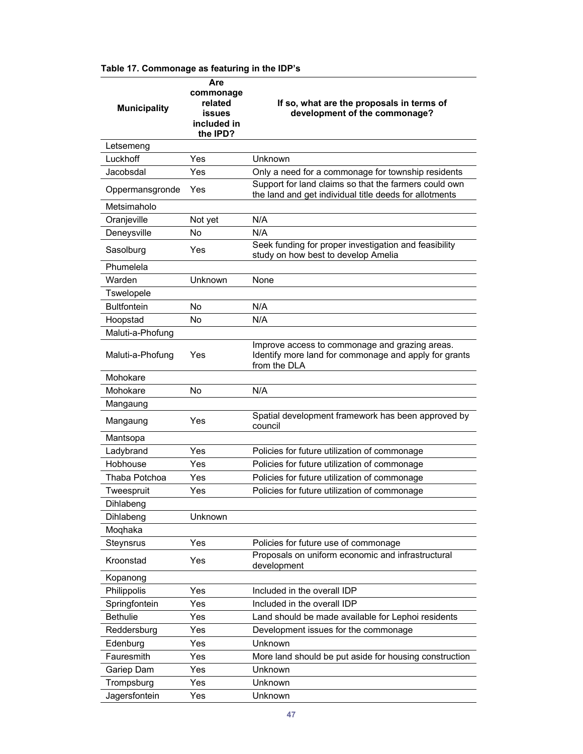**Table 17. Commonage as featuring in the IDP's**

| Municipality | Are commonage related issues included in the IPD? | If so, what are the proposals in terms of development of the commonage? |
|---|---|---|
| Letsemeng | | |
| Luckhoff | Yes | Unknown |
| Jacobsdal | Yes | Only a need for a commonage for township residents |
| Oppermansgronde | Yes | Support for land claims so that the farmers could own the land and get individual title deeds for allotments |
| Metsimaholo | | |
| Oranjeville | Not yet | N/A |
| Deneysville | No | N/A |
| Sasolburg | Yes | Seek funding for proper investigation and feasibility study on how best to develop Amelia |
| Phumelela | | |
| Warden | Unknown | None |
| Tswelopele | | |
| Bultfontein | No | N/A |
| Hoopstad | No | N/A |
| Maluti-a-Phofung | | |
| Maluti-a-Phofung | Yes | Improve access to commonage and grazing areas. Identify more land for commonage and apply for grants from the DLA |
| Mohokare | | |
| Mohokare | No | N/A |
| Mangaung | | |
| Mangaung | Yes | Spatial development framework has been approved by council |
| Mantsopa | | |
| Ladybrand | Yes | Policies for future utilization of commonage |
| Hobhouse | Yes | Policies for future utilization of commonage |
| Thaba Potchoa | Yes | Policies for future utilization of commonage |
| Tweespruit | Yes | Policies for future utilization of commonage |
| Dihlabeng | | |
| Dihlabeng | Unknown | |
| Moqhaka | | |
| Steynsrus | Yes | Policies for future use of commonage |
| Kroonstad | Yes | Proposals on uniform economic and infrastructural development |
| Kopanong | | |
| Philippolis | Yes | Included in the overall IDP |
| Springfontein | Yes | Included in the overall IDP |
| Bethulie | Yes | Land should be made available for Lephoi residents |
| Reddersburg | Yes | Development issues for the commonage |
| Edenburg | Yes | Unknown |
| Fauresmith | Yes | More land should be put aside for housing construction |
| Gariep Dam | Yes | Unknown |
| Trompsburg | Yes | Unknown |
| Jagersfontein | Yes | Unknown |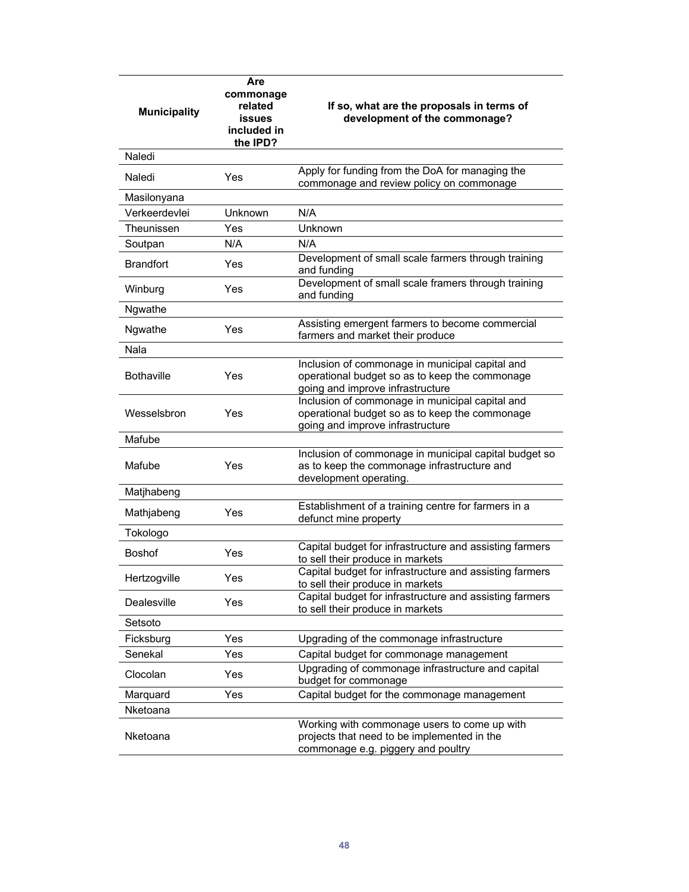| Municipality | Are commonage related issues included in the IPD? | If so, what are the proposals in terms of development of the commonage? |
|---|---|---|
| Naledi | | |
| Naledi | Yes | Apply for funding from the DoA for managing the commonage and review policy on commonage |
| Masilonyana | | |
| Verkeerdevlei | Unknown | N/A |
| Theunissen | Yes | Unknown |
| Soutpan | N/A | N/A |
| Brandfort | Yes | Development of small scale farmers through training and funding |
| Winburg | Yes | Development of small scale framers through training and funding |
| Ngwathe | | |
| Ngwathe | Yes | Assisting emergent farmers to become commercial farmers and market their produce |
| Nala | | |
| Bothaville | Yes | Inclusion of commonage in municipal capital and operational budget so as to keep the commonage going and improve infrastructure |
| Wesselsbron | Yes | Inclusion of commonage in municipal capital and operational budget so as to keep the commonage going and improve infrastructure |
| Mafube | | |
| Mafube | Yes | Inclusion of commonage in municipal capital budget so as to keep the commonage infrastructure and development operating. |
| Matjhabeng | | |
| Mathjabeng | Yes | Establishment of a training centre for farmers in a defunct mine property |
| Tokologo | | |
| Boshof | Yes | Capital budget for infrastructure and assisting farmers to sell their produce in markets |
| Hertzogville | Yes | Capital budget for infrastructure and assisting farmers to sell their produce in markets |
| Dealesville | Yes | Capital budget for infrastructure and assisting farmers to sell their produce in markets |
| Setsoto | | |
| Ficksburg | Yes | Upgrading of the commonage infrastructure |
| Senekal | Yes | Capital budget for commonage management |
| Clocolan | Yes | Upgrading of commonage infrastructure and capital budget for commonage |
| Marquard | Yes | Capital budget for the commonage management |
| Nketoana | | |
| Nketoana | | Working with commonage users to come up with projects that need to be implemented in the commonage e.g. piggery and poultry |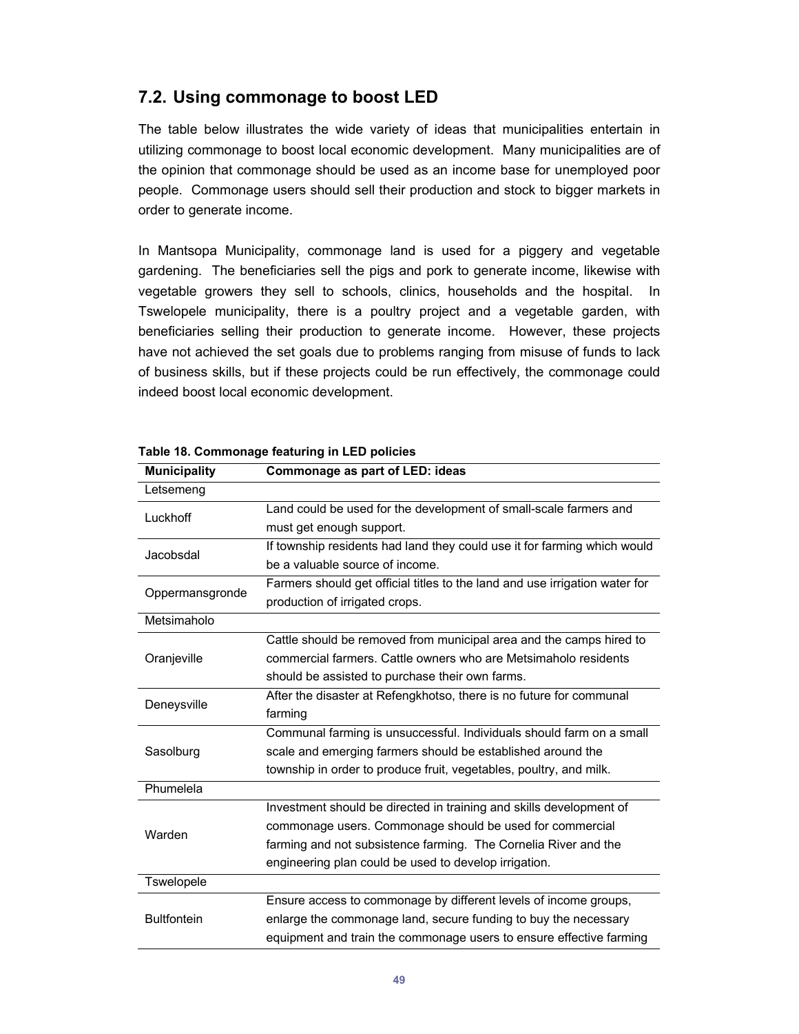## 7.2. Using commonage to boost LED

The table below illustrates the wide variety of ideas that municipalities entertain in utilizing commonage to boost local economic development. Many municipalities are of the opinion that commonage should be used as an income base for unemployed poor people. Commonage users should sell their production and stock to bigger markets in order to generate income.

In Mantsopa Municipality, commonage land is used for a piggery and vegetable gardening. The beneficiaries sell the pigs and pork to generate income, likewise with vegetable growers they sell to schools, clinics, households and the hospital. In Tswelopele municipality, there is a poultry project and a vegetable garden, with beneficiaries selling their production to generate income. However, these projects have not achieved the set goals due to problems ranging from misuse of funds to lack of business skills, but if these projects could be run effectively, the commonage could indeed boost local economic development.

**Table 18. Commonage featuring in LED policies**

| Municipality | Commonage as part of LED: ideas |
|---|---|
| Letsemeng | |
| Luckhoff | Land could be used for the development of small-scale farmers and must get enough support. |
| Jacobsdal | If township residents had land they could use it for farming which would be a valuable source of income. |
| Oppermansgronde | Farmers should get official titles to the land and use irrigation water for production of irrigated crops. |
| Metsimaholo | |
| Oranjeville | Cattle should be removed from municipal area and the camps hired to commercial farmers. Cattle owners who are Metsimaholo residents should be assisted to purchase their own farms. |
| Deneysville | After the disaster at Refengkhotso, there is no future for communal farming |
| Sasolburg | Communal farming is unsuccessful. Individuals should farm on a small scale and emerging farmers should be established around the township in order to produce fruit, vegetables, poultry, and milk. |
| Phumelela | |
| Warden | Investment should be directed in training and skills development of commonage users. Commonage should be used for commercial farming and not subsistence farming. The Cornelia River and the engineering plan could be used to develop irrigation. |
| Tswelopele | |
| Bultfontein | Ensure access to commonage by different levels of income groups, enlarge the commonage land, secure funding to buy the necessary equipment and train the commonage users to ensure effective farming |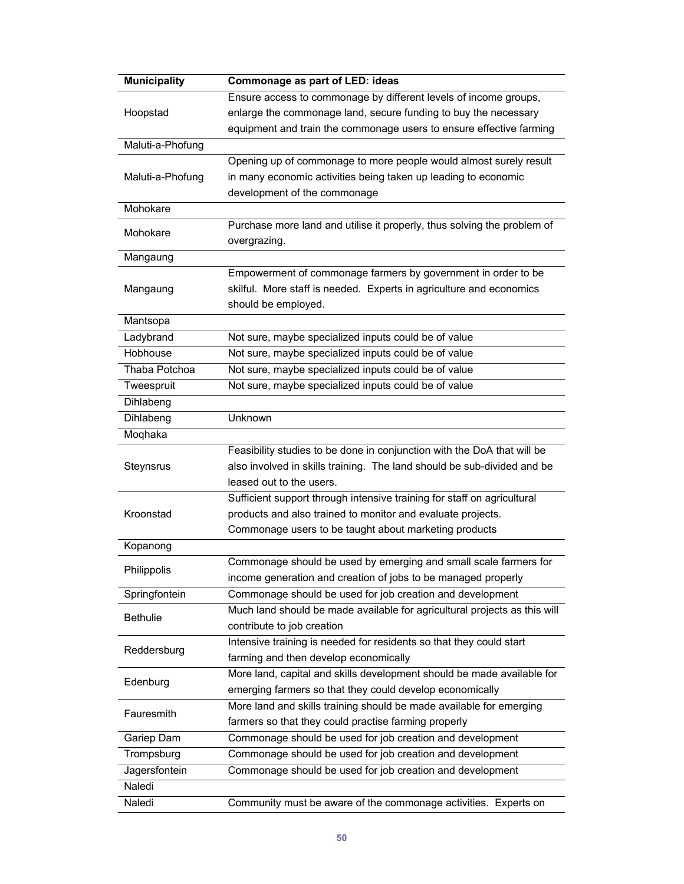| Municipality | Commonage as part of LED: ideas |
|---|---|
| Hoopstad | Ensure access to commonage by different levels of income groups, enlarge the commonage land, secure funding to buy the necessary equipment and train the commonage users to ensure effective farming |
| Maluti-a-Phofung | |
| Maluti-a-Phofung | Opening up of commonage to more people would almost surely result in many economic activities being taken up leading to economic development of the commonage |
| Mohokare | |
| Mohokare | Purchase more land and utilise it properly, thus solving the problem of overgrazing. |
| Mangaung | |
| Mangaung | Empowerment of commonage farmers by government in order to be skilful. More staff is needed. Experts in agriculture and economics should be employed. |
| Mantsopa | |
| Ladybrand | Not sure, maybe specialized inputs could be of value |
| Hobhouse | Not sure, maybe specialized inputs could be of value |
| Thaba Potchoa | Not sure, maybe specialized inputs could be of value |
| Tweespruit | Not sure, maybe specialized inputs could be of value |
| Dihlabeng | |
| Dihlabeng | Unknown |
| Moqhaka | |
| Steynsrus | Feasibility studies to be done in conjunction with the DoA that will be also involved in skills training. The land should be sub-divided and be leased out to the users. |
| Kroonstad | Sufficient support through intensive training for staff on agricultural products and also trained to monitor and evaluate projects. Commonage users to be taught about marketing products |
| Kopanong | |
| Philippolis | Commonage should be used by emerging and small scale farmers for income generation and creation of jobs to be managed properly |
| Springfontein | Commonage should be used for job creation and development |
| Bethulie | Much land should be made available for agricultural projects as this will contribute to job creation |
| Reddersburg | Intensive training is needed for residents so that they could start farming and then develop economically |
| Edenburg | More land, capital and skills development should be made available for emerging farmers so that they could develop economically |
| Fauresmith | More land and skills training should be made available for emerging farmers so that they could practise farming properly |
| Gariep Dam | Commonage should be used for job creation and development |
| Trompsburg | Commonage should be used for job creation and development |
| Jagersfontein | Commonage should be used for job creation and development |
| Naledi | |
| Naledi | Community must be aware of the commonage activities. Experts on |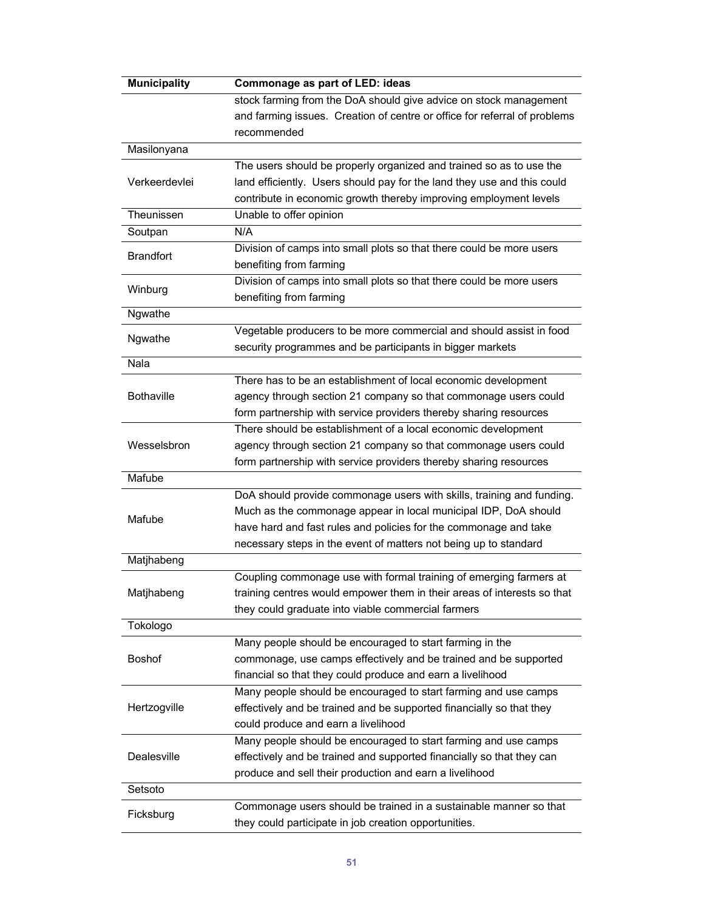| Municipality | Commonage as part of LED: ideas |
|---|---|
| | stock farming from the DoA should give advice on stock management and farming issues. Creation of centre or office for referral of problems recommended |
| Masilonyana | |
| Verkeerdevlei | The users should be properly organized and trained so as to use the land efficiently. Users should pay for the land they use and this could contribute in economic growth thereby improving employment levels |
| Theunissen | Unable to offer opinion |
| Soutpan | N/A |
| Brandfort | Division of camps into small plots so that there could be more users benefiting from farming |
| Winburg | Division of camps into small plots so that there could be more users benefiting from farming |
| Ngwathe | |
| Ngwathe | Vegetable producers to be more commercial and should assist in food security programmes and be participants in bigger markets |
| Nala | |
| Bothaville | There has to be an establishment of local economic development agency through section 21 company so that commonage users could form partnership with service providers thereby sharing resources |
| Wesselsbron | There should be establishment of a local economic development agency through section 21 company so that commonage users could form partnership with service providers thereby sharing resources |
| Mafube | |
| Mafube | DoA should provide commonage users with skills, training and funding. Much as the commonage appear in local municipal IDP, DoA should have hard and fast rules and policies for the commonage and take necessary steps in the event of matters not being up to standard |
| Matjhabeng | |
| Matjhabeng | Coupling commonage use with formal training of emerging farmers at training centres would empower them in their areas of interests so that they could graduate into viable commercial farmers |
| Tokologo | |
| Boshof | Many people should be encouraged to start farming in the commonage, use camps effectively and be trained and be supported financial so that they could produce and earn a livelihood |
| Hertzogville | Many people should be encouraged to start farming and use camps effectively and be trained and be supported financially so that they could produce and earn a livelihood |
| Dealesville | Many people should be encouraged to start farming and use camps effectively and be trained and supported financially so that they can produce and sell their production and earn a livelihood |
| Setsoto | |
| Ficksburg | Commonage users should be trained in a sustainable manner so that they could participate in job creation opportunities. |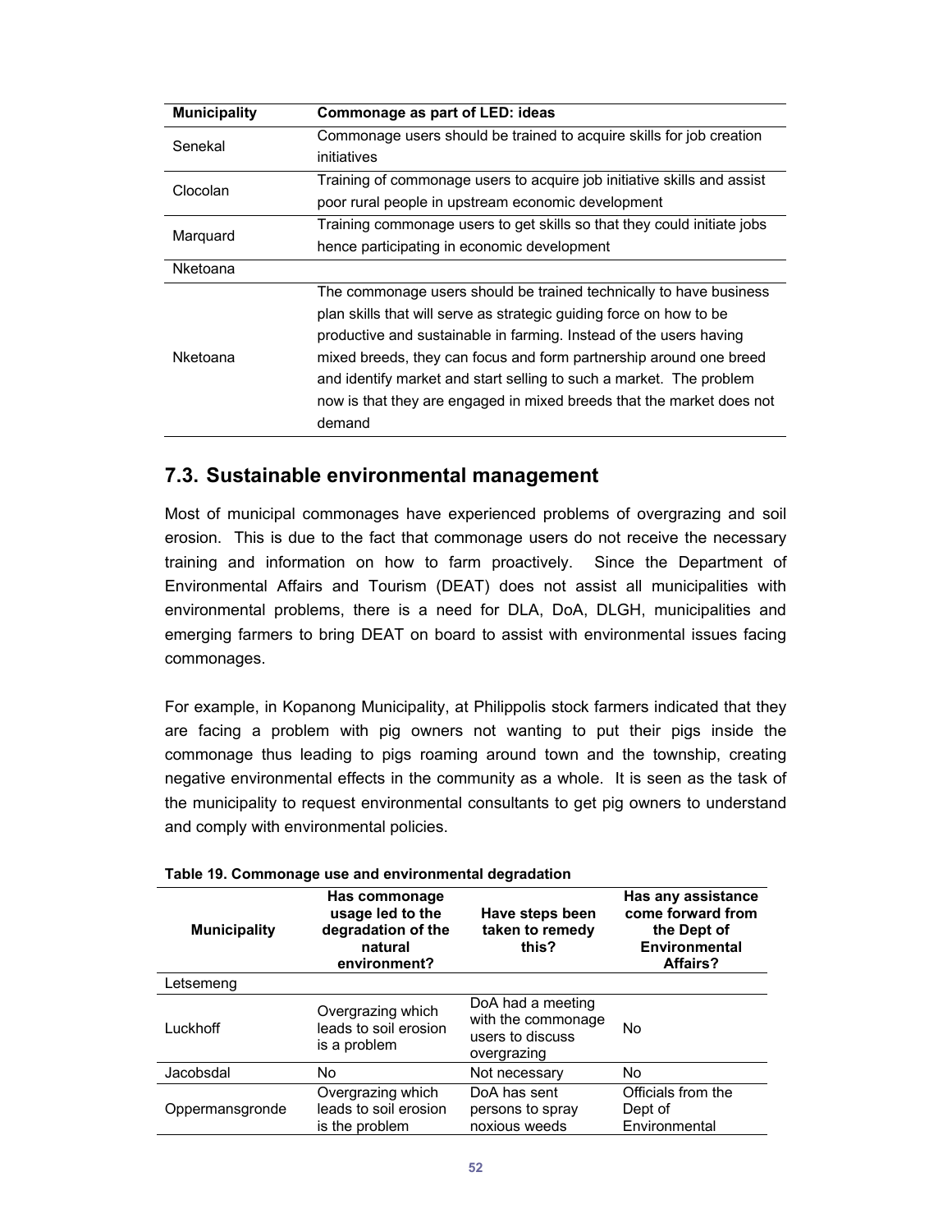| Municipality | Commonage as part of LED: ideas |
|---|---|
| Senekal | Commonage users should be trained to acquire skills for job creation initiatives |
| Clocolan | Training of commonage users to acquire job initiative skills and assist poor rural people in upstream economic development |
| Marquard | Training commonage users to get skills so that they could initiate jobs hence participating in economic development |
| Nketoana | |
| Nketoana | The commonage users should be trained technically to have business plan skills that will serve as strategic guiding force on how to be productive and sustainable in farming. Instead of the users having mixed breeds, they can focus and form partnership around one breed and identify market and start selling to such a market. The problem now is that they are engaged in mixed breeds that the market does not demand |

## 7.3. Sustainable environmental management

Most of municipal commonages have experienced problems of overgrazing and soil erosion. This is due to the fact that commonage users do not receive the necessary training and information on how to farm proactively. Since the Department of Environmental Affairs and Tourism (DEAT) does not assist all municipalities with environmental problems, there is a need for DLA, DoA, DLGH, municipalities and emerging farmers to bring DEAT on board to assist with environmental issues facing commonages.

For example, in Kopanong Municipality, at Philippolis stock farmers indicated that they are facing a problem with pig owners not wanting to put their pigs inside the commonage thus leading to pigs roaming around town and the township, creating negative environmental effects in the community as a whole. It is seen as the task of the municipality to request environmental consultants to get pig owners to understand and comply with environmental policies.

**Table 19. Commonage use and environmental degradation**

| Municipality | Has commonage usage led to the degradation of the natural environment? | Have steps been taken to remedy this? | Has any assistance come forward from the Dept of Environmental Affairs? |
|---|---|---|---|
| Letsemeng | | | |
| Luckhoff | Overgrazing which leads to soil erosion is a problem | DoA had a meeting with the commonage users to discuss overgrazing | No |
| Jacobsdal | No | Not necessary | No |
| Oppermansgronde | Overgrazing which leads to soil erosion is the problem | DoA has sent persons to spray noxious weeds | Officials from the Dept of Environmental |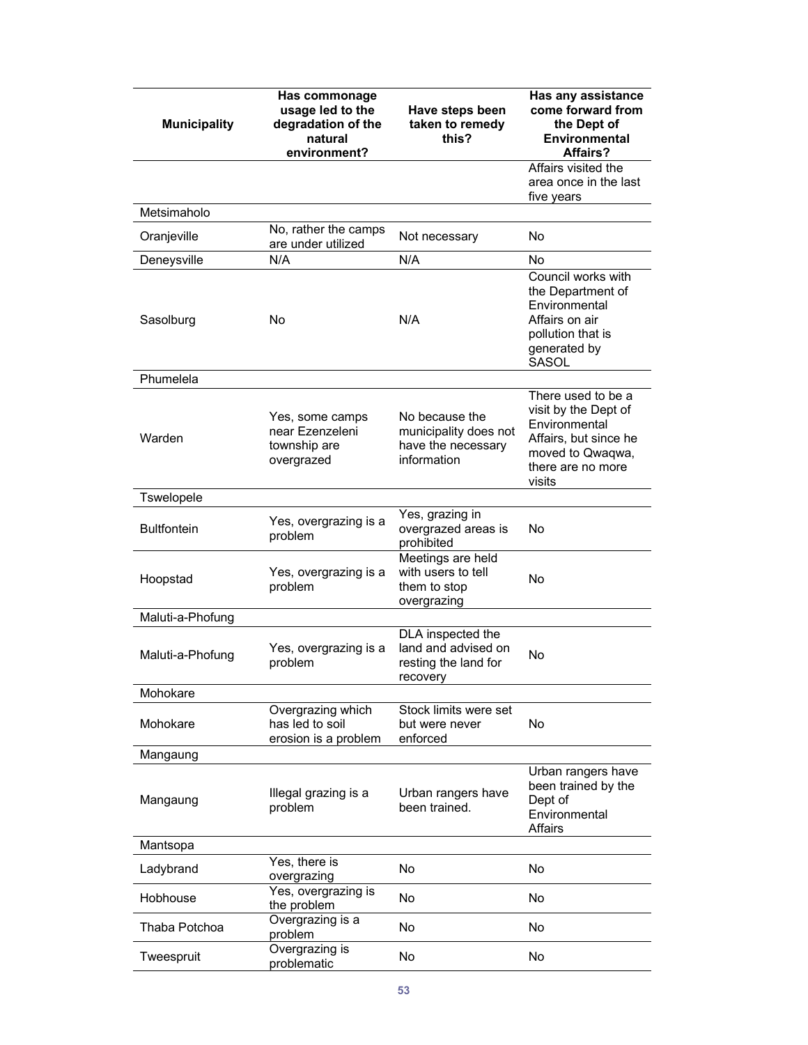| Municipality | Has commonage usage led to the degradation of the natural environment? | Have steps been taken to remedy this? | Has any assistance come forward from the Dept of Environmental Affairs? |
|---|---|---|---|
| | | | Affairs visited the area once in the last five years |
| Metsimaholo | | | |
| Oranjeville | No, rather the camps are under utilized | Not necessary | No |
| Deneysville | N/A | N/A | No |
| Sasolburg | No | N/A | Council works with the Department of Environmental Affairs on air pollution that is generated by SASOL |
| Phumelela | | | |
| Warden | Yes, some camps near Ezenzeleni township are overgrazed | No because the municipality does not have the necessary information | There used to be a visit by the Dept of Environmental Affairs, but since he moved to Qwaqwa, there are no more visits |
| Tswelopele | | | |
| Bultfontein | Yes, overgrazing is a problem | Yes, grazing in overgrazed areas is prohibited | No |
| Hoopstad | Yes, overgrazing is a problem | Meetings are held with users to tell them to stop overgrazing | No |
| Maluti-a-Phofung | | | |
| Maluti-a-Phofung | Yes, overgrazing is a problem | DLA inspected the land and advised on resting the land for recovery | No |
| Mohokare | | | |
| Mohokare | Overgrazing which has led to soil erosion is a problem | Stock limits were set but were never enforced | No |
| Mangaung | | | |
| Mangaung | Illegal grazing is a problem | Urban rangers have been trained. | Urban rangers have been trained by the Dept of Environmental Affairs |
| Mantsopa | | | |
| Ladybrand | Yes, there is overgrazing | No | No |
| Hobhouse | Yes, overgrazing is the problem | No | No |
| Thaba Potchoa | Overgrazing is a problem | No | No |
| Tweespruit | Overgrazing is problematic | No | No |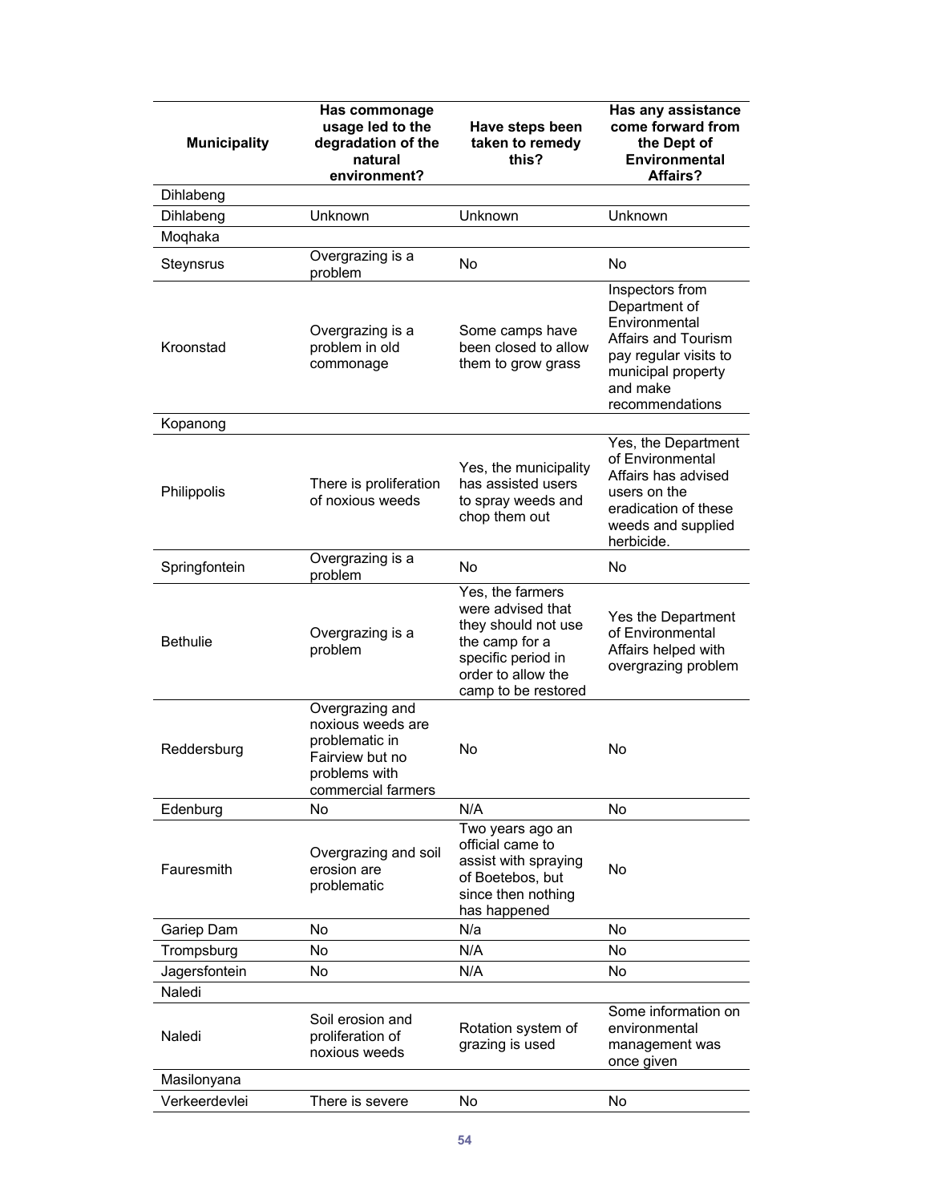| Municipality | Has commonage usage led to the degradation of the natural environment? | Have steps been taken to remedy this? | Has any assistance come forward from the Dept of Environmental Affairs? |
|---|---|---|---|
| Dihlabeng | | | |
| Dihlabeng | Unknown | Unknown | Unknown |
| Moqhaka | | | |
| Steynsrus | Overgrazing is a problem | No | No |
| Kroonstad | Overgrazing is a problem in old commonage | Some camps have been closed to allow them to grow grass | Inspectors from Department of Environmental Affairs and Tourism pay regular visits to municipal property and make recommendations |
| Kopanong | | | |
| Philippolis | There is proliferation of noxious weeds | Yes, the municipality has assisted users to spray weeds and chop them out | Yes, the Department of Environmental Affairs has advised users on the eradication of these weeds and supplied herbicide. |
| Springfontein | Overgrazing is a problem | No | No |
| Bethulie | Overgrazing is a problem | Yes, the farmers were advised that they should not use the camp for a specific period in order to allow the camp to be restored | Yes the Department of Environmental Affairs helped with overgrazing problem |
| Reddersburg | Overgrazing and noxious weeds are problematic in Fairview but no problems with commercial farmers | No | No |
| Edenburg | No | N/A | No |
| Fauresmith | Overgrazing and soil erosion are problematic | Two years ago an official came to assist with spraying of Boetebos, but since then nothing has happened | No |
| Gariep Dam | No | N/a | No |
| Trompsburg | No | N/A | No |
| Jagersfontein | No | N/A | No |
| Naledi | | | |
| Naledi | Soil erosion and proliferation of noxious weeds | Rotation system of grazing is used | Some information on environmental management was once given |
| Masilonyana | | | |
| Verkeerdevlei | There is severe | No | No |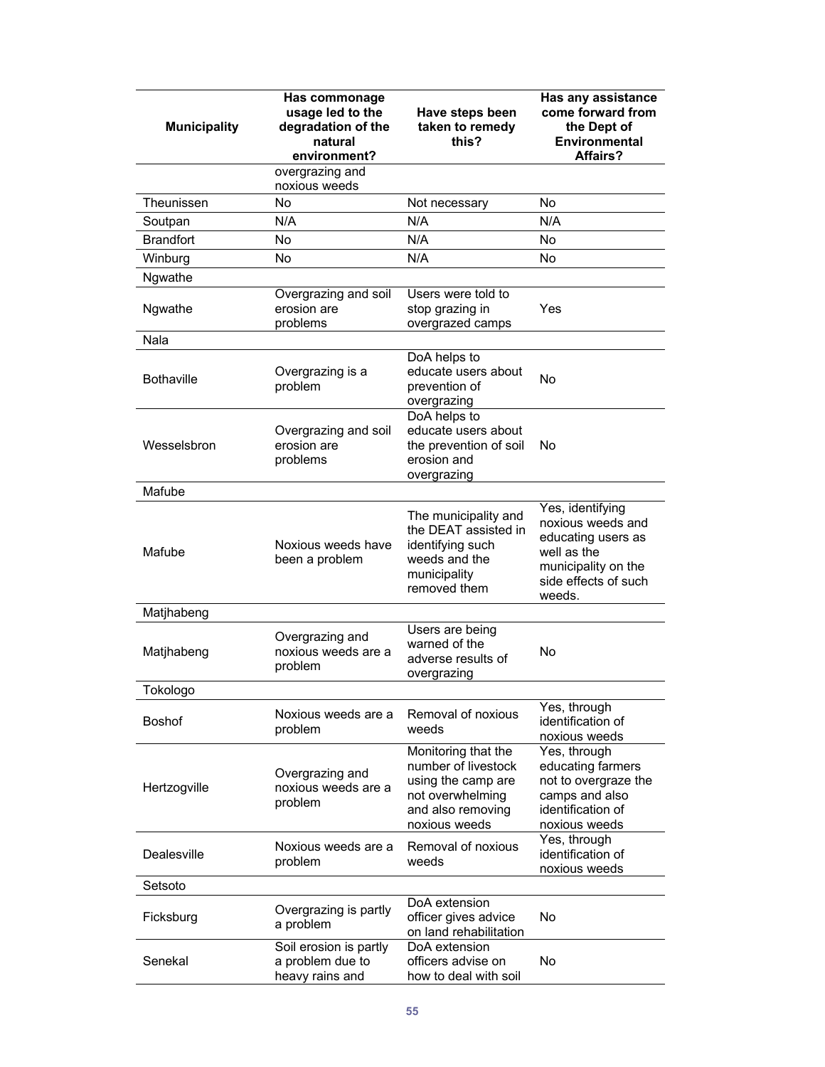| Municipality | Has commonage usage led to the degradation of the natural environment? | Have steps been taken to remedy this? | Has any assistance come forward from the Dept of Environmental Affairs? |
|---|---|---|---|
| | overgrazing and noxious weeds | | |
| Theunissen | No | Not necessary | No |
| Soutpan | N/A | N/A | N/A |
| Brandfort | No | N/A | No |
| Winburg | No | N/A | No |
| Ngwathe | | | |
| Ngwathe | Overgrazing and soil erosion are problems | Users were told to stop grazing in overgrazed camps | Yes |
| Nala | | | |
| Bothaville | Overgrazing is a problem | DoA helps to educate users about prevention of overgrazing | No |
| Wesselsbron | Overgrazing and soil erosion are problems | DoA helps to educate users about the prevention of soil erosion and overgrazing | No |
| Mafube | | | |
| Mafube | Noxious weeds have been a problem | The municipality and the DEAT assisted in identifying such weeds and the municipality removed them | Yes, identifying noxious weeds and educating users as well as the municipality on the side effects of such weeds. |
| Matjhabeng | | | |
| Matjhabeng | Overgrazing and noxious weeds are a problem | Users are being warned of the adverse results of overgrazing | No |
| Tokologo | | | |
| Boshof | Noxious weeds are a problem | Removal of noxious weeds | Yes, through identification of noxious weeds |
| Hertzogville | Overgrazing and noxious weeds are a problem | Monitoring that the number of livestock using the camp are not overwhelming and also removing noxious weeds | Yes, through educating farmers not to overgraze the camps and also identification of noxious weeds |
| Dealesville | Noxious weeds are a problem | Removal of noxious weeds | Yes, through identification of noxious weeds |
| Setsoto | | | |
| Ficksburg | Overgrazing is partly a problem | DoA extension officer gives advice on land rehabilitation | No |
| Senekal | Soil erosion is partly a problem due to heavy rains and | DoA extension officers advise on how to deal with soil | No |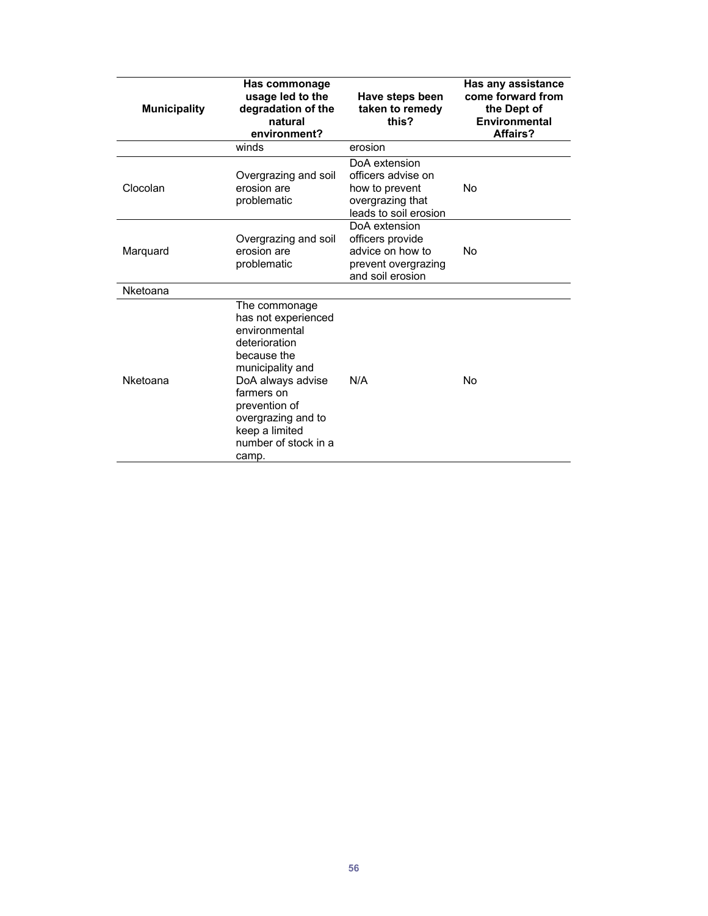| Municipality | Has commonage usage led to the degradation of the natural environment? | Have steps been taken to remedy this? | Has any assistance come forward from the Dept of Environmental Affairs? |
|---|---|---|---|
| | winds | erosion | |
| Clocolan | Overgrazing and soil erosion are problematic | DoA extension officers advise on how to prevent overgrazing that leads to soil erosion | No |
| Marquard | Overgrazing and soil erosion are problematic | DoA extension officers provide advice on how to prevent overgrazing and soil erosion | No |
| Nketoana | | | |
| Nketoana | The commonage has not experienced environmental deterioration because the municipality and DoA always advise farmers on prevention of overgrazing and to keep a limited number of stock in a camp. | N/A | No |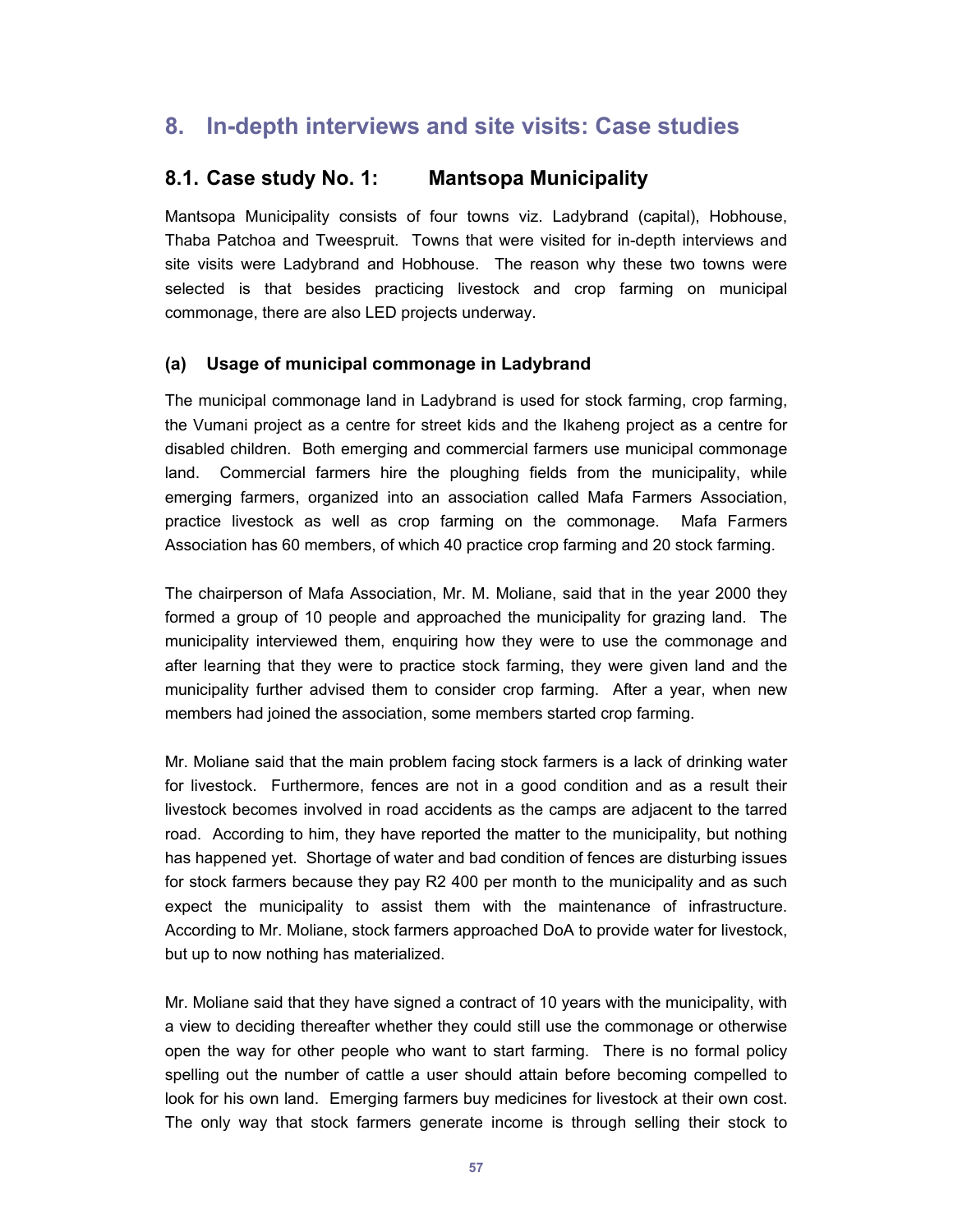# 8. In-depth interviews and site visits: Case studies

## 8.1. Case study No. 1: Mantsopa Municipality

Mantsopa Municipality consists of four towns viz. Ladybrand (capital), Hobhouse, Thaba Patchoa and Tweespruit. Towns that were visited for in-depth interviews and site visits were Ladybrand and Hobhouse. The reason why these two towns were selected is that besides practicing livestock and crop farming on municipal commonage, there are also LED projects underway.

### (a) Usage of municipal commonage in Ladybrand

The municipal commonage land in Ladybrand is used for stock farming, crop farming, the Vumani project as a centre for street kids and the Ikaheng project as a centre for disabled children. Both emerging and commercial farmers use municipal commonage land. Commercial farmers hire the ploughing fields from the municipality, while emerging farmers, organized into an association called Mafa Farmers Association, practice livestock as well as crop farming on the commonage. Mafa Farmers Association has 60 members, of which 40 practice crop farming and 20 stock farming.

The chairperson of Mafa Association, Mr. M. Moliane, said that in the year 2000 they formed a group of 10 people and approached the municipality for grazing land. The municipality interviewed them, enquiring how they were to use the commonage and after learning that they were to practice stock farming, they were given land and the municipality further advised them to consider crop farming. After a year, when new members had joined the association, some members started crop farming.

Mr. Moliane said that the main problem facing stock farmers is a lack of drinking water for livestock. Furthermore, fences are not in a good condition and as a result their livestock becomes involved in road accidents as the camps are adjacent to the tarred road. According to him, they have reported the matter to the municipality, but nothing has happened yet. Shortage of water and bad condition of fences are disturbing issues for stock farmers because they pay R2 400 per month to the municipality and as such expect the municipality to assist them with the maintenance of infrastructure. According to Mr. Moliane, stock farmers approached DoA to provide water for livestock, but up to now nothing has materialized.

Mr. Moliane said that they have signed a contract of 10 years with the municipality, with a view to deciding thereafter whether they could still use the commonage or otherwise open the way for other people who want to start farming. There is no formal policy spelling out the number of cattle a user should attain before becoming compelled to look for his own land. Emerging farmers buy medicines for livestock at their own cost. The only way that stock farmers generate income is through selling their stock to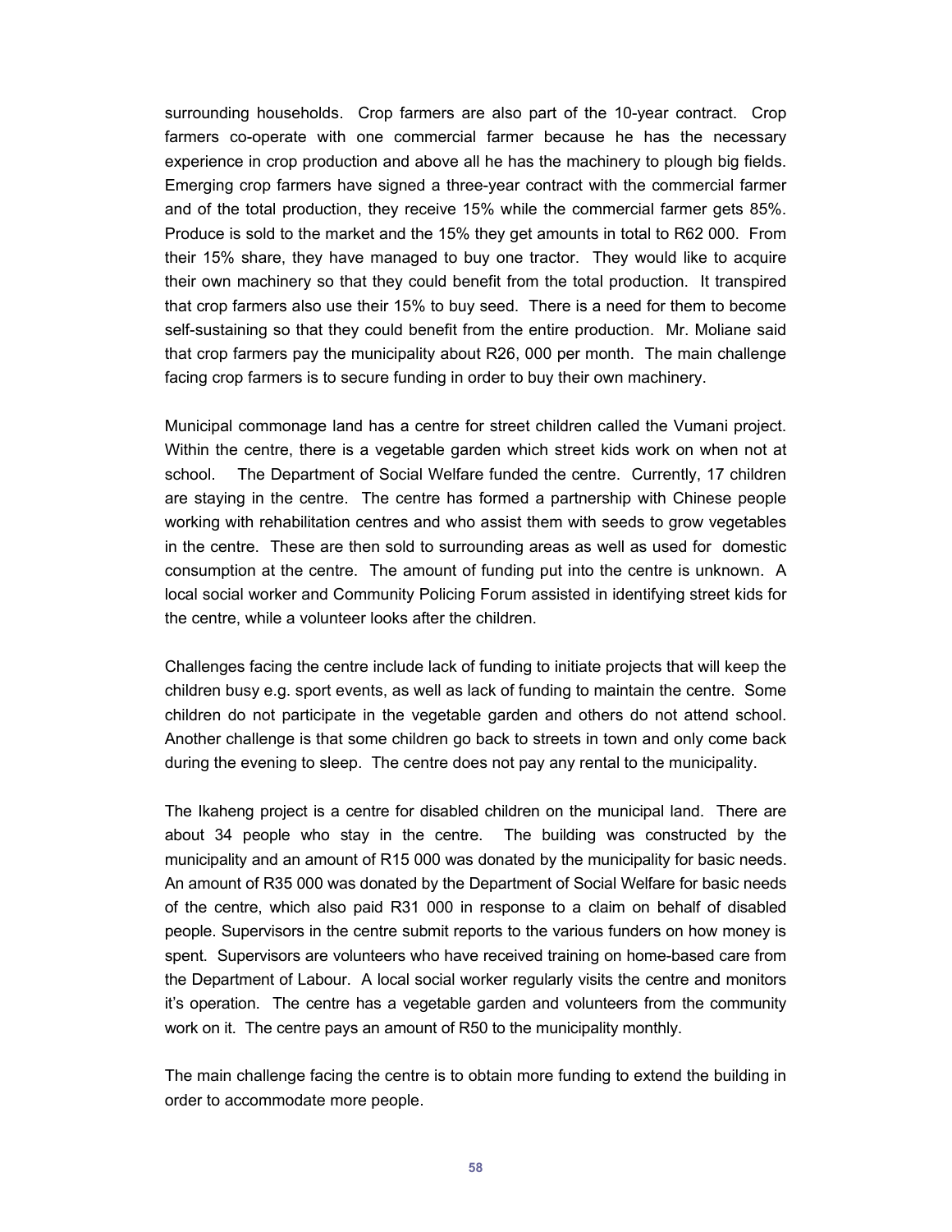surrounding households. Crop farmers are also part of the 10-year contract. Crop farmers co-operate with one commercial farmer because he has the necessary experience in crop production and above all he has the machinery to plough big fields. Emerging crop farmers have signed a three-year contract with the commercial farmer and of the total production, they receive 15% while the commercial farmer gets 85%. Produce is sold to the market and the 15% they get amounts in total to R62 000. From their 15% share, they have managed to buy one tractor. They would like to acquire their own machinery so that they could benefit from the total production. It transpired that crop farmers also use their 15% to buy seed. There is a need for them to become self-sustaining so that they could benefit from the entire production. Mr. Moliane said that crop farmers pay the municipality about R26, 000 per month. The main challenge facing crop farmers is to secure funding in order to buy their own machinery.

Municipal commonage land has a centre for street children called the Vumani project. Within the centre, there is a vegetable garden which street kids work on when not at school. The Department of Social Welfare funded the centre. Currently, 17 children are staying in the centre. The centre has formed a partnership with Chinese people working with rehabilitation centres and who assist them with seeds to grow vegetables in the centre. These are then sold to surrounding areas as well as used for domestic consumption at the centre. The amount of funding put into the centre is unknown. A local social worker and Community Policing Forum assisted in identifying street kids for the centre, while a volunteer looks after the children.

Challenges facing the centre include lack of funding to initiate projects that will keep the children busy e.g. sport events, as well as lack of funding to maintain the centre. Some children do not participate in the vegetable garden and others do not attend school. Another challenge is that some children go back to streets in town and only come back during the evening to sleep. The centre does not pay any rental to the municipality.

The Ikaheng project is a centre for disabled children on the municipal land. There are about 34 people who stay in the centre. The building was constructed by the municipality and an amount of R15 000 was donated by the municipality for basic needs. An amount of R35 000 was donated by the Department of Social Welfare for basic needs of the centre, which also paid R31 000 in response to a claim on behalf of disabled people. Supervisors in the centre submit reports to the various funders on how money is spent. Supervisors are volunteers who have received training on home-based care from the Department of Labour. A local social worker regularly visits the centre and monitors it's operation. The centre has a vegetable garden and volunteers from the community work on it. The centre pays an amount of R50 to the municipality monthly.

The main challenge facing the centre is to obtain more funding to extend the building in order to accommodate more people.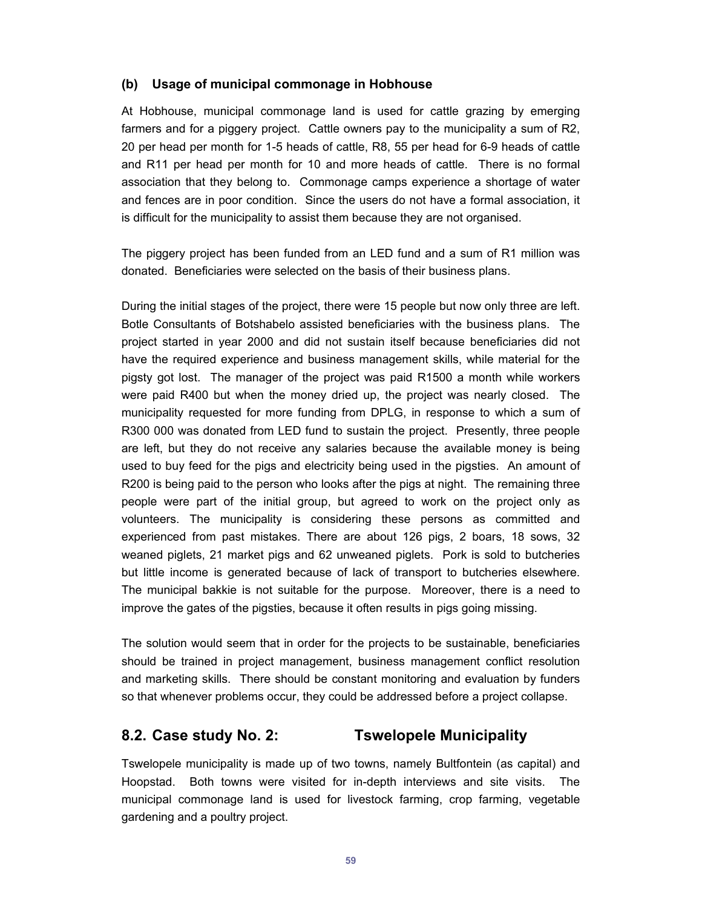### (b) Usage of municipal commonage in Hobhouse

At Hobhouse, municipal commonage land is used for cattle grazing by emerging farmers and for a piggery project. Cattle owners pay to the municipality a sum of R2, 20 per head per month for 1-5 heads of cattle, R8, 55 per head for 6-9 heads of cattle and R11 per head per month for 10 and more heads of cattle. There is no formal association that they belong to. Commonage camps experience a shortage of water and fences are in poor condition. Since the users do not have a formal association, it is difficult for the municipality to assist them because they are not organised.

The piggery project has been funded from an LED fund and a sum of R1 million was donated. Beneficiaries were selected on the basis of their business plans.

During the initial stages of the project, there were 15 people but now only three are left. Botle Consultants of Botshabelo assisted beneficiaries with the business plans. The project started in year 2000 and did not sustain itself because beneficiaries did not have the required experience and business management skills, while material for the pigsty got lost. The manager of the project was paid R1500 a month while workers were paid R400 but when the money dried up, the project was nearly closed. The municipality requested for more funding from DPLG, in response to which a sum of R300 000 was donated from LED fund to sustain the project. Presently, three people are left, but they do not receive any salaries because the available money is being used to buy feed for the pigs and electricity being used in the pigsties. An amount of R200 is being paid to the person who looks after the pigs at night. The remaining three people were part of the initial group, but agreed to work on the project only as volunteers. The municipality is considering these persons as committed and experienced from past mistakes. There are about 126 pigs, 2 boars, 18 sows, 32 weaned piglets, 21 market pigs and 62 unweaned piglets. Pork is sold to butcheries but little income is generated because of lack of transport to butcheries elsewhere. The municipal bakkie is not suitable for the purpose. Moreover, there is a need to improve the gates of the pigsties, because it often results in pigs going missing.

The solution would seem that in order for the projects to be sustainable, beneficiaries should be trained in project management, business management conflict resolution and marketing skills. There should be constant monitoring and evaluation by funders so that whenever problems occur, they could be addressed before a project collapse.

## 8.2. Case study No. 2: Tswelopele Municipality

Tswelopele municipality is made up of two towns, namely Bultfontein (as capital) and Hoopstad. Both towns were visited for in-depth interviews and site visits. The municipal commonage land is used for livestock farming, crop farming, vegetable gardening and a poultry project.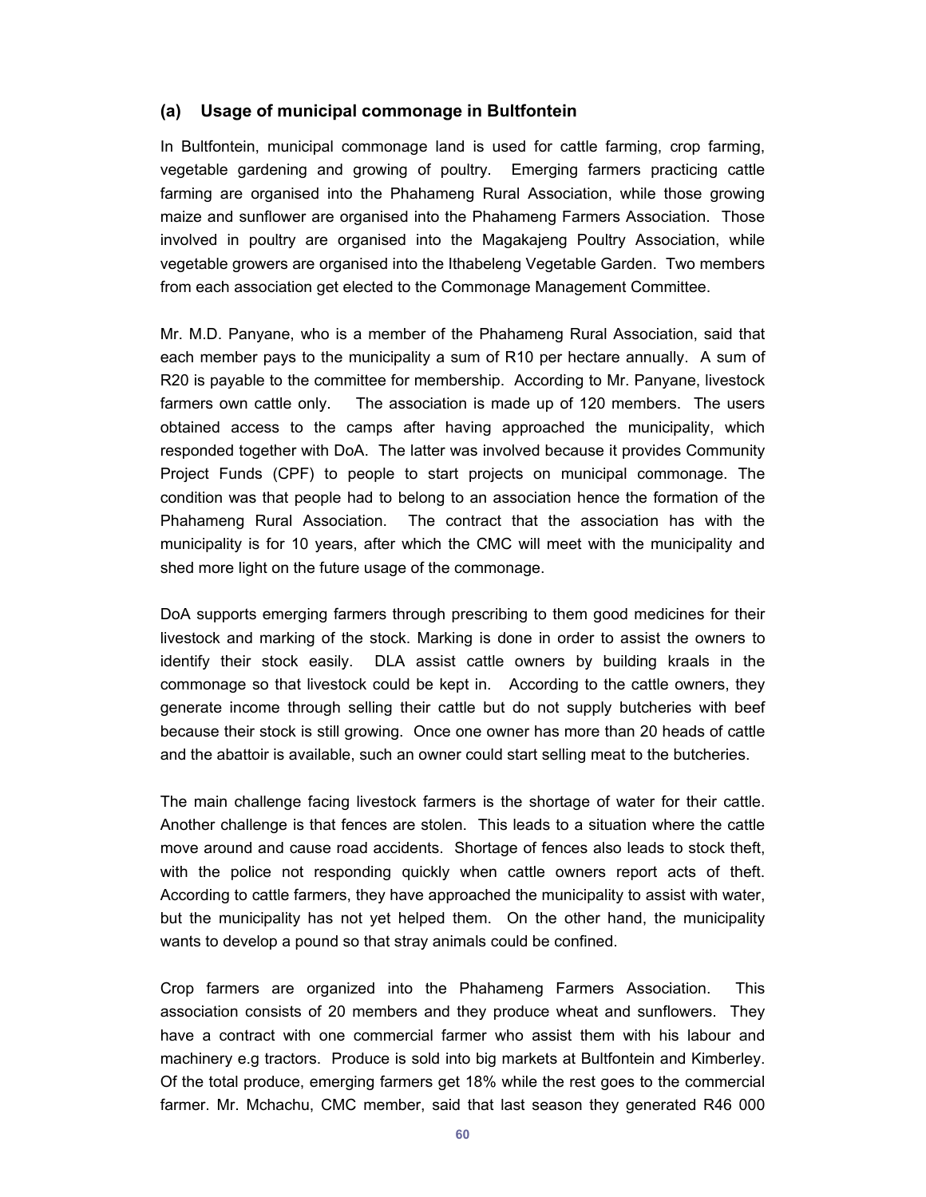### (a) Usage of municipal commonage in Bultfontein

In Bultfontein, municipal commonage land is used for cattle farming, crop farming, vegetable gardening and growing of poultry. Emerging farmers practicing cattle farming are organised into the Phahameng Rural Association, while those growing maize and sunflower are organised into the Phahameng Farmers Association. Those involved in poultry are organised into the Magakajeng Poultry Association, while vegetable growers are organised into the Ithabeleng Vegetable Garden. Two members from each association get elected to the Commonage Management Committee.

Mr. M.D. Panyane, who is a member of the Phahameng Rural Association, said that each member pays to the municipality a sum of R10 per hectare annually. A sum of R20 is payable to the committee for membership. According to Mr. Panyane, livestock farmers own cattle only. The association is made up of 120 members. The users obtained access to the camps after having approached the municipality, which responded together with DoA. The latter was involved because it provides Community Project Funds (CPF) to people to start projects on municipal commonage. The condition was that people had to belong to an association hence the formation of the Phahameng Rural Association. The contract that the association has with the municipality is for 10 years, after which the CMC will meet with the municipality and shed more light on the future usage of the commonage.

DoA supports emerging farmers through prescribing to them good medicines for their livestock and marking of the stock. Marking is done in order to assist the owners to identify their stock easily. DLA assist cattle owners by building kraals in the commonage so that livestock could be kept in. According to the cattle owners, they generate income through selling their cattle but do not supply butcheries with beef because their stock is still growing. Once one owner has more than 20 heads of cattle and the abattoir is available, such an owner could start selling meat to the butcheries.

The main challenge facing livestock farmers is the shortage of water for their cattle. Another challenge is that fences are stolen. This leads to a situation where the cattle move around and cause road accidents. Shortage of fences also leads to stock theft, with the police not responding quickly when cattle owners report acts of theft. According to cattle farmers, they have approached the municipality to assist with water, but the municipality has not yet helped them. On the other hand, the municipality wants to develop a pound so that stray animals could be confined.

Crop farmers are organized into the Phahameng Farmers Association. This association consists of 20 members and they produce wheat and sunflowers. They have a contract with one commercial farmer who assist them with his labour and machinery e.g tractors. Produce is sold into big markets at Bultfontein and Kimberley. Of the total produce, emerging farmers get 18% while the rest goes to the commercial farmer. Mr. Mchachu, CMC member, said that last season they generated R46 000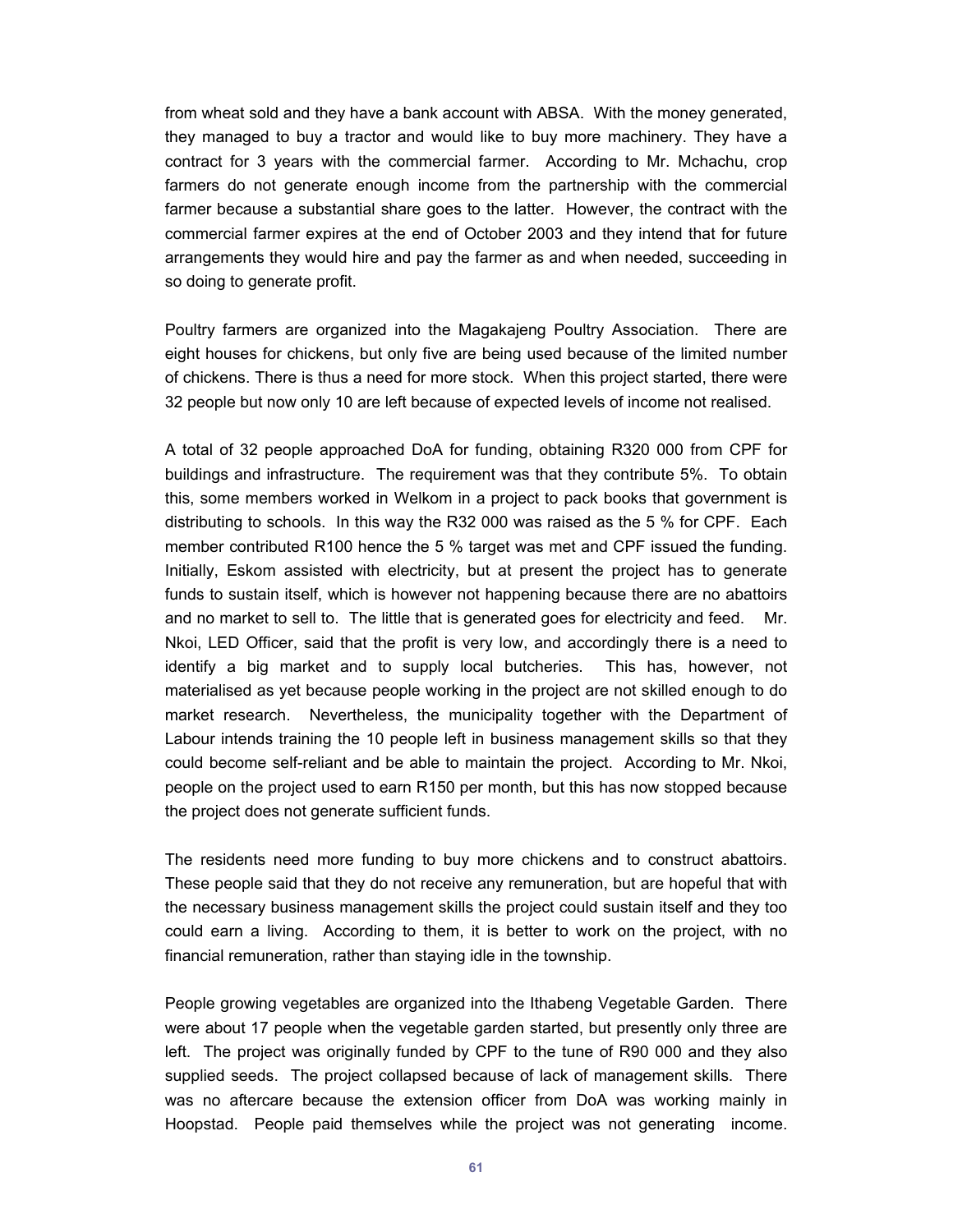from wheat sold and they have a bank account with ABSA. With the money generated, they managed to buy a tractor and would like to buy more machinery. They have a contract for 3 years with the commercial farmer. According to Mr. Mchachu, crop farmers do not generate enough income from the partnership with the commercial farmer because a substantial share goes to the latter. However, the contract with the commercial farmer expires at the end of October 2003 and they intend that for future arrangements they would hire and pay the farmer as and when needed, succeeding in so doing to generate profit.

Poultry farmers are organized into the Magakajeng Poultry Association. There are eight houses for chickens, but only five are being used because of the limited number of chickens. There is thus a need for more stock. When this project started, there were 32 people but now only 10 are left because of expected levels of income not realised.

A total of 32 people approached DoA for funding, obtaining R320 000 from CPF for buildings and infrastructure. The requirement was that they contribute 5%. To obtain this, some members worked in Welkom in a project to pack books that government is distributing to schools. In this way the R32 000 was raised as the 5 % for CPF. Each member contributed R100 hence the 5 % target was met and CPF issued the funding. Initially, Eskom assisted with electricity, but at present the project has to generate funds to sustain itself, which is however not happening because there are no abattoirs and no market to sell to. The little that is generated goes for electricity and feed. Mr. Nkoi, LED Officer, said that the profit is very low, and accordingly there is a need to identify a big market and to supply local butcheries. This has, however, not materialised as yet because people working in the project are not skilled enough to do market research. Nevertheless, the municipality together with the Department of Labour intends training the 10 people left in business management skills so that they could become self-reliant and be able to maintain the project. According to Mr. Nkoi, people on the project used to earn R150 per month, but this has now stopped because the project does not generate sufficient funds.

The residents need more funding to buy more chickens and to construct abattoirs. These people said that they do not receive any remuneration, but are hopeful that with the necessary business management skills the project could sustain itself and they too could earn a living. According to them, it is better to work on the project, with no financial remuneration, rather than staying idle in the township.

People growing vegetables are organized into the Ithabeng Vegetable Garden. There were about 17 people when the vegetable garden started, but presently only three are left. The project was originally funded by CPF to the tune of R90 000 and they also supplied seeds. The project collapsed because of lack of management skills. There was no aftercare because the extension officer from DoA was working mainly in Hoopstad. People paid themselves while the project was not generating income.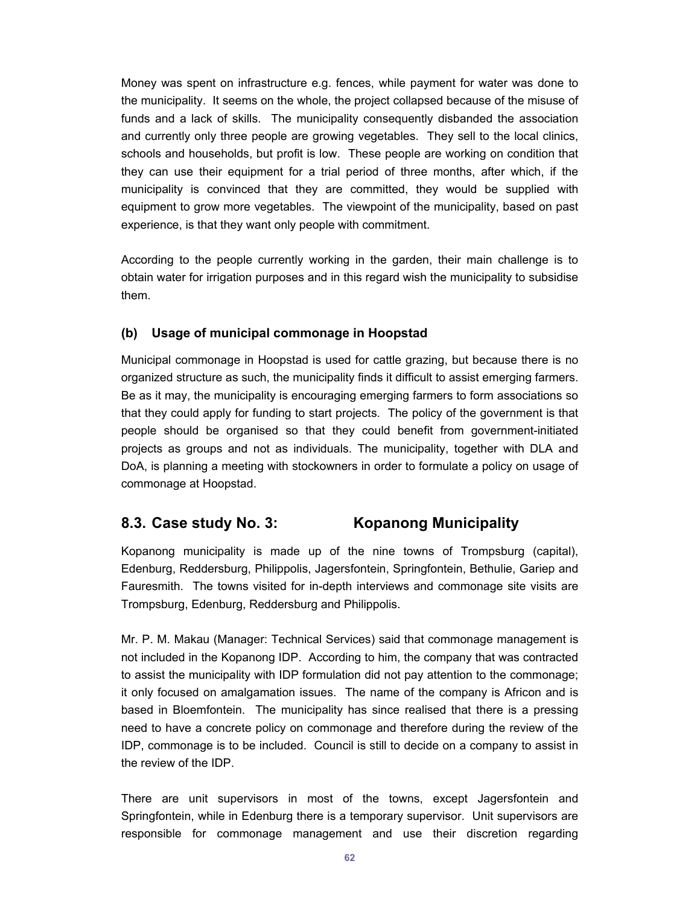Money was spent on infrastructure e.g. fences, while payment for water was done to the municipality. It seems on the whole, the project collapsed because of the misuse of funds and a lack of skills. The municipality consequently disbanded the association and currently only three people are growing vegetables. They sell to the local clinics, schools and households, but profit is low. These people are working on condition that they can use their equipment for a trial period of three months, after which, if the municipality is convinced that they are committed, they would be supplied with equipment to grow more vegetables. The viewpoint of the municipality, based on past experience, is that they want only people with commitment.

According to the people currently working in the garden, their main challenge is to obtain water for irrigation purposes and in this regard wish the municipality to subsidise them.

### (b) Usage of municipal commonage in Hoopstad

Municipal commonage in Hoopstad is used for cattle grazing, but because there is no organized structure as such, the municipality finds it difficult to assist emerging farmers. Be as it may, the municipality is encouraging emerging farmers to form associations so that they could apply for funding to start projects. The policy of the government is that people should be organised so that they could benefit from government-initiated projects as groups and not as individuals. The municipality, together with DLA and DoA, is planning a meeting with stockowners in order to formulate a policy on usage of commonage at Hoopstad.

## 8.3. Case study No. 3: Kopanong Municipality

Kopanong municipality is made up of the nine towns of Trompsburg (capital), Edenburg, Reddersburg, Philippolis, Jagersfontein, Springfontein, Bethulie, Gariep and Fauresmith. The towns visited for in-depth interviews and commonage site visits are Trompsburg, Edenburg, Reddersburg and Philippolis.

Mr. P. M. Makau (Manager: Technical Services) said that commonage management is not included in the Kopanong IDP. According to him, the company that was contracted to assist the municipality with IDP formulation did not pay attention to the commonage; it only focused on amalgamation issues. The name of the company is Africon and is based in Bloemfontein. The municipality has since realised that there is a pressing need to have a concrete policy on commonage and therefore during the review of the IDP, commonage is to be included. Council is still to decide on a company to assist in the review of the IDP.

There are unit supervisors in most of the towns, except Jagersfontein and Springfontein, while in Edenburg there is a temporary supervisor. Unit supervisors are responsible for commonage management and use their discretion regarding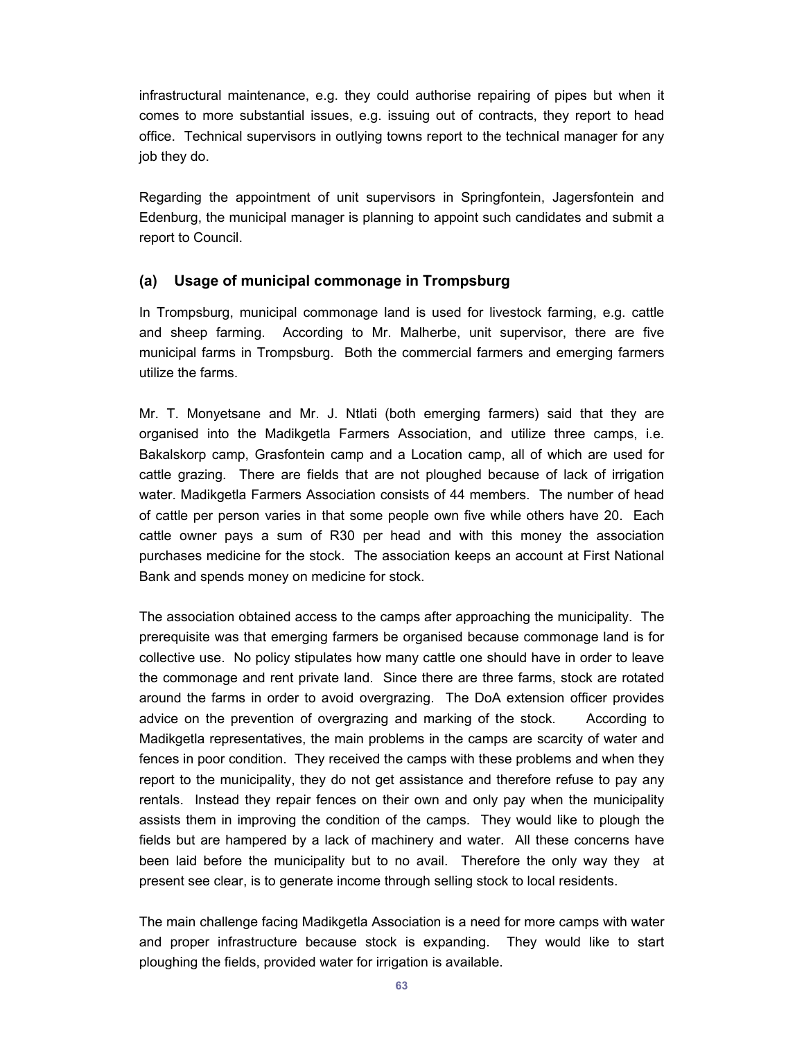infrastructural maintenance, e.g. they could authorise repairing of pipes but when it comes to more substantial issues, e.g. issuing out of contracts, they report to head office. Technical supervisors in outlying towns report to the technical manager for any job they do.

Regarding the appointment of unit supervisors in Springfontein, Jagersfontein and Edenburg, the municipal manager is planning to appoint such candidates and submit a report to Council.

### (a) Usage of municipal commonage in Trompsburg

In Trompsburg, municipal commonage land is used for livestock farming, e.g. cattle and sheep farming. According to Mr. Malherbe, unit supervisor, there are five municipal farms in Trompsburg. Both the commercial farmers and emerging farmers utilize the farms.

Mr. T. Monyetsane and Mr. J. Ntlati (both emerging farmers) said that they are organised into the Madikgetla Farmers Association, and utilize three camps, i.e. Bakalskorp camp, Grasfontein camp and a Location camp, all of which are used for cattle grazing. There are fields that are not ploughed because of lack of irrigation water. Madikgetla Farmers Association consists of 44 members. The number of head of cattle per person varies in that some people own five while others have 20. Each cattle owner pays a sum of R30 per head and with this money the association purchases medicine for the stock. The association keeps an account at First National Bank and spends money on medicine for stock.

The association obtained access to the camps after approaching the municipality. The prerequisite was that emerging farmers be organised because commonage land is for collective use. No policy stipulates how many cattle one should have in order to leave the commonage and rent private land. Since there are three farms, stock are rotated around the farms in order to avoid overgrazing. The DoA extension officer provides advice on the prevention of overgrazing and marking of the stock. According to Madikgetla representatives, the main problems in the camps are scarcity of water and fences in poor condition. They received the camps with these problems and when they report to the municipality, they do not get assistance and therefore refuse to pay any rentals. Instead they repair fences on their own and only pay when the municipality assists them in improving the condition of the camps. They would like to plough the fields but are hampered by a lack of machinery and water. All these concerns have been laid before the municipality but to no avail. Therefore the only way they at present see clear, is to generate income through selling stock to local residents.

The main challenge facing Madikgetla Association is a need for more camps with water and proper infrastructure because stock is expanding. They would like to start ploughing the fields, provided water for irrigation is available.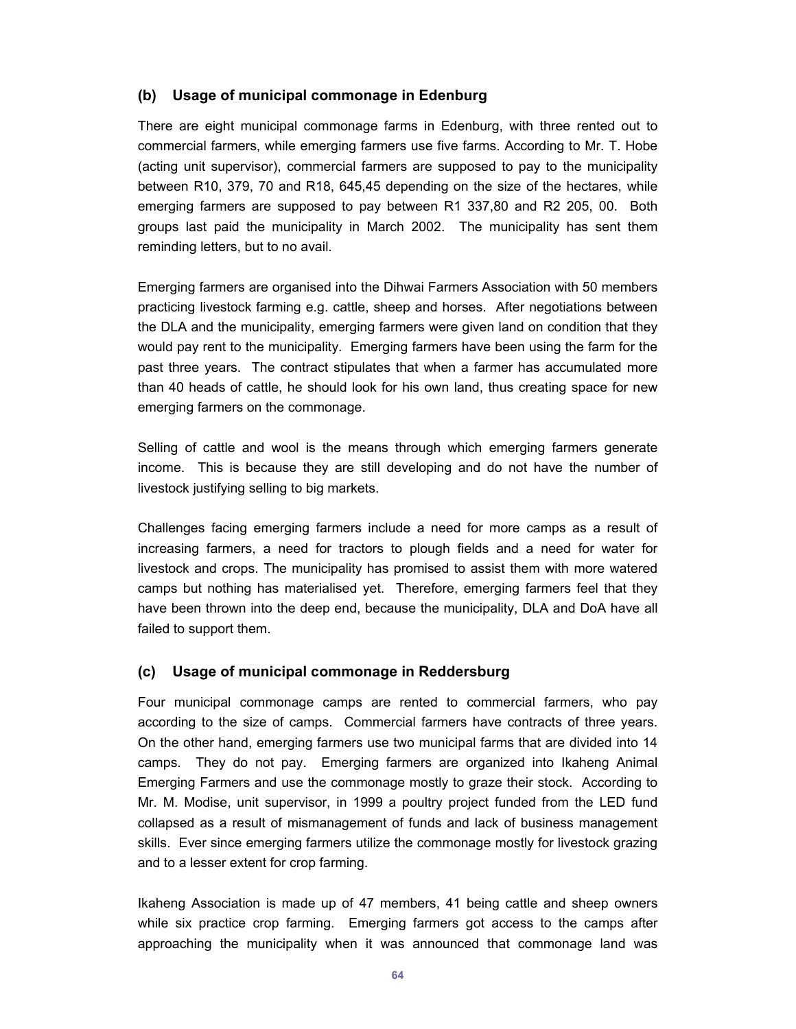### (b) Usage of municipal commonage in Edenburg

There are eight municipal commonage farms in Edenburg, with three rented out to commercial farmers, while emerging farmers use five farms. According to Mr. T. Hobe (acting unit supervisor), commercial farmers are supposed to pay to the municipality between R10, 379, 70 and R18, 645,45 depending on the size of the hectares, while emerging farmers are supposed to pay between R1 337,80 and R2 205, 00. Both groups last paid the municipality in March 2002. The municipality has sent them reminding letters, but to no avail.

Emerging farmers are organised into the Dihwai Farmers Association with 50 members practicing livestock farming e.g. cattle, sheep and horses. After negotiations between the DLA and the municipality, emerging farmers were given land on condition that they would pay rent to the municipality. Emerging farmers have been using the farm for the past three years. The contract stipulates that when a farmer has accumulated more than 40 heads of cattle, he should look for his own land, thus creating space for new emerging farmers on the commonage.

Selling of cattle and wool is the means through which emerging farmers generate income. This is because they are still developing and do not have the number of livestock justifying selling to big markets.

Challenges facing emerging farmers include a need for more camps as a result of increasing farmers, a need for tractors to plough fields and a need for water for livestock and crops. The municipality has promised to assist them with more watered camps but nothing has materialised yet. Therefore, emerging farmers feel that they have been thrown into the deep end, because the municipality, DLA and DoA have all failed to support them.

### (c) Usage of municipal commonage in Reddersburg

Four municipal commonage camps are rented to commercial farmers, who pay according to the size of camps. Commercial farmers have contracts of three years. On the other hand, emerging farmers use two municipal farms that are divided into 14 camps. They do not pay. Emerging farmers are organized into Ikaheng Animal Emerging Farmers and use the commonage mostly to graze their stock. According to Mr. M. Modise, unit supervisor, in 1999 a poultry project funded from the LED fund collapsed as a result of mismanagement of funds and lack of business management skills. Ever since emerging farmers utilize the commonage mostly for livestock grazing and to a lesser extent for crop farming.

Ikaheng Association is made up of 47 members, 41 being cattle and sheep owners while six practice crop farming. Emerging farmers got access to the camps after approaching the municipality when it was announced that commonage land was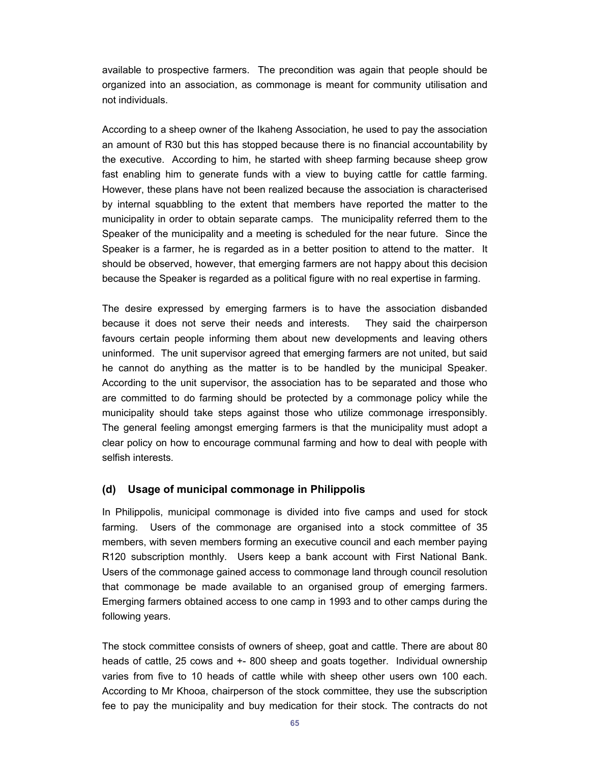available to prospective farmers. The precondition was again that people should be organized into an association, as commonage is meant for community utilisation and not individuals.

According to a sheep owner of the Ikaheng Association, he used to pay the association an amount of R30 but this has stopped because there is no financial accountability by the executive. According to him, he started with sheep farming because sheep grow fast enabling him to generate funds with a view to buying cattle for cattle farming. However, these plans have not been realized because the association is characterised by internal squabbling to the extent that members have reported the matter to the municipality in order to obtain separate camps. The municipality referred them to the Speaker of the municipality and a meeting is scheduled for the near future. Since the Speaker is a farmer, he is regarded as in a better position to attend to the matter. It should be observed, however, that emerging farmers are not happy about this decision because the Speaker is regarded as a political figure with no real expertise in farming.

The desire expressed by emerging farmers is to have the association disbanded because it does not serve their needs and interests. They said the chairperson favours certain people informing them about new developments and leaving others uninformed. The unit supervisor agreed that emerging farmers are not united, but said he cannot do anything as the matter is to be handled by the municipal Speaker. According to the unit supervisor, the association has to be separated and those who are committed to do farming should be protected by a commonage policy while the municipality should take steps against those who utilize commonage irresponsibly. The general feeling amongst emerging farmers is that the municipality must adopt a clear policy on how to encourage communal farming and how to deal with people with selfish interests.

### (d) Usage of municipal commonage in Philippolis

In Philippolis, municipal commonage is divided into five camps and used for stock farming. Users of the commonage are organised into a stock committee of 35 members, with seven members forming an executive council and each member paying R120 subscription monthly. Users keep a bank account with First National Bank. Users of the commonage gained access to commonage land through council resolution that commonage be made available to an organised group of emerging farmers. Emerging farmers obtained access to one camp in 1993 and to other camps during the following years.

The stock committee consists of owners of sheep, goat and cattle. There are about 80 heads of cattle, 25 cows and +- 800 sheep and goats together. Individual ownership varies from five to 10 heads of cattle while with sheep other users own 100 each. According to Mr Khooa, chairperson of the stock committee, they use the subscription fee to pay the municipality and buy medication for their stock. The contracts do not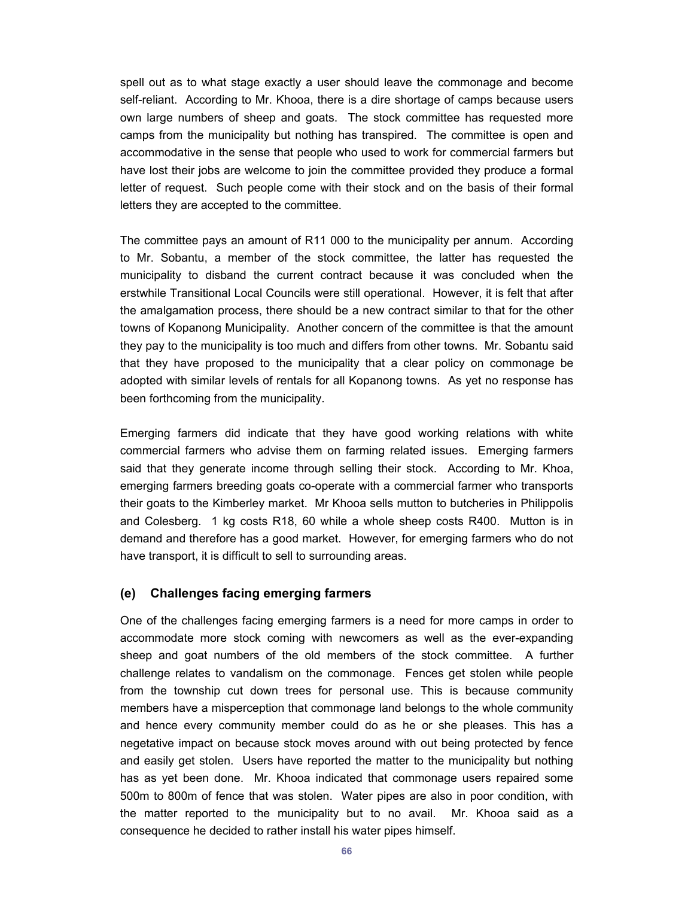spell out as to what stage exactly a user should leave the commonage and become self-reliant. According to Mr. Khooa, there is a dire shortage of camps because users own large numbers of sheep and goats. The stock committee has requested more camps from the municipality but nothing has transpired. The committee is open and accommodative in the sense that people who used to work for commercial farmers but have lost their jobs are welcome to join the committee provided they produce a formal letter of request. Such people come with their stock and on the basis of their formal letters they are accepted to the committee.

The committee pays an amount of R11 000 to the municipality per annum. According to Mr. Sobantu, a member of the stock committee, the latter has requested the municipality to disband the current contract because it was concluded when the erstwhile Transitional Local Councils were still operational. However, it is felt that after the amalgamation process, there should be a new contract similar to that for the other towns of Kopanong Municipality. Another concern of the committee is that the amount they pay to the municipality is too much and differs from other towns. Mr. Sobantu said that they have proposed to the municipality that a clear policy on commonage be adopted with similar levels of rentals for all Kopanong towns. As yet no response has been forthcoming from the municipality.

Emerging farmers did indicate that they have good working relations with white commercial farmers who advise them on farming related issues. Emerging farmers said that they generate income through selling their stock. According to Mr. Khoa, emerging farmers breeding goats co-operate with a commercial farmer who transports their goats to the Kimberley market. Mr Khooa sells mutton to butcheries in Philippolis and Colesberg. 1 kg costs R18, 60 while a whole sheep costs R400. Mutton is in demand and therefore has a good market. However, for emerging farmers who do not have transport, it is difficult to sell to surrounding areas.

### (e) Challenges facing emerging farmers

One of the challenges facing emerging farmers is a need for more camps in order to accommodate more stock coming with newcomers as well as the ever-expanding sheep and goat numbers of the old members of the stock committee. A further challenge relates to vandalism on the commonage. Fences get stolen while people from the township cut down trees for personal use. This is because community members have a misperception that commonage land belongs to the whole community and hence every community member could do as he or she pleases. This has a negetative impact on because stock moves around with out being protected by fence and easily get stolen. Users have reported the matter to the municipality but nothing has as yet been done. Mr. Khooa indicated that commonage users repaired some 500m to 800m of fence that was stolen. Water pipes are also in poor condition, with the matter reported to the municipality but to no avail. Mr. Khooa said as a consequence he decided to rather install his water pipes himself.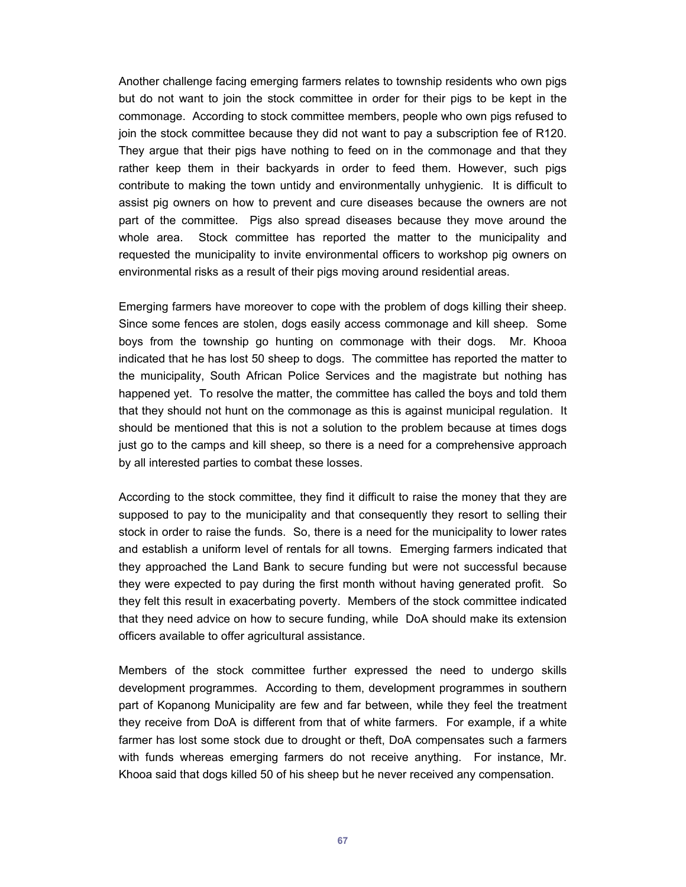Another challenge facing emerging farmers relates to township residents who own pigs but do not want to join the stock committee in order for their pigs to be kept in the commonage. According to stock committee members, people who own pigs refused to join the stock committee because they did not want to pay a subscription fee of R120. They argue that their pigs have nothing to feed on in the commonage and that they rather keep them in their backyards in order to feed them. However, such pigs contribute to making the town untidy and environmentally unhygienic. It is difficult to assist pig owners on how to prevent and cure diseases because the owners are not part of the committee. Pigs also spread diseases because they move around the whole area. Stock committee has reported the matter to the municipality and requested the municipality to invite environmental officers to workshop pig owners on environmental risks as a result of their pigs moving around residential areas.

Emerging farmers have moreover to cope with the problem of dogs killing their sheep. Since some fences are stolen, dogs easily access commonage and kill sheep. Some boys from the township go hunting on commonage with their dogs. Mr. Khooa indicated that he has lost 50 sheep to dogs. The committee has reported the matter to the municipality, South African Police Services and the magistrate but nothing has happened yet. To resolve the matter, the committee has called the boys and told them that they should not hunt on the commonage as this is against municipal regulation. It should be mentioned that this is not a solution to the problem because at times dogs just go to the camps and kill sheep, so there is a need for a comprehensive approach by all interested parties to combat these losses.

According to the stock committee, they find it difficult to raise the money that they are supposed to pay to the municipality and that consequently they resort to selling their stock in order to raise the funds. So, there is a need for the municipality to lower rates and establish a uniform level of rentals for all towns. Emerging farmers indicated that they approached the Land Bank to secure funding but were not successful because they were expected to pay during the first month without having generated profit. So they felt this result in exacerbating poverty. Members of the stock committee indicated that they need advice on how to secure funding, while DoA should make its extension officers available to offer agricultural assistance.

Members of the stock committee further expressed the need to undergo skills development programmes. According to them, development programmes in southern part of Kopanong Municipality are few and far between, while they feel the treatment they receive from DoA is different from that of white farmers. For example, if a white farmer has lost some stock due to drought or theft, DoA compensates such a farmers with funds whereas emerging farmers do not receive anything. For instance, Mr. Khooa said that dogs killed 50 of his sheep but he never received any compensation.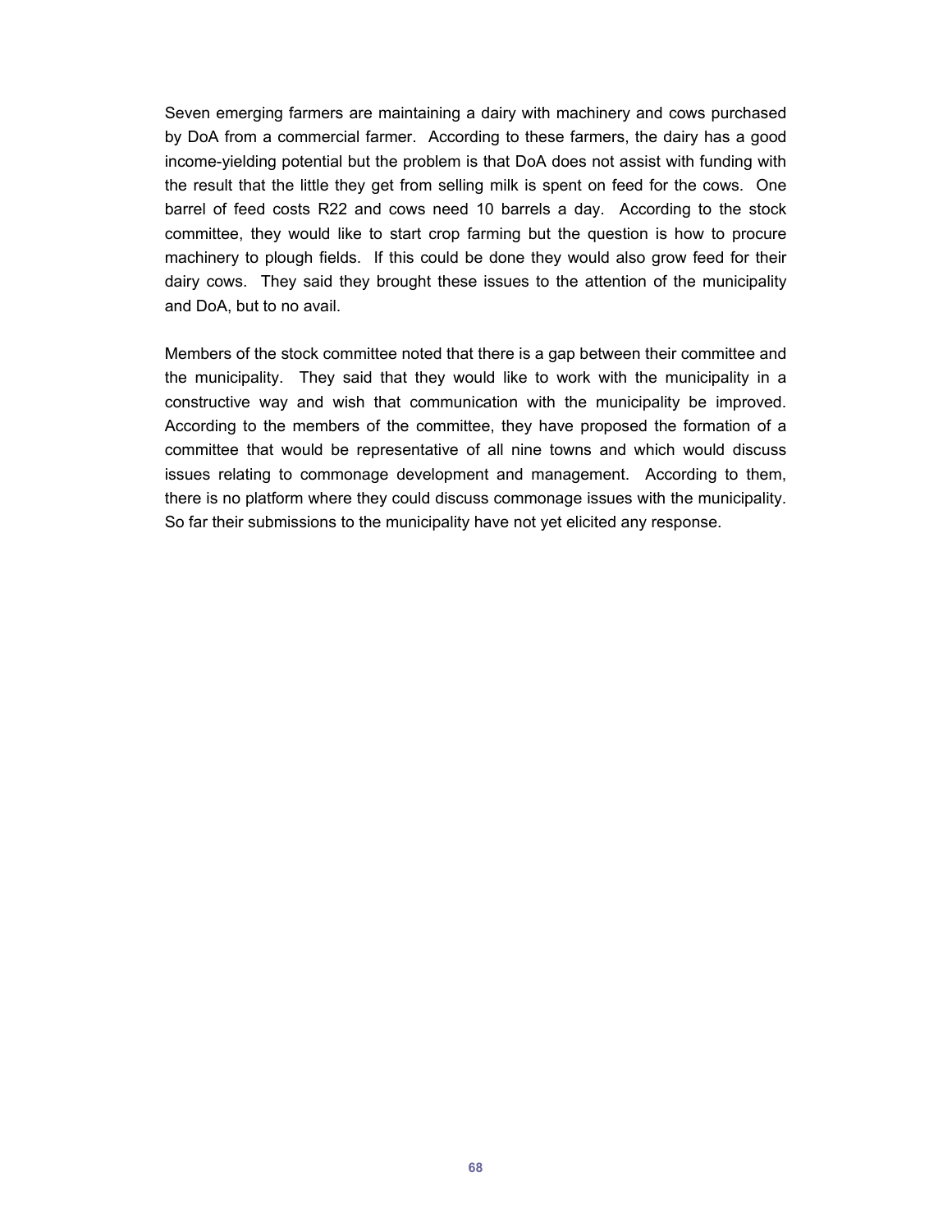Seven emerging farmers are maintaining a dairy with machinery and cows purchased by DoA from a commercial farmer. According to these farmers, the dairy has a good income-yielding potential but the problem is that DoA does not assist with funding with the result that the little they get from selling milk is spent on feed for the cows. One barrel of feed costs R22 and cows need 10 barrels a day. According to the stock committee, they would like to start crop farming but the question is how to procure machinery to plough fields. If this could be done they would also grow feed for their dairy cows. They said they brought these issues to the attention of the municipality and DoA, but to no avail.

Members of the stock committee noted that there is a gap between their committee and the municipality. They said that they would like to work with the municipality in a constructive way and wish that communication with the municipality be improved. According to the members of the committee, they have proposed the formation of a committee that would be representative of all nine towns and which would discuss issues relating to commonage development and management. According to them, there is no platform where they could discuss commonage issues with the municipality. So far their submissions to the municipality have not yet elicited any response.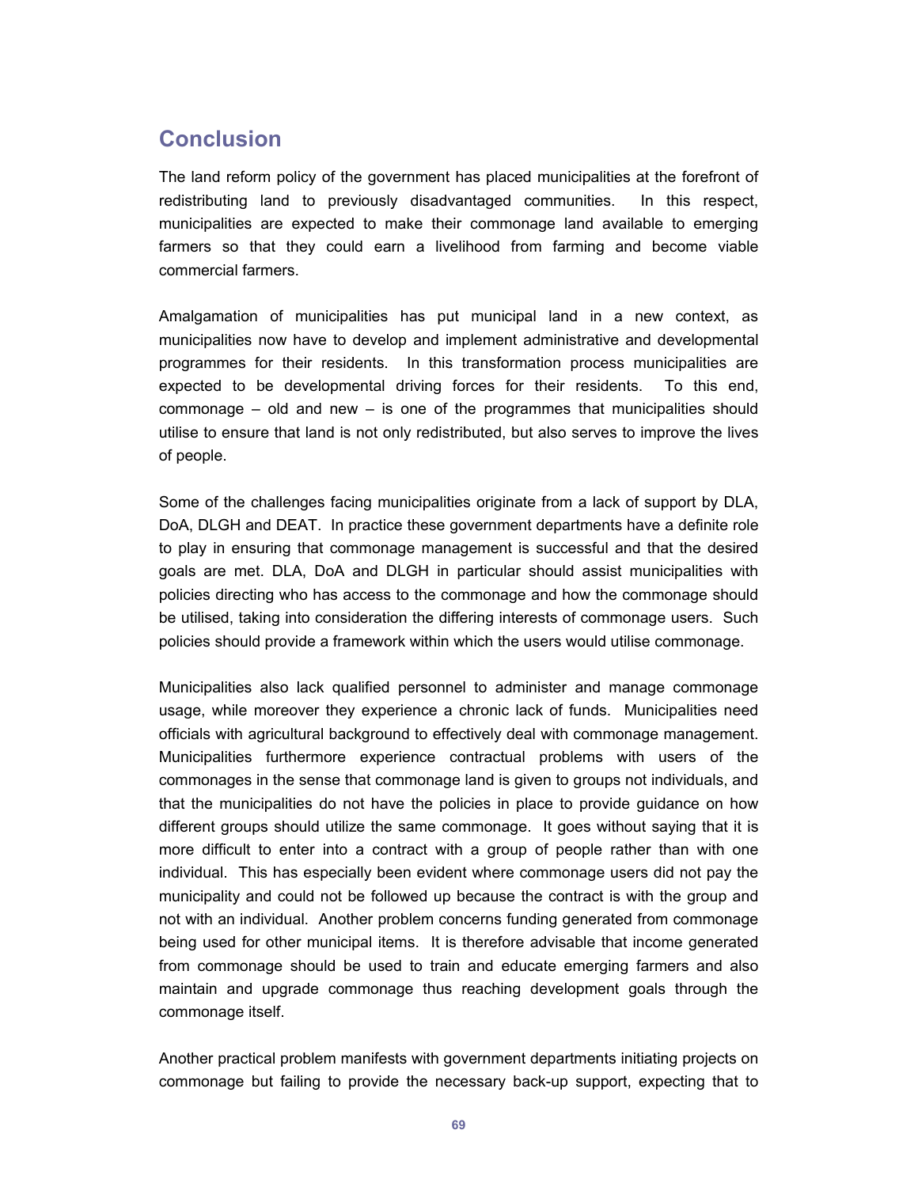## Conclusion

The land reform policy of the government has placed municipalities at the forefront of redistributing land to previously disadvantaged communities. In this respect, municipalities are expected to make their commonage land available to emerging farmers so that they could earn a livelihood from farming and become viable commercial farmers.

Amalgamation of municipalities has put municipal land in a new context, as municipalities now have to develop and implement administrative and developmental programmes for their residents. In this transformation process municipalities are expected to be developmental driving forces for their residents. To this end, commonage – old and new – is one of the programmes that municipalities should utilise to ensure that land is not only redistributed, but also serves to improve the lives of people.

Some of the challenges facing municipalities originate from a lack of support by DLA, DoA, DLGH and DEAT. In practice these government departments have a definite role to play in ensuring that commonage management is successful and that the desired goals are met. DLA, DoA and DLGH in particular should assist municipalities with policies directing who has access to the commonage and how the commonage should be utilised, taking into consideration the differing interests of commonage users. Such policies should provide a framework within which the users would utilise commonage.

Municipalities also lack qualified personnel to administer and manage commonage usage, while moreover they experience a chronic lack of funds. Municipalities need officials with agricultural background to effectively deal with commonage management. Municipalities furthermore experience contractual problems with users of the commonages in the sense that commonage land is given to groups not individuals, and that the municipalities do not have the policies in place to provide guidance on how different groups should utilize the same commonage. It goes without saying that it is more difficult to enter into a contract with a group of people rather than with one individual. This has especially been evident where commonage users did not pay the municipality and could not be followed up because the contract is with the group and not with an individual. Another problem concerns funding generated from commonage being used for other municipal items. It is therefore advisable that income generated from commonage should be used to train and educate emerging farmers and also maintain and upgrade commonage thus reaching development goals through the commonage itself.

Another practical problem manifests with government departments initiating projects on commonage but failing to provide the necessary back-up support, expecting that to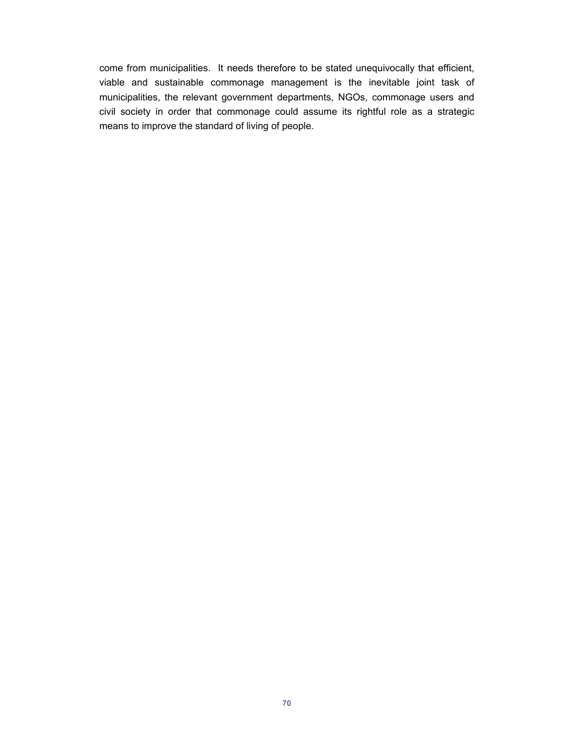come from municipalities. It needs therefore to be stated unequivocally that efficient, viable and sustainable commonage management is the inevitable joint task of municipalities, the relevant government departments, NGOs, commonage users and civil society in order that commonage could assume its rightful role as a strategic means to improve the standard of living of people.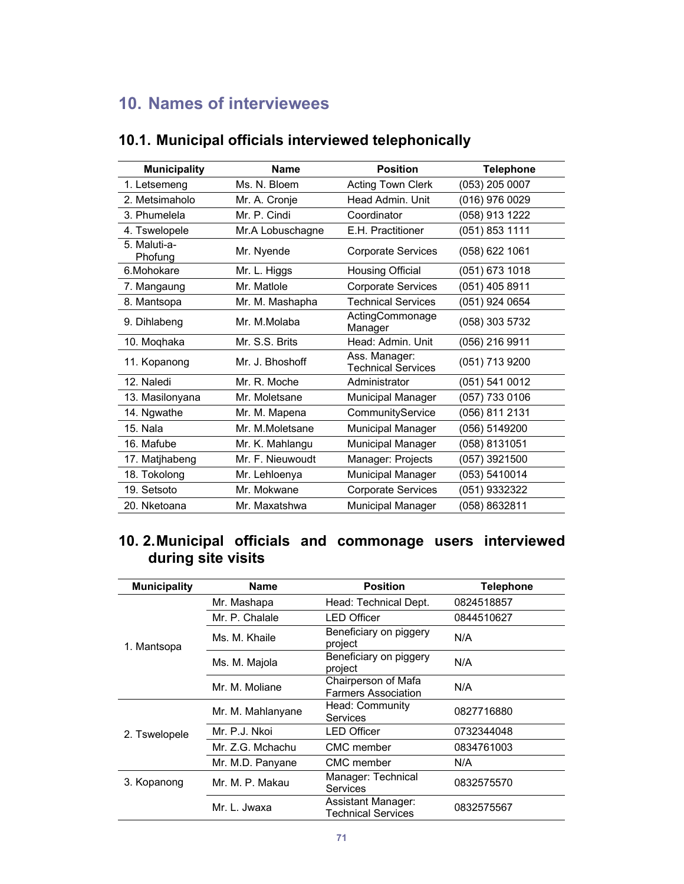## 10. Names of interviewees

### 10.1. Municipal officials interviewed telephonically

| Municipality | Name | Position | Telephone |
|---|---|---|---|
| 1. Letsemeng | Ms. N. Bloem | Acting Town Clerk | (053) 205 0007 |
| 2. Metsimaholo | Mr. A. Cronje | Head Admin. Unit | (016) 976 0029 |
| 3. Phumelela | Mr. P. Cindi | Coordinator | (058) 913 1222 |
| 4. Tswelopele | Mr.A Lobuschagne | E.H. Practitioner | (051) 853 1111 |
| 5. Maluti-a-Phofung | Mr. Nyende | Corporate Services | (058) 622 1061 |
| 6.Mohokare | Mr. L. Higgs | Housing Official | (051) 673 1018 |
| 7. Mangaung | Mr. Matlole | Corporate Services | (051) 405 8911 |
| 8. Mantsopa | Mr. M. Mashapha | Technical Services | (051) 924 0654 |
| 9. Dihlabeng | Mr. M.Molaba | ActingCommonage Manager | (058) 303 5732 |
| 10. Moqhaka | Mr. S.S. Brits | Head: Admin. Unit | (056) 216 9911 |
| 11. Kopanong | Mr. J. Bhoshoff | Ass. Manager: Technical Services | (051) 713 9200 |
| 12. Naledi | Mr. R. Moche | Administrator | (051) 541 0012 |
| 13. Masilonyana | Mr. Moletsane | Municipal Manager | (057) 733 0106 |
| 14. Ngwathe | Mr. M. Mapena | CommunityService | (056) 811 2131 |
| 15. Nala | Mr. M.Moletsane | Municipal Manager | (056) 5149200 |
| 16. Mafube | Mr. K. Mahlangu | Municipal Manager | (058) 8131051 |
| 17. Matjhabeng | Mr. F. Nieuwoudt | Manager: Projects | (057) 3921500 |
| 18. Tokolong | Mr. Lehloenya | Municipal Manager | (053) 5410014 |
| 19. Setsoto | Mr. Mokwane | Corporate Services | (051) 9332322 |
| 20. Nketoana | Mr. Maxatshwa | Municipal Manager | (058) 8632811 |

### 10. 2. Municipal officials and commonage users interviewed during site visits

| Municipality | Name | Position | Telephone |
|---|---|---|---|
| 1. Mantsopa | Mr. Mashapa | Head: Technical Dept. | 0824518857 |
| | Mr. P. Chalale | LED Officer | 0844510627 |
| | Ms. M. Khaile | Beneficiary on piggery project | N/A |
| | Ms. M. Majola | Beneficiary on piggery project | N/A |
| | Mr. M. Moliane | Chairperson of Mafa Farmers Association | N/A |
| 2. Tswelopele | Mr. M. Mahlanyane | Head: Community Services | 0827716880 |
| | Mr. P.J. Nkoi | LED Officer | 0732344048 |
| | Mr. Z.G. Mchachu | CMC member | 0834761003 |
| | Mr. M.D. Panyane | CMC member | N/A |
| 3. Kopanong | Mr. M. P. Makau | Manager: Technical Services | 0832575570 |
| | Mr. L. Jwaxa | Assistant Manager: Technical Services | 0832575567 |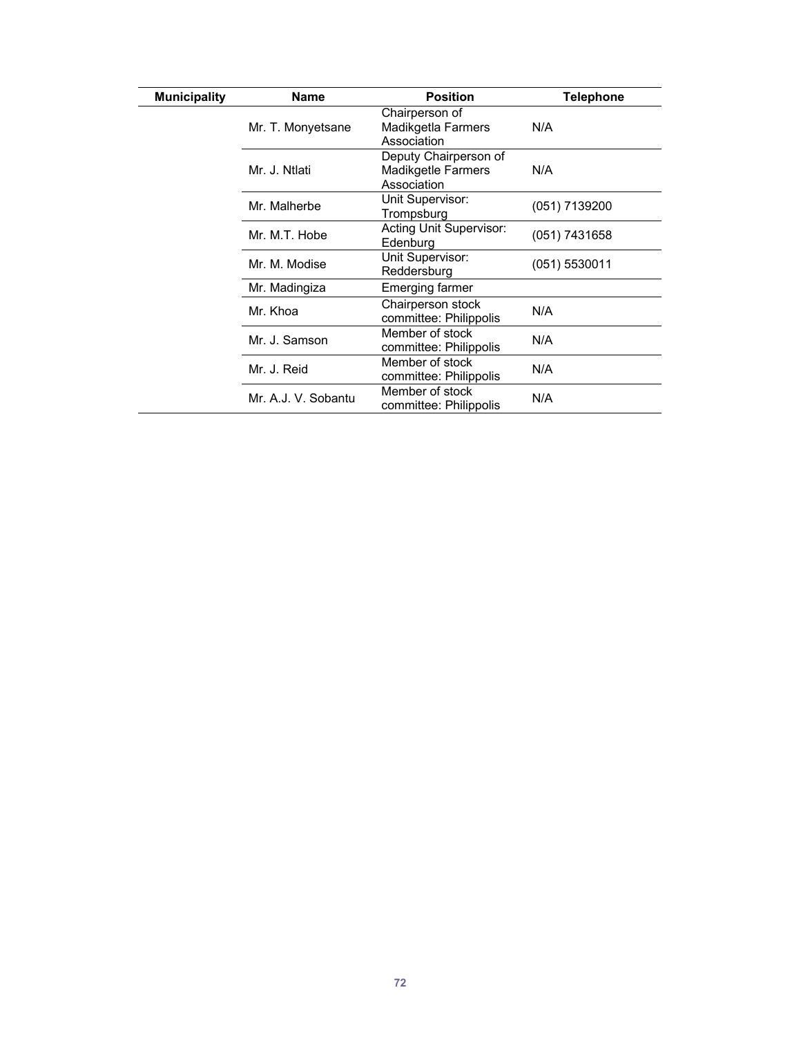| Municipality | Name | Position | Telephone |
|---|---|---|---|
| | Mr. T. Monyetsane | Chairperson of Madikgetla Farmers Association | N/A |
| | Mr. J. Ntlati | Deputy Chairperson of Madikgetle Farmers Association | N/A |
| | Mr. Malherbe | Unit Supervisor: Trompsburg | (051) 7139200 |
| | Mr. M.T. Hobe | Acting Unit Supervisor: Edenburg | (051) 7431658 |
| | Mr. M. Modise | Unit Supervisor: Reddersburg | (051) 5530011 |
| | Mr. Madingiza | Emerging farmer | |
| | Mr. Khoa | Chairperson stock committee: Philippolis | N/A |
| | Mr. J. Samson | Member of stock committee: Philippolis | N/A |
| | Mr. J. Reid | Member of stock committee: Philippolis | N/A |
| | Mr. A.J. V. Sobantu | Member of stock committee: Philippolis | N/A |